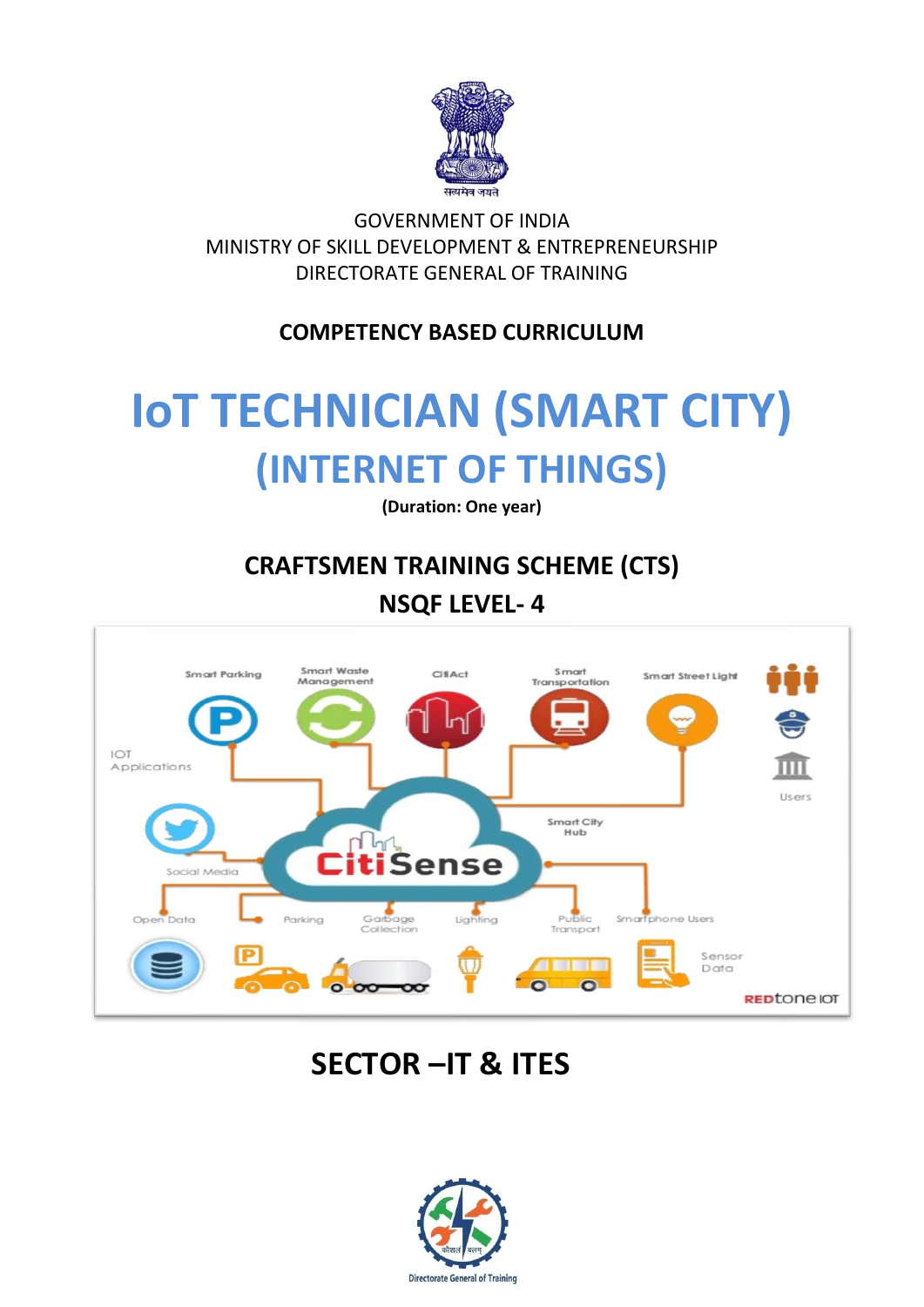GOVERNMENT OF INDIA

MINISTRY OF SKILL DEVELOPMENT & ENTREPRENEURSHIP

DIRECTORATE GENERAL OF TRAINING

**COMPETENCY BASED CURRICULUM**

# IoT TECHNICIAN (SMART CITY)

## (INTERNET OF THINGS)

**(Duration: One year)**

**CRAFTSMEN TRAINING SCHEME (CTS)**

**NSQF LEVEL- 4**

## SECTOR –IT & ITES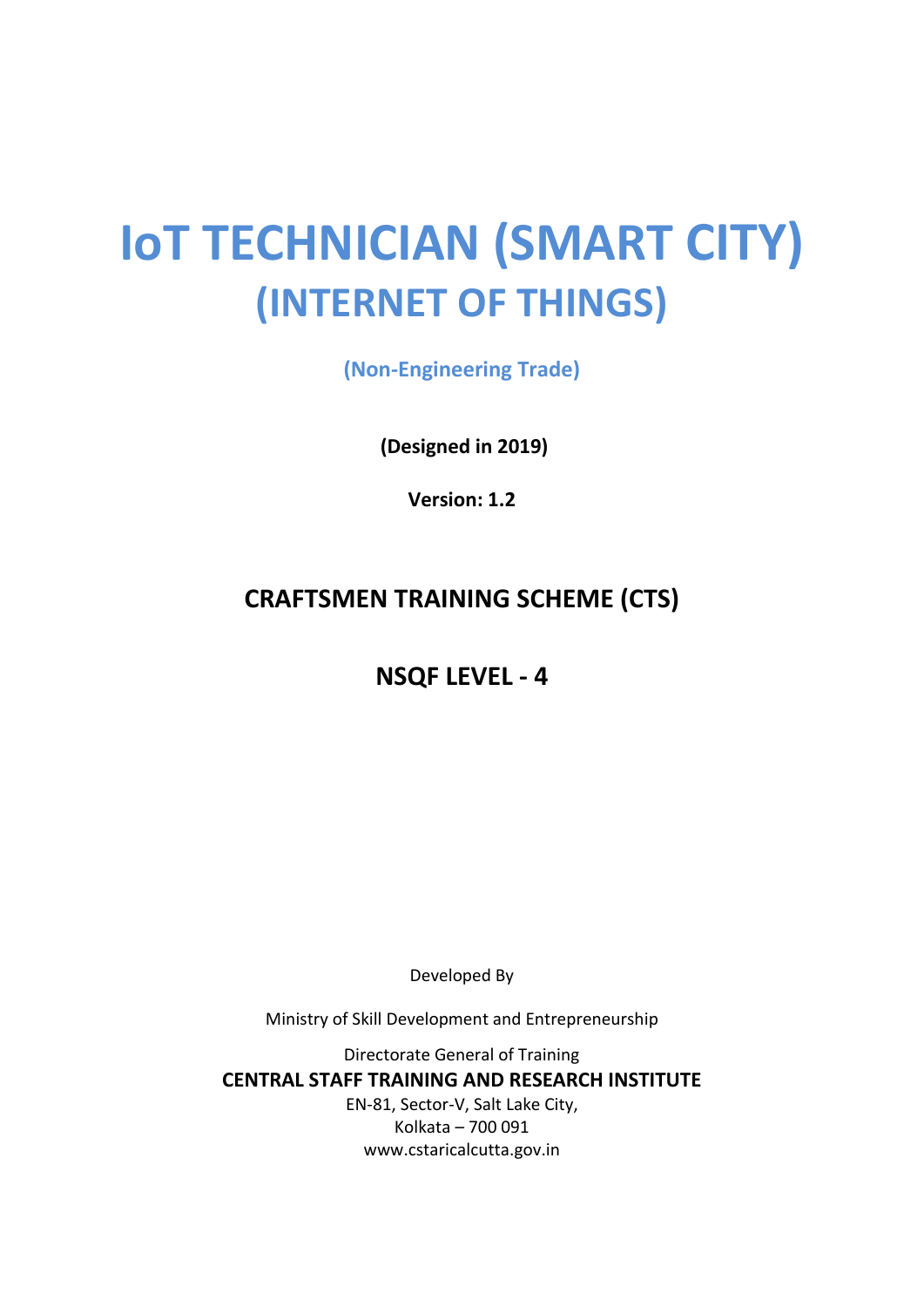# IoT TECHNICIAN (SMART CITY)
## (INTERNET OF THINGS)

**(Non-Engineering Trade)**

**(Designed in 2019)**

**Version: 1.2**

## CRAFTSMEN TRAINING SCHEME (CTS)

## NSQF LEVEL - 4

Developed By

Ministry of Skill Development and Entrepreneurship

Directorate General of Training

**CENTRAL STAFF TRAINING AND RESEARCH INSTITUTE**

EN-81, Sector-V, Salt Lake City,
Kolkata – 700 091
www.cstaricalcutta.gov.in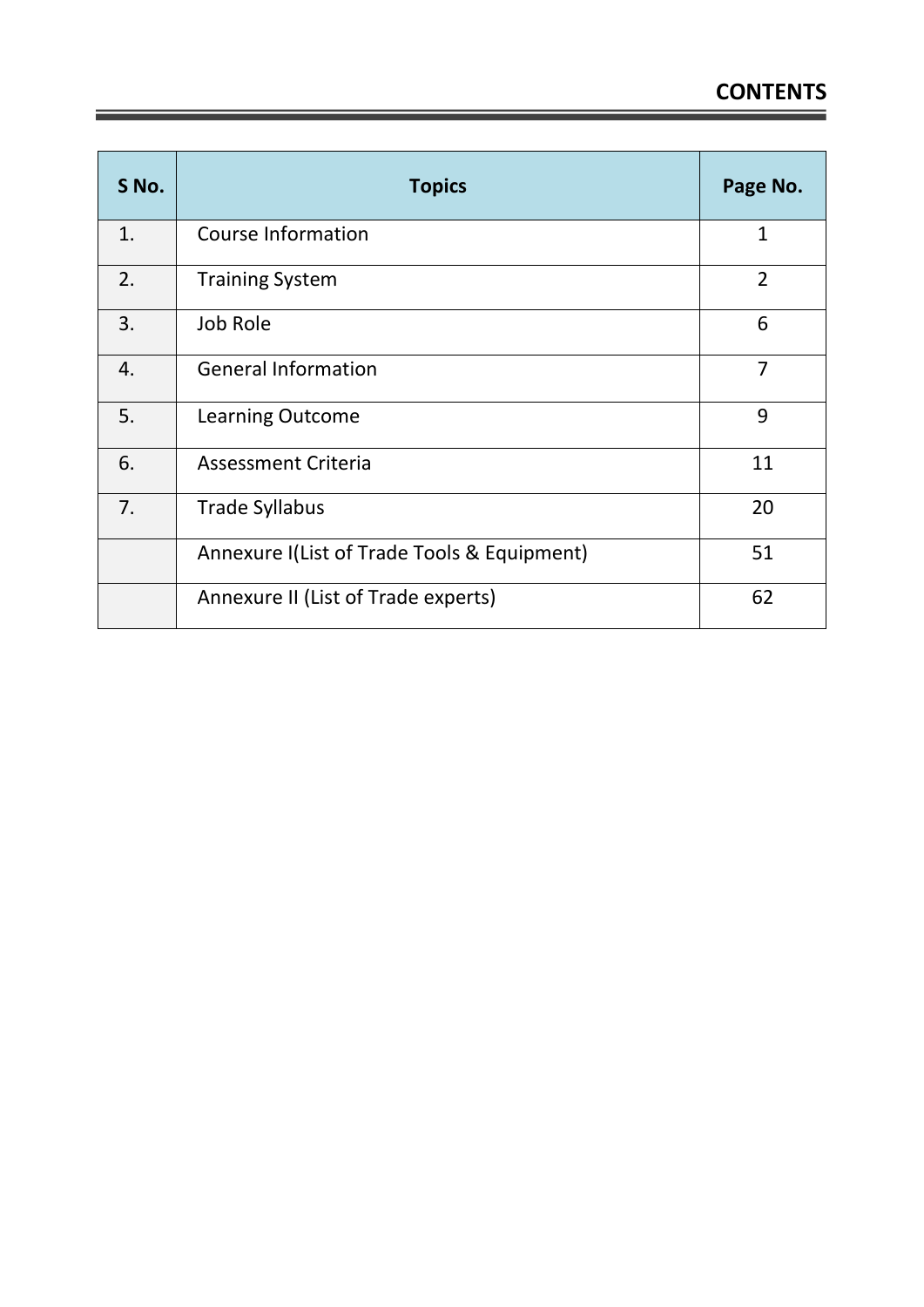# CONTENTS

| S No. | Topics | Page No. |
|---|---|---|
| 1. | Course Information | 1 |
| 2. | Training System | 2 |
| 3. | Job Role | 6 |
| 4. | General Information | 7 |
| 5. | Learning Outcome | 9 |
| 6. | Assessment Criteria | 11 |
| 7. | Trade Syllabus | 20 |
| | Annexure I(List of Trade Tools & Equipment) | 51 |
| | Annexure II (List of Trade experts) | 62 |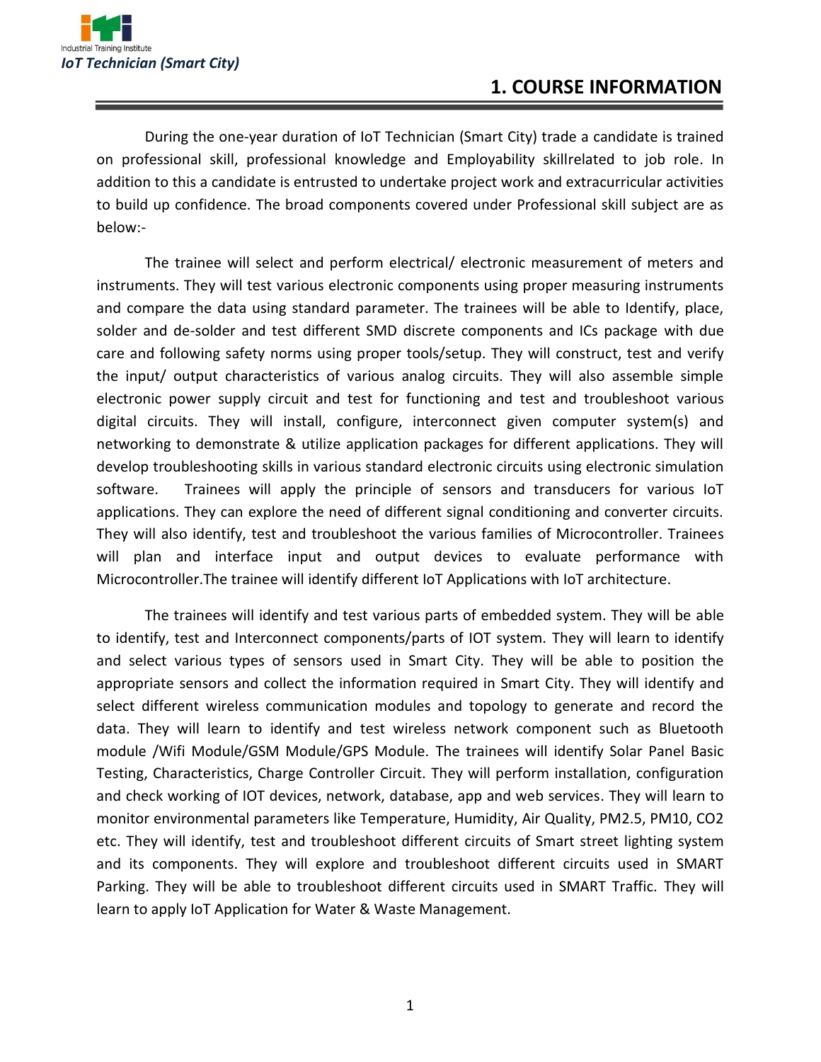# 1. COURSE INFORMATION

During the one-year duration of IoT Technician (Smart City) trade a candidate is trained on professional skill, professional knowledge and Employability skillrelated to job role. In addition to this a candidate is entrusted to undertake project work and extracurricular activities to build up confidence. The broad components covered under Professional skill subject are as below:-

The trainee will select and perform electrical/ electronic measurement of meters and instruments. They will test various electronic components using proper measuring instruments and compare the data using standard parameter. The trainees will be able to Identify, place, solder and de-solder and test different SMD discrete components and ICs package with due care and following safety norms using proper tools/setup. They will construct, test and verify the input/ output characteristics of various analog circuits. They will also assemble simple electronic power supply circuit and test for functioning and test and troubleshoot various digital circuits. They will install, configure, interconnect given computer system(s) and networking to demonstrate & utilize application packages for different applications. They will develop troubleshooting skills in various standard electronic circuits using electronic simulation software. Trainees will apply the principle of sensors and transducers for various IoT applications. They can explore the need of different signal conditioning and converter circuits. They will also identify, test and troubleshoot the various families of Microcontroller. Trainees will plan and interface input and output devices to evaluate performance with Microcontroller.The trainee will identify different IoT Applications with IoT architecture.

The trainees will identify and test various parts of embedded system. They will be able to identify, test and Interconnect components/parts of IOT system. They will learn to identify and select various types of sensors used in Smart City. They will be able to position the appropriate sensors and collect the information required in Smart City. They will identify and select different wireless communication modules and topology to generate and record the data. They will learn to identify and test wireless network component such as Bluetooth module /Wifi Module/GSM Module/GPS Module. The trainees will identify Solar Panel Basic Testing, Characteristics, Charge Controller Circuit. They will perform installation, configuration and check working of IOT devices, network, database, app and web services. They will learn to monitor environmental parameters like Temperature, Humidity, Air Quality, PM2.5, PM10, CO2 etc. They will identify, test and troubleshoot different circuits of Smart street lighting system and its components. They will explore and troubleshoot different circuits used in SMART Parking. They will be able to troubleshoot different circuits used in SMART Traffic. They will learn to apply IoT Application for Water & Waste Management.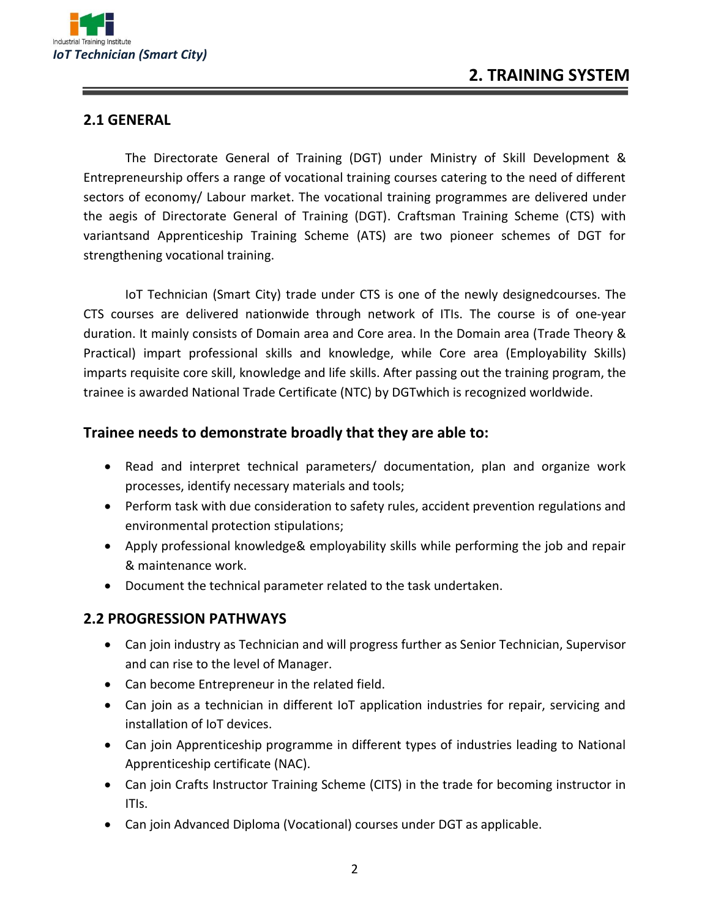# 2. TRAINING SYSTEM

## 2.1 GENERAL

The Directorate General of Training (DGT) under Ministry of Skill Development & Entrepreneurship offers a range of vocational training courses catering to the need of different sectors of economy/ Labour market. The vocational training programmes are delivered under the aegis of Directorate General of Training (DGT). Craftsman Training Scheme (CTS) with variantsand Apprenticeship Training Scheme (ATS) are two pioneer schemes of DGT for strengthening vocational training.

IoT Technician (Smart City) trade under CTS is one of the newly designedcourses. The CTS courses are delivered nationwide through network of ITIs. The course is of one-year duration. It mainly consists of Domain area and Core area. In the Domain area (Trade Theory & Practical) impart professional skills and knowledge, while Core area (Employability Skills) imparts requisite core skill, knowledge and life skills. After passing out the training program, the trainee is awarded National Trade Certificate (NTC) by DGTwhich is recognized worldwide.

### Trainee needs to demonstrate broadly that they are able to:

- Read and interpret technical parameters/ documentation, plan and organize work processes, identify necessary materials and tools;
- Perform task with due consideration to safety rules, accident prevention regulations and environmental protection stipulations;
- Apply professional knowledge& employability skills while performing the job and repair & maintenance work.
- Document the technical parameter related to the task undertaken.

## 2.2 PROGRESSION PATHWAYS

- Can join industry as Technician and will progress further as Senior Technician, Supervisor and can rise to the level of Manager.
- Can become Entrepreneur in the related field.
- Can join as a technician in different IoT application industries for repair, servicing and installation of IoT devices.
- Can join Apprenticeship programme in different types of industries leading to National Apprenticeship certificate (NAC).
- Can join Crafts Instructor Training Scheme (CITS) in the trade for becoming instructor in ITIs.
- Can join Advanced Diploma (Vocational) courses under DGT as applicable.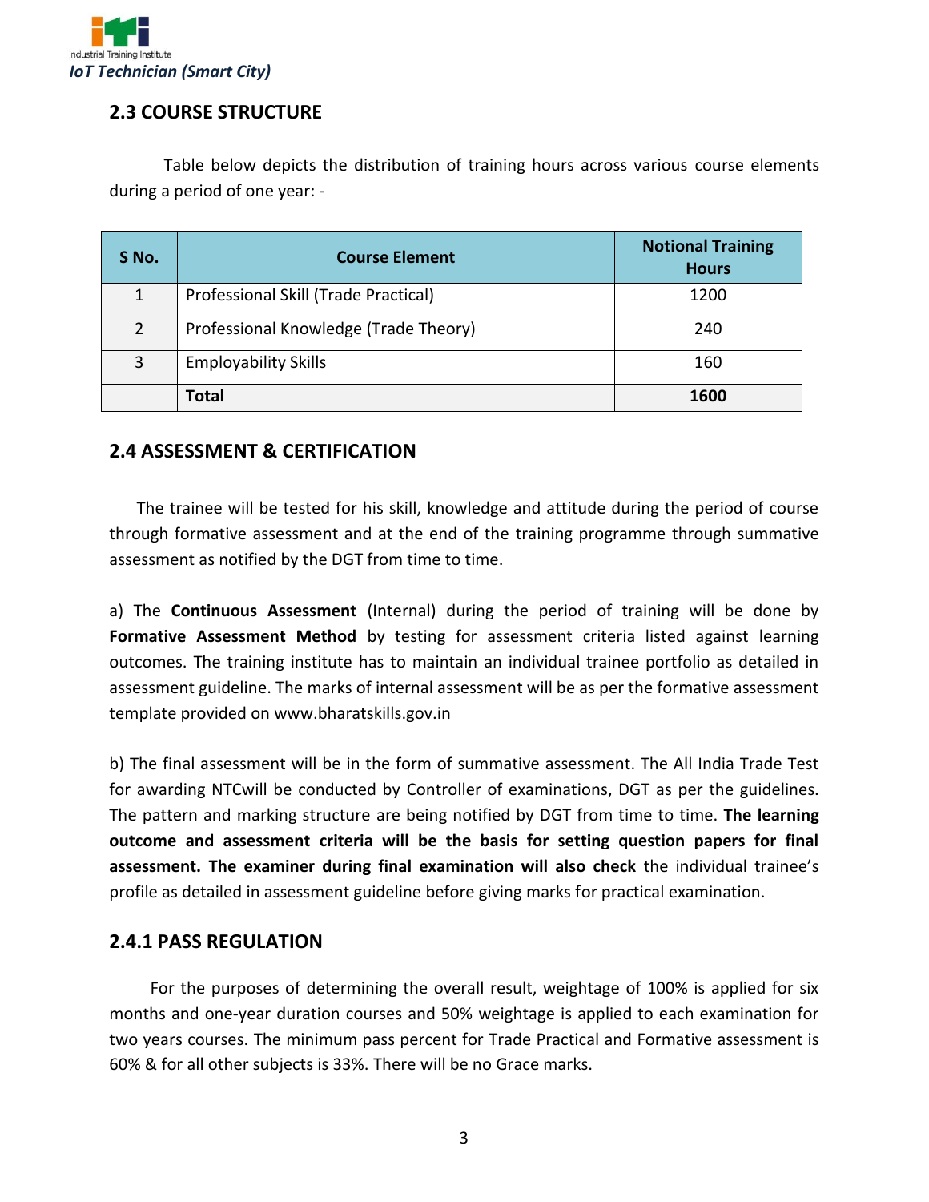## 2.3 COURSE STRUCTURE

Table below depicts the distribution of training hours across various course elements during a period of one year: -

| S No. | Course Element | Notional Training Hours |
|---|---|---|
| 1 | Professional Skill (Trade Practical) | 1200 |
| 2 | Professional Knowledge (Trade Theory) | 240 |
| 3 | Employability Skills | 160 |
| | **Total** | **1600** |

## 2.4 ASSESSMENT & CERTIFICATION

The trainee will be tested for his skill, knowledge and attitude during the period of course through formative assessment and at the end of the training programme through summative assessment as notified by the DGT from time to time.

a) The **Continuous Assessment** (Internal) during the period of training will be done by **Formative Assessment Method** by testing for assessment criteria listed against learning outcomes. The training institute has to maintain an individual trainee portfolio as detailed in assessment guideline. The marks of internal assessment will be as per the formative assessment template provided on www.bharatskills.gov.in

b) The final assessment will be in the form of summative assessment. The All India Trade Test for awarding NTCwill be conducted by Controller of examinations, DGT as per the guidelines. The pattern and marking structure are being notified by DGT from time to time. **The learning outcome and assessment criteria will be the basis for setting question papers for final assessment. The examiner during final examination will also check** the individual trainee's profile as detailed in assessment guideline before giving marks for practical examination.

### 2.4.1 PASS REGULATION

For the purposes of determining the overall result, weightage of 100% is applied for six months and one-year duration courses and 50% weightage is applied to each examination for two years courses. The minimum pass percent for Trade Practical and Formative assessment is 60% & for all other subjects is 33%. There will be no Grace marks.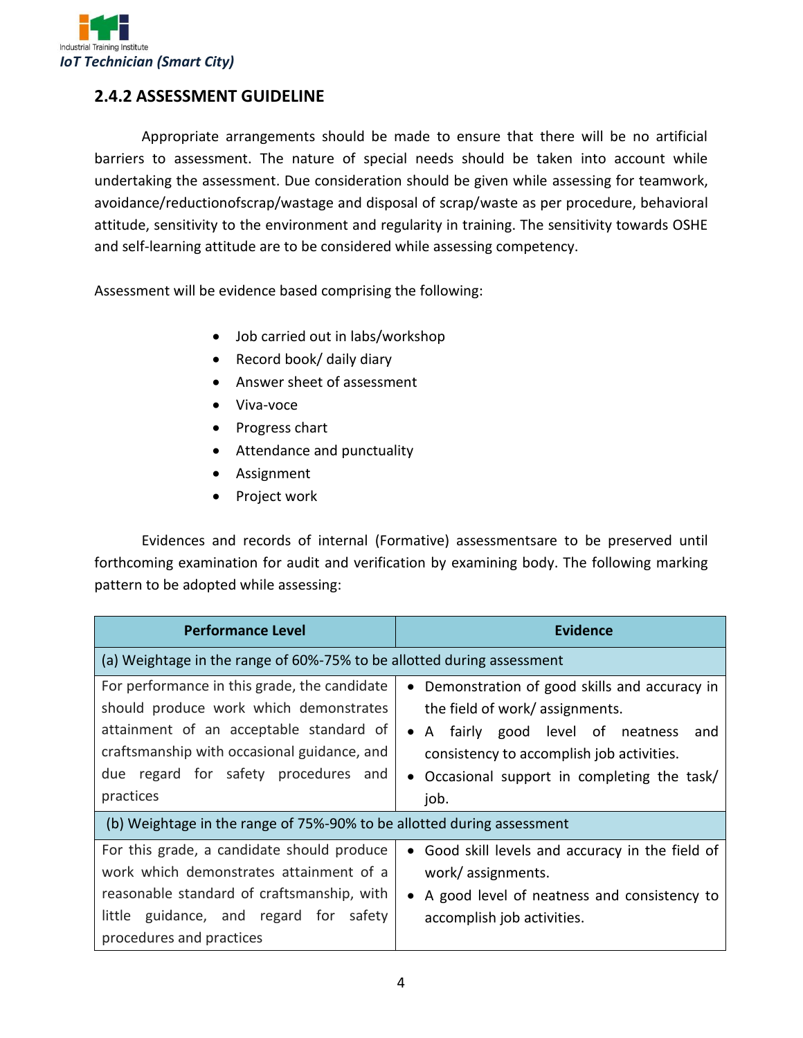## 2.4.2 ASSESSMENT GUIDELINE

Appropriate arrangements should be made to ensure that there will be no artificial barriers to assessment. The nature of special needs should be taken into account while undertaking the assessment. Due consideration should be given while assessing for teamwork, avoidance/reductionofscrap/wastage and disposal of scrap/waste as per procedure, behavioral attitude, sensitivity to the environment and regularity in training. The sensitivity towards OSHE and self-learning attitude are to be considered while assessing competency.

Assessment will be evidence based comprising the following:

- Job carried out in labs/workshop
- Record book/ daily diary
- Answer sheet of assessment
- Viva-voce
- Progress chart
- Attendance and punctuality
- Assignment
- Project work

Evidences and records of internal (Formative) assessmentsare to be preserved until forthcoming examination for audit and verification by examining body. The following marking pattern to be adopted while assessing:

| Performance Level | Evidence |
|---|---|
| (a) Weightage in the range of 60%-75% to be allotted during assessment | |
| For performance in this grade, the candidate should produce work which demonstrates attainment of an acceptable standard of craftsmanship with occasional guidance, and due regard for safety procedures and practices | • Demonstration of good skills and accuracy in the field of work/ assignments.<br>• A fairly good level of neatness and consistency to accomplish job activities.<br>• Occasional support in completing the task/ job. |
| (b) Weightage in the range of 75%-90% to be allotted during assessment | |
| For this grade, a candidate should produce work which demonstrates attainment of a reasonable standard of craftsmanship, with little guidance, and regard for safety procedures and practices | • Good skill levels and accuracy in the field of work/ assignments.<br>• A good level of neatness and consistency to accomplish job activities. |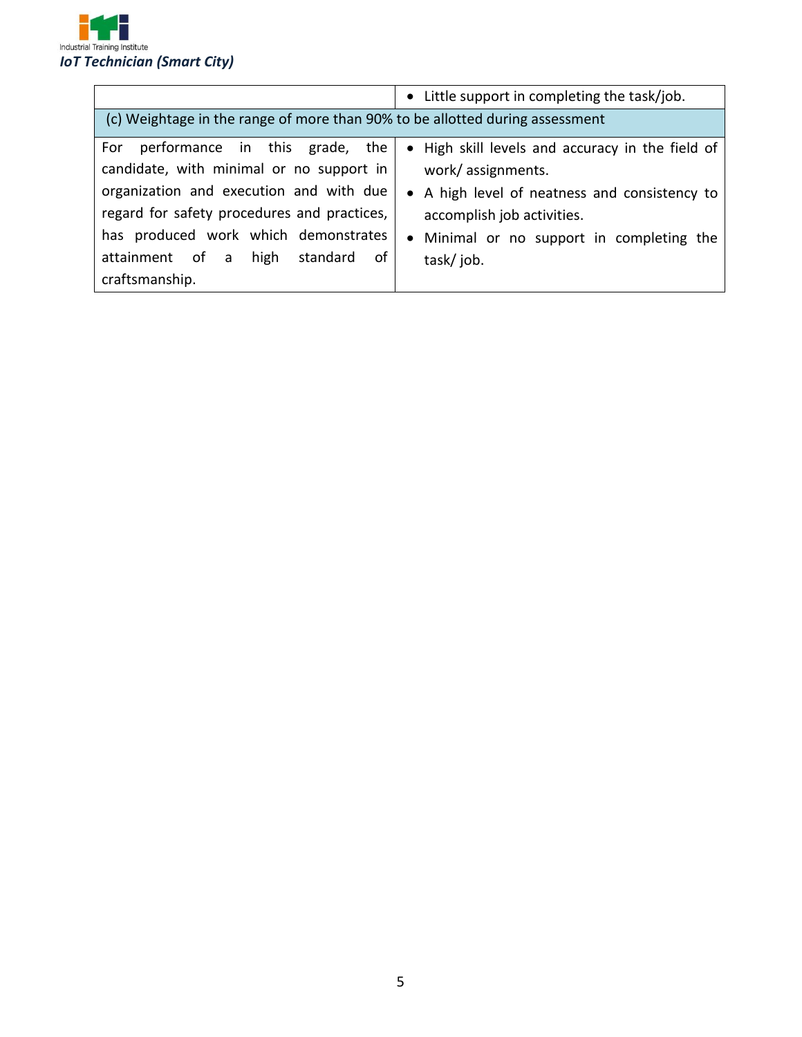| | |
|---|---|
| | • Little support in completing the task/job. |
| (c) Weightage in the range of more than 90% to be allotted during assessment | |
| For performance in this grade, the candidate, with minimal or no support in organization and execution and with due regard for safety procedures and practices, has produced work which demonstrates attainment of a high standard of craftsmanship. | • High skill levels and accuracy in the field of work/ assignments.<br>• A high level of neatness and consistency to accomplish job activities.<br>• Minimal or no support in completing the task/ job. |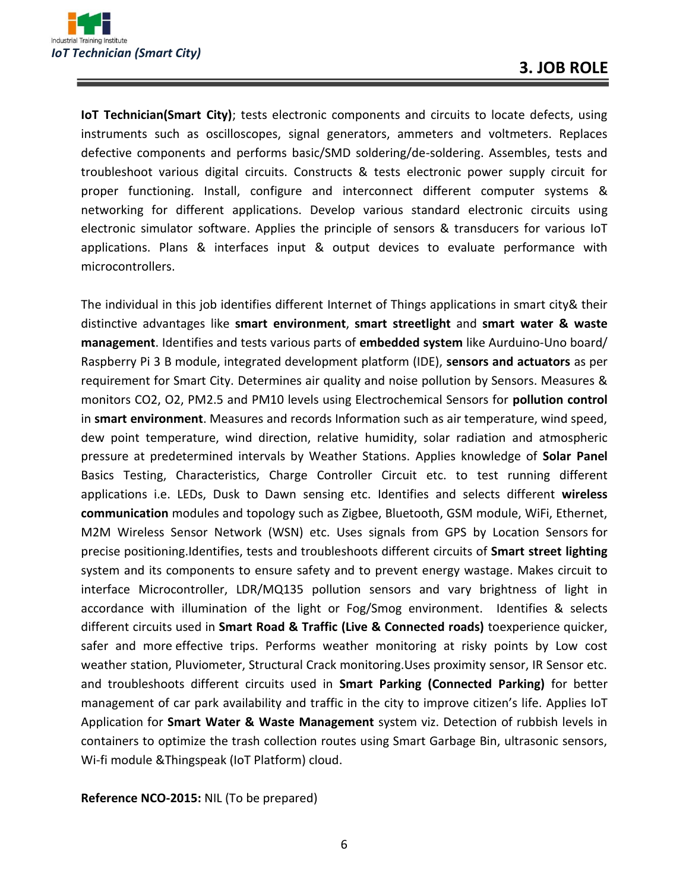# 3. JOB ROLE

**IoT Technician(Smart City)**; tests electronic components and circuits to locate defects, using instruments such as oscilloscopes, signal generators, ammeters and voltmeters. Replaces defective components and performs basic/SMD soldering/de-soldering. Assembles, tests and troubleshoot various digital circuits. Constructs & tests electronic power supply circuit for proper functioning. Install, configure and interconnect different computer systems & networking for different applications. Develop various standard electronic circuits using electronic simulator software. Applies the principle of sensors & transducers for various IoT applications. Plans & interfaces input & output devices to evaluate performance with microcontrollers.

The individual in this job identifies different Internet of Things applications in smart city& their distinctive advantages like **smart environment**, **smart streetlight** and **smart water & waste management**. Identifies and tests various parts of **embedded system** like Aurduino-Uno board/ Raspberry Pi 3 B module, integrated development platform (IDE), **sensors and actuators** as per requirement for Smart City. Determines air quality and noise pollution by Sensors. Measures & monitors CO2, O2, PM2.5 and PM10 levels using Electrochemical Sensors for **pollution control** in **smart environment**. Measures and records Information such as air temperature, wind speed, dew point temperature, wind direction, relative humidity, solar radiation and atmospheric pressure at predetermined intervals by Weather Stations. Applies knowledge of **Solar Panel** Basics Testing, Characteristics, Charge Controller Circuit etc. to test running different applications i.e. LEDs, Dusk to Dawn sensing etc. Identifies and selects different **wireless communication** modules and topology such as Zigbee, Bluetooth, GSM module, WiFi, Ethernet, M2M Wireless Sensor Network (WSN) etc. Uses signals from GPS by Location Sensors for precise positioning.Identifies, tests and troubleshoots different circuits of **Smart street lighting** system and its components to ensure safety and to prevent energy wastage. Makes circuit to interface Microcontroller, LDR/MQ135 pollution sensors and vary brightness of light in accordance with illumination of the light or Fog/Smog environment. Identifies & selects different circuits used in **Smart Road & Traffic (Live & Connected roads)** toexperience quicker, safer and more effective trips. Performs weather monitoring at risky points by Low cost weather station, Pluviometer, Structural Crack monitoring.Uses proximity sensor, IR Sensor etc. and troubleshoots different circuits used in **Smart Parking (Connected Parking)** for better management of car park availability and traffic in the city to improve citizen's life. Applies IoT Application for **Smart Water & Waste Management** system viz. Detection of rubbish levels in containers to optimize the trash collection routes using Smart Garbage Bin, ultrasonic sensors, Wi-fi module &Thingspeak (IoT Platform) cloud.

**Reference NCO-2015:** NIL (To be prepared)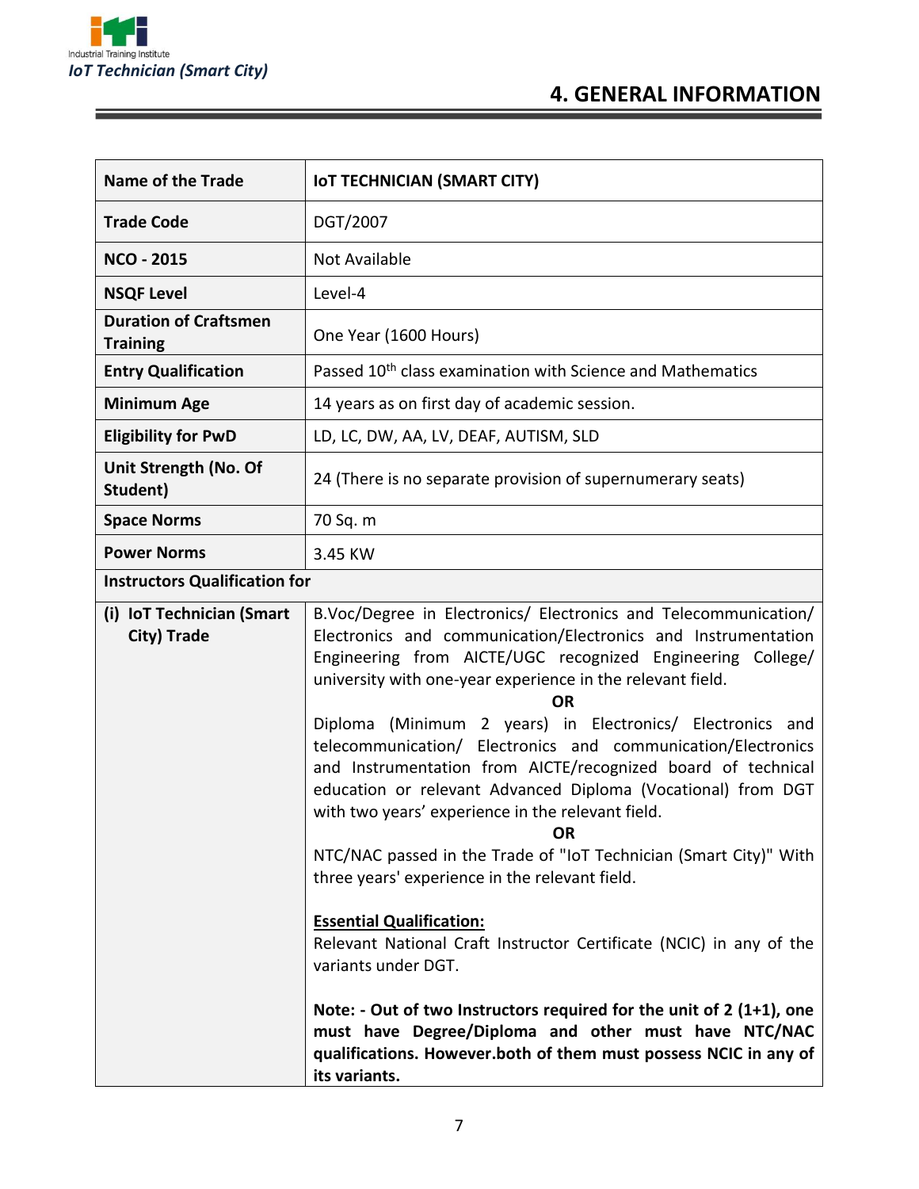# 4. GENERAL INFORMATION

| Name of the Trade | IoT TECHNICIAN (SMART CITY) |
|---|---|
| **Trade Code** | DGT/2007 |
| **NCO - 2015** | Not Available |
| **NSQF Level** | Level-4 |
| **Duration of Craftsmen Training** | One Year (1600 Hours) |
| **Entry Qualification** | Passed 10th class examination with Science and Mathematics |
| **Minimum Age** | 14 years as on first day of academic session. |
| **Eligibility for PwD** | LD, LC, DW, AA, LV, DEAF, AUTISM, SLD |
| **Unit Strength (No. Of Student)** | 24 (There is no separate provision of supernumerary seats) |
| **Space Norms** | 70 Sq. m |
| **Power Norms** | 3.45 KW |
| **Instructors Qualification for** | |
| **(i) IoT Technician (Smart City) Trade** | B.Voc/Degree in Electronics/ Electronics and Telecommunication/ Electronics and communication/Electronics and Instrumentation Engineering from AICTE/UGC recognized Engineering College/ university with one-year experience in the relevant field. <br> **OR** <br> Diploma (Minimum 2 years) in Electronics/ Electronics and telecommunication/ Electronics and communication/Electronics and Instrumentation from AICTE/recognized board of technical education or relevant Advanced Diploma (Vocational) from DGT with two years' experience in the relevant field. <br> **OR** <br> NTC/NAC passed in the Trade of "IoT Technician (Smart City)" With three years' experience in the relevant field. <br><br> **Essential Qualification:** <br> Relevant National Craft Instructor Certificate (NCIC) in any of the variants under DGT. <br><br> **Note: - Out of two Instructors required for the unit of 2 (1+1), one must have Degree/Diploma and other must have NTC/NAC qualifications. However.both of them must possess NCIC in any of its variants.** |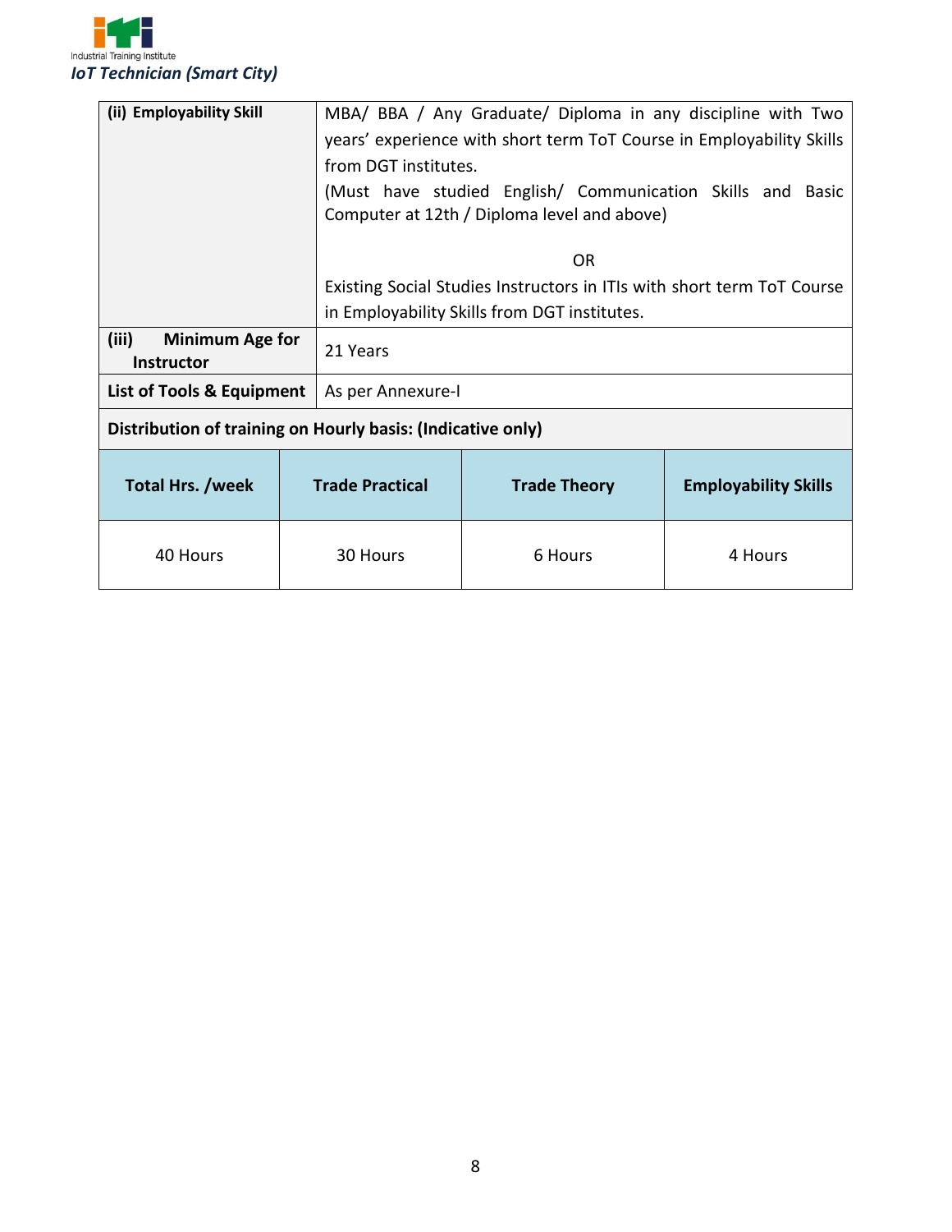| | |
|---|---|
| **(ii) Employability Skill** | MBA/ BBA / Any Graduate/ Diploma in any discipline with Two years' experience with short term ToT Course in Employability Skills from DGT institutes.<br>(Must have studied English/ Communication Skills and Basic Computer at 12th / Diploma level and above)<br><br>OR<br>Existing Social Studies Instructors in ITIs with short term ToT Course in Employability Skills from DGT institutes. |
| **(iii) Minimum Age for Instructor** | 21 Years |
| **List of Tools & Equipment** | As per Annexure-I |

**Distribution of training on Hourly basis: (Indicative only)**

| Total Hrs. /week | Trade Practical | Trade Theory | Employability Skills |
|---|---|---|---|
| 40 Hours | 30 Hours | 6 Hours | 4 Hours |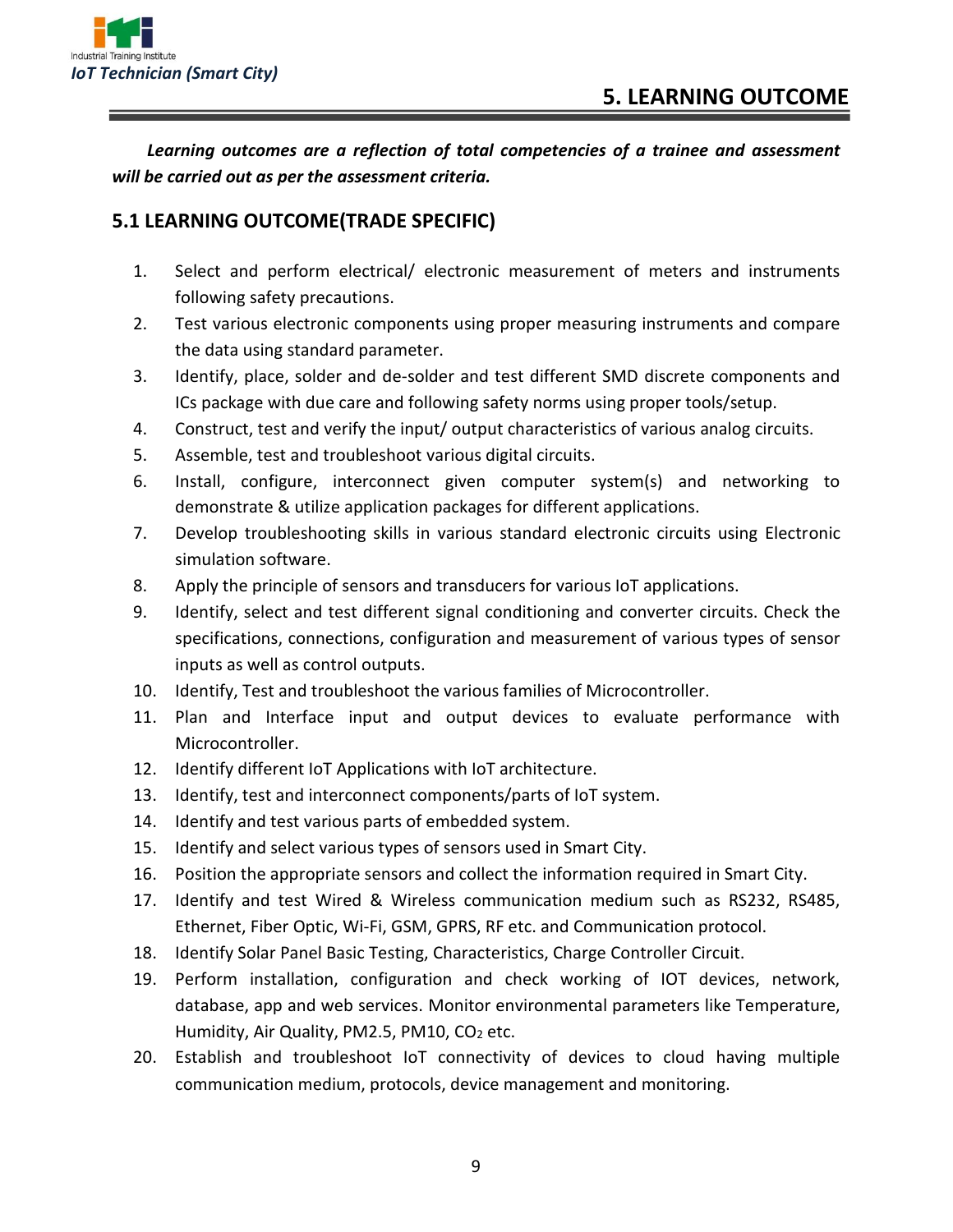# 5. LEARNING OUTCOME

***Learning outcomes are a reflection of total competencies of a trainee and assessment will be carried out as per the assessment criteria.***

## 5.1 LEARNING OUTCOME(TRADE SPECIFIC)

1. Select and perform electrical/ electronic measurement of meters and instruments following safety precautions.
2. Test various electronic components using proper measuring instruments and compare the data using standard parameter.
3. Identify, place, solder and de-solder and test different SMD discrete components and ICs package with due care and following safety norms using proper tools/setup.
4. Construct, test and verify the input/ output characteristics of various analog circuits.
5. Assemble, test and troubleshoot various digital circuits.
6. Install, configure, interconnect given computer system(s) and networking to demonstrate & utilize application packages for different applications.
7. Develop troubleshooting skills in various standard electronic circuits using Electronic simulation software.
8. Apply the principle of sensors and transducers for various IoT applications.
9. Identify, select and test different signal conditioning and converter circuits. Check the specifications, connections, configuration and measurement of various types of sensor inputs as well as control outputs.
10. Identify, Test and troubleshoot the various families of Microcontroller.
11. Plan and Interface input and output devices to evaluate performance with Microcontroller.
12. Identify different IoT Applications with IoT architecture.
13. Identify, test and interconnect components/parts of IoT system.
14. Identify and test various parts of embedded system.
15. Identify and select various types of sensors used in Smart City.
16. Position the appropriate sensors and collect the information required in Smart City.
17. Identify and test Wired & Wireless communication medium such as RS232, RS485, Ethernet, Fiber Optic, Wi-Fi, GSM, GPRS, RF etc. and Communication protocol.
18. Identify Solar Panel Basic Testing, Characteristics, Charge Controller Circuit.
19. Perform installation, configuration and check working of IOT devices, network, database, app and web services. Monitor environmental parameters like Temperature, Humidity, Air Quality, PM2.5, PM10, $CO_2$ etc.
20. Establish and troubleshoot IoT connectivity of devices to cloud having multiple communication medium, protocols, device management and monitoring.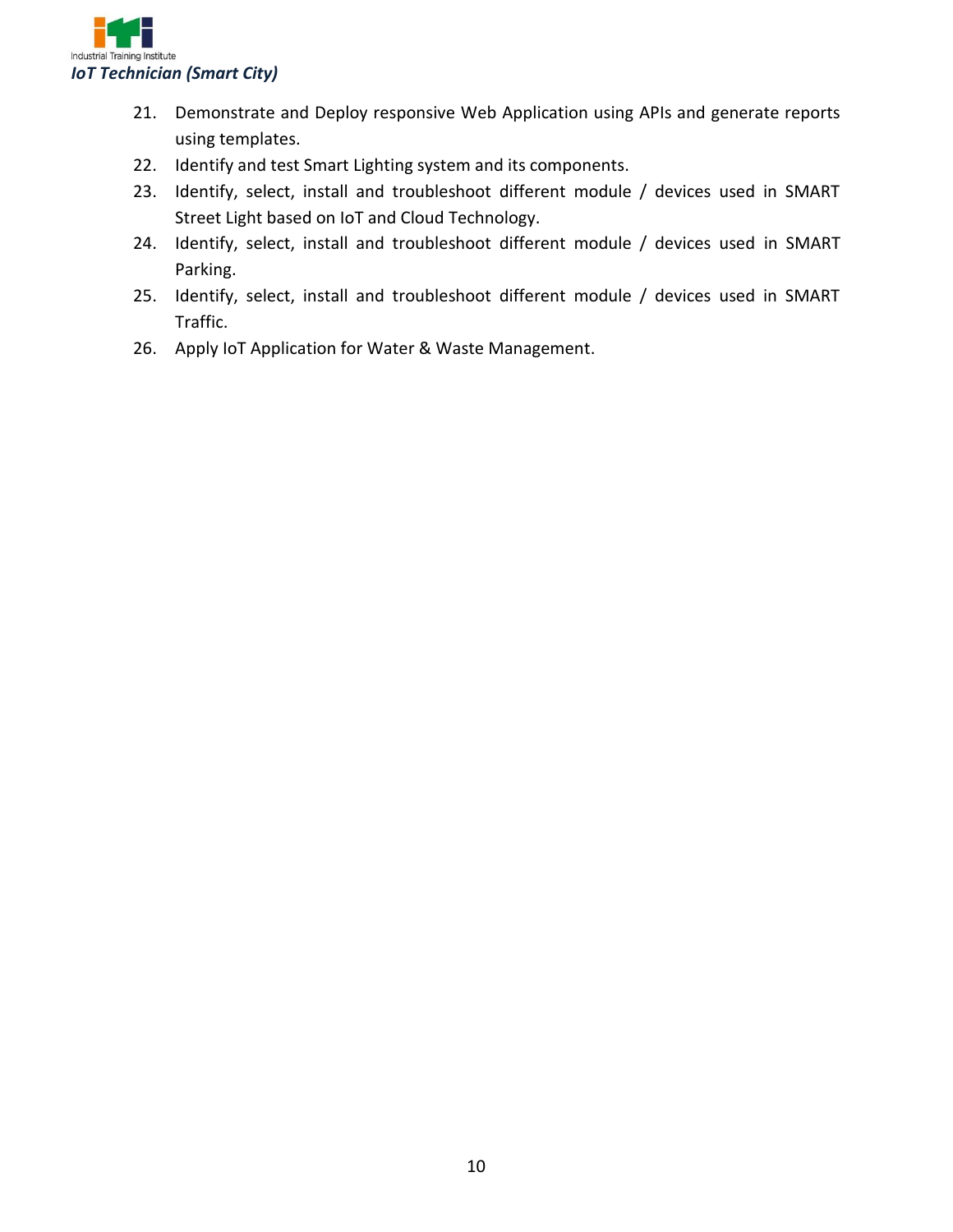21. Demonstrate and Deploy responsive Web Application using APIs and generate reports using templates.
22. Identify and test Smart Lighting system and its components.
23. Identify, select, install and troubleshoot different module / devices used in SMART Street Light based on IoT and Cloud Technology.
24. Identify, select, install and troubleshoot different module / devices used in SMART Parking.
25. Identify, select, install and troubleshoot different module / devices used in SMART Traffic.
26. Apply IoT Application for Water & Waste Management.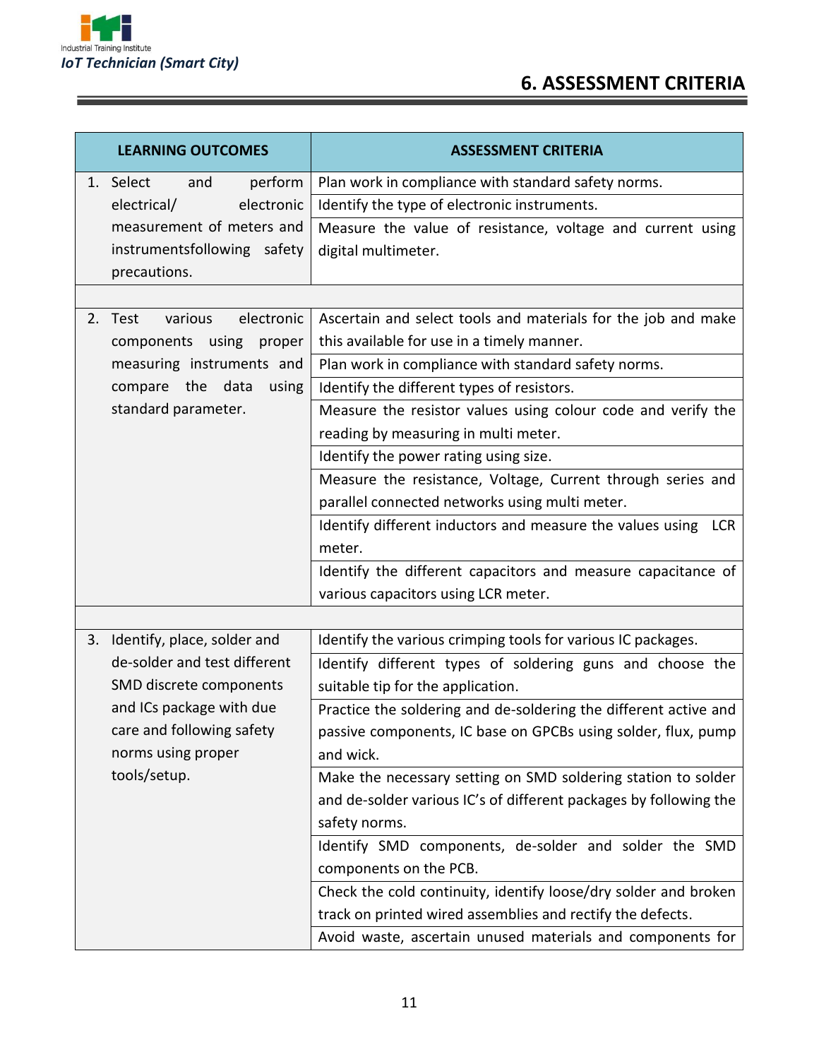## 6. ASSESSMENT CRITERIA

| LEARNING OUTCOMES | ASSESSMENT CRITERIA |
|---|---|
| 1. Select and perform electrical/ electronic measurement of meters and instrumentsfollowing safety precautions. | Plan work in compliance with standard safety norms. |
| | Identify the type of electronic instruments. |
| | Measure the value of resistance, voltage and current using digital multimeter. |
| | |
| 2. Test various electronic components using proper measuring instruments and compare the data using standard parameter. | Ascertain and select tools and materials for the job and make this available for use in a timely manner. |
| | Plan work in compliance with standard safety norms. |
| | Identify the different types of resistors. |
| | Measure the resistor values using colour code and verify the reading by measuring in multi meter. |
| | Identify the power rating using size. |
| | Measure the resistance, Voltage, Current through series and parallel connected networks using multi meter. |
| | Identify different inductors and measure the values using LCR meter. |
| | Identify the different capacitors and measure capacitance of various capacitors using LCR meter. |
| | |
| 3. Identify, place, solder and de-solder and test different SMD discrete components and ICs package with due care and following safety norms using proper tools/setup. | Identify the various crimping tools for various IC packages. |
| | Identify different types of soldering guns and choose the suitable tip for the application. |
| | Practice the soldering and de-soldering the different active and passive components, IC base on GPCBs using solder, flux, pump and wick. |
| | Make the necessary setting on SMD soldering station to solder and de-solder various IC's of different packages by following the safety norms. |
| | Identify SMD components, de-solder and solder the SMD components on the PCB. |
| | Check the cold continuity, identify loose/dry solder and broken track on printed wired assemblies and rectify the defects. |
| | Avoid waste, ascertain unused materials and components for |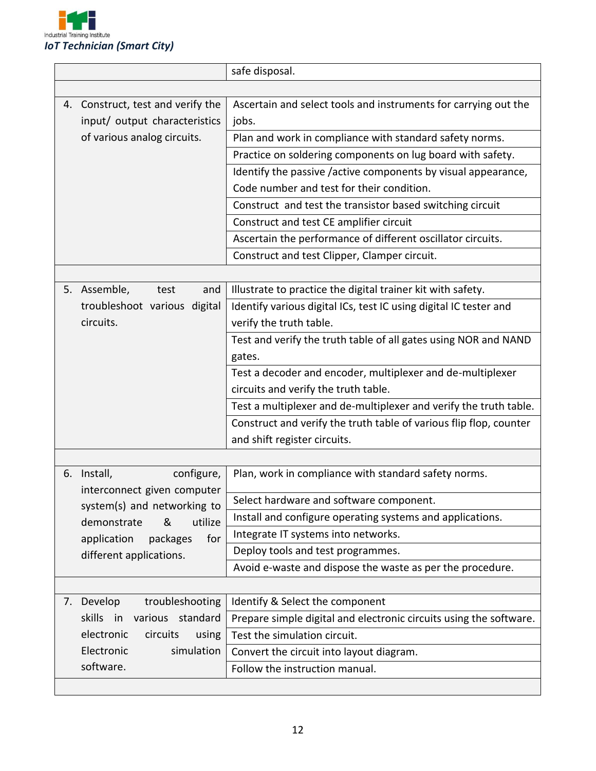|  |  |
|---|---|
|  | safe disposal. |
|  |  |
| 4. Construct, test and verify the input/ output characteristics of various analog circuits. | Ascertain and select tools and instruments for carrying out the jobs. |
|  | Plan and work in compliance with standard safety norms. |
|  | Practice on soldering components on lug board with safety. |
|  | Identify the passive /active components by visual appearance, Code number and test for their condition. |
|  | Construct and test the transistor based switching circuit |
|  | Construct and test CE amplifier circuit |
|  | Ascertain the performance of different oscillator circuits. |
|  | Construct and test Clipper, Clamper circuit. |
|  |  |
| 5. Assemble, test and troubleshoot various digital circuits. | Illustrate to practice the digital trainer kit with safety. |
|  | Identify various digital ICs, test IC using digital IC tester and verify the truth table. |
|  | Test and verify the truth table of all gates using NOR and NAND gates. |
|  | Test a decoder and encoder, multiplexer and de-multiplexer circuits and verify the truth table. |
|  | Test a multiplexer and de-multiplexer and verify the truth table. |
|  | Construct and verify the truth table of various flip flop, counter and shift register circuits. |
|  |  |
| 6. Install, configure, interconnect given computer system(s) and networking to demonstrate & utilize application packages for different applications. | Plan, work in compliance with standard safety norms. |
|  | Select hardware and software component. |
|  | Install and configure operating systems and applications. |
|  | Integrate IT systems into networks. |
|  | Deploy tools and test programmes. |
|  | Avoid e-waste and dispose the waste as per the procedure. |
|  |  |
| 7. Develop troubleshooting skills in various standard electronic circuits using Electronic simulation software. | Identify & Select the component |
|  | Prepare simple digital and electronic circuits using the software. |
|  | Test the simulation circuit. |
|  | Convert the circuit into layout diagram. |
|  | Follow the instruction manual. |
|  |  |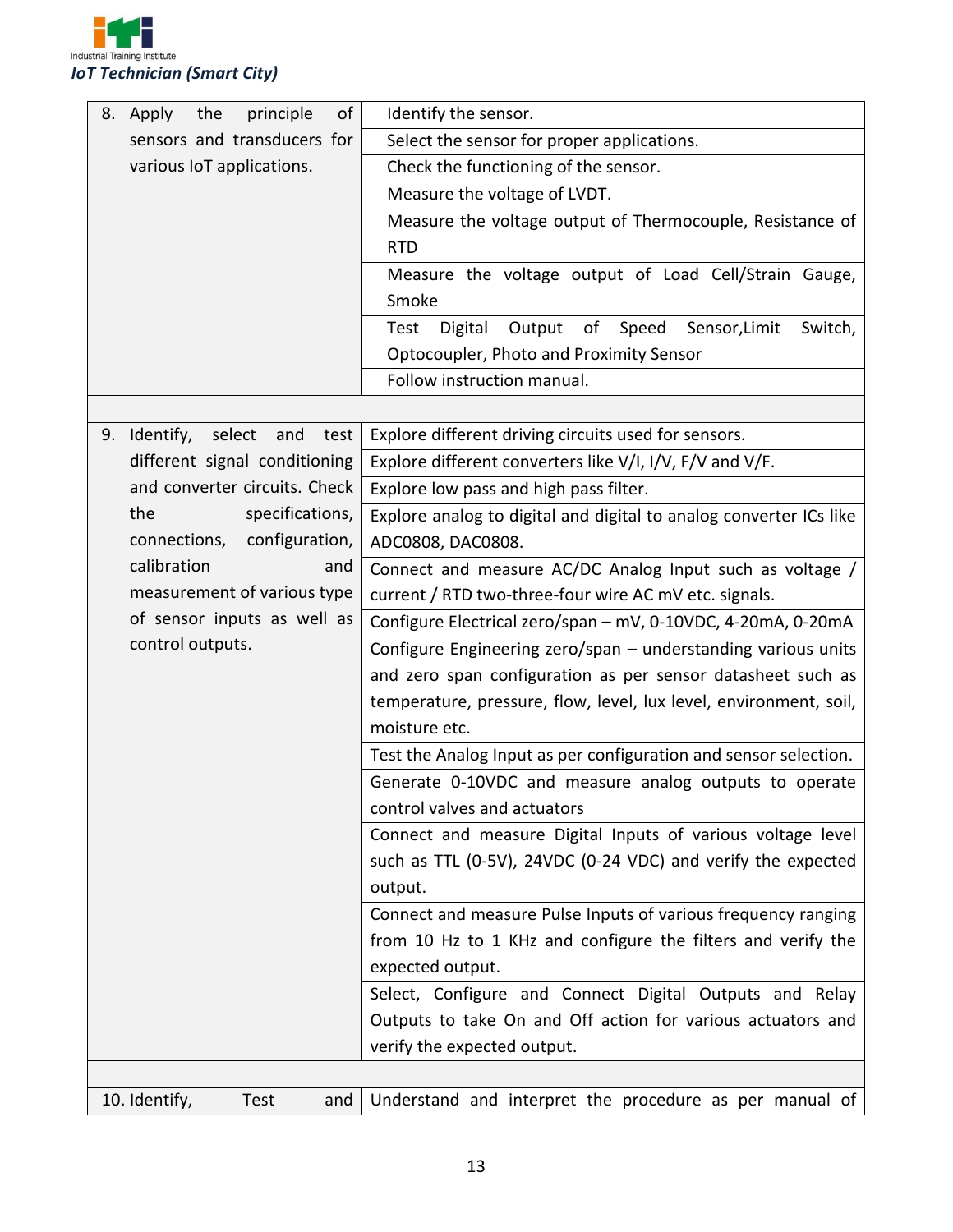| | |
|---|---|
| 8. Apply the principle of sensors and transducers for various IoT applications. | Identify the sensor. |
| | Select the sensor for proper applications. |
| | Check the functioning of the sensor. |
| | Measure the voltage of LVDT. |
| | Measure the voltage output of Thermocouple, Resistance of RTD |
| | Measure the voltage output of Load Cell/Strain Gauge, Smoke |
| | Test Digital Output of Speed Sensor,Limit Switch, Optocoupler, Photo and Proximity Sensor |
| | Follow instruction manual. |
| | |
| 9. Identify, select and test different signal conditioning and converter circuits. Check the specifications, connections, configuration, calibration and measurement of various type of sensor inputs as well as control outputs. | Explore different driving circuits used for sensors. |
| | Explore different converters like V/I, I/V, F/V and V/F. |
| | Explore low pass and high pass filter. |
| | Explore analog to digital and digital to analog converter ICs like ADC0808, DAC0808. |
| | Connect and measure AC/DC Analog Input such as voltage / current / RTD two-three-four wire AC mV etc. signals. |
| | Configure Electrical zero/span – mV, 0-10VDC, 4-20mA, 0-20mA |
| | Configure Engineering zero/span – understanding various units and zero span configuration as per sensor datasheet such as temperature, pressure, flow, level, lux level, environment, soil, moisture etc. |
| | Test the Analog Input as per configuration and sensor selection. |
| | Generate 0-10VDC and measure analog outputs to operate control valves and actuators |
| | Connect and measure Digital Inputs of various voltage level such as TTL (0-5V), 24VDC (0-24 VDC) and verify the expected output. |
| | Connect and measure Pulse Inputs of various frequency ranging from 10 Hz to 1 KHz and configure the filters and verify the expected output. |
| | Select, Configure and Connect Digital Outputs and Relay Outputs to take On and Off action for various actuators and verify the expected output. |
| | |
| 10. Identify, Test and | Understand and interpret the procedure as per manual of |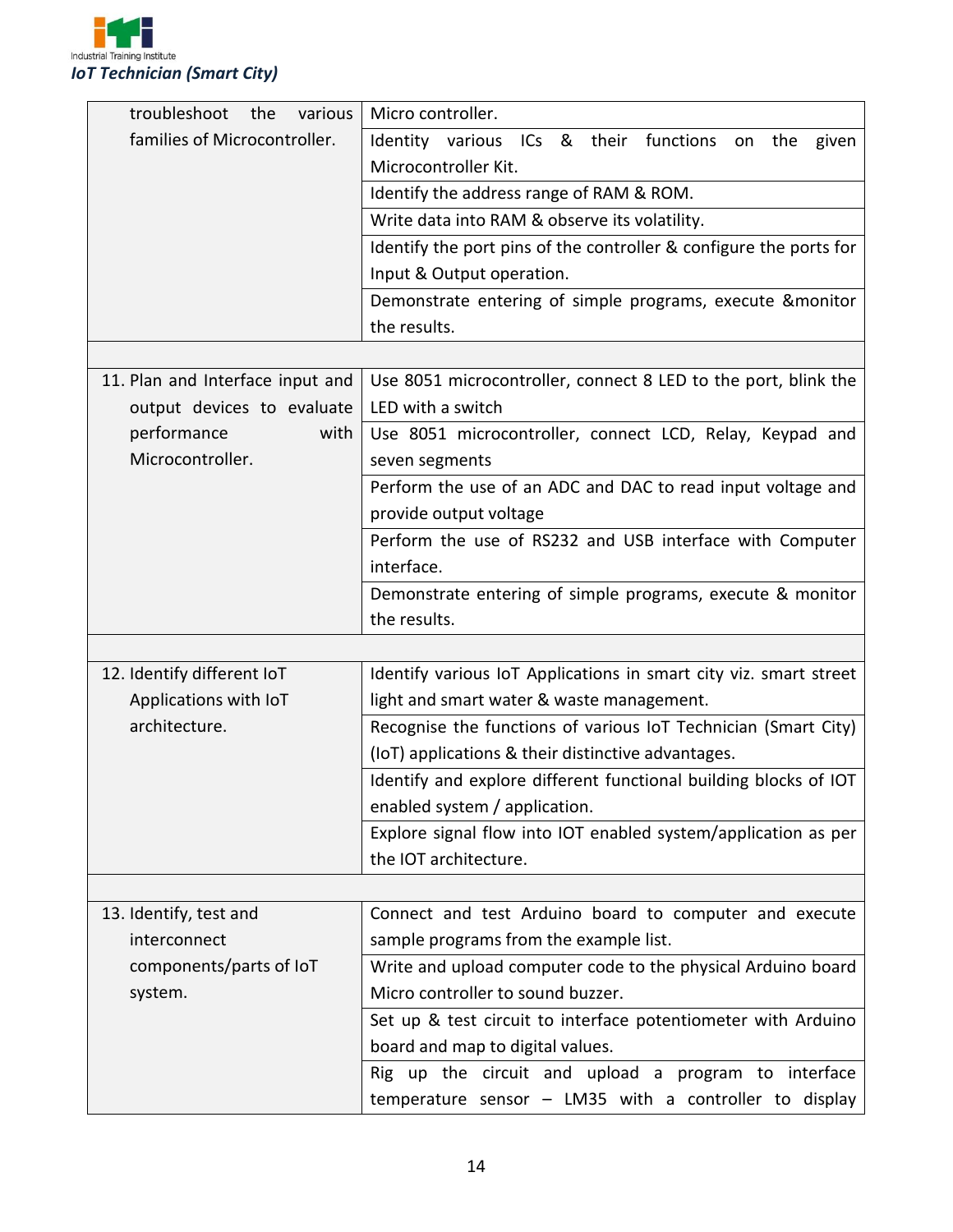| | |
|---|---|
| troubleshoot the various families of Microcontroller. | Micro controller. |
| | Identity various ICs & their functions on the given Microcontroller Kit. |
| | Identify the address range of RAM & ROM. |
| | Write data into RAM & observe its volatility. |
| | Identify the port pins of the controller & configure the ports for Input & Output operation. |
| | Demonstrate entering of simple programs, execute &monitor the results. |
| | |
| 11. Plan and Interface input and output devices to evaluate performance with Microcontroller. | Use 8051 microcontroller, connect 8 LED to the port, blink the LED with a switch |
| | Use 8051 microcontroller, connect LCD, Relay, Keypad and seven segments |
| | Perform the use of an ADC and DAC to read input voltage and provide output voltage |
| | Perform the use of RS232 and USB interface with Computer interface. |
| | Demonstrate entering of simple programs, execute & monitor the results. |
| | |
| 12. Identify different IoT Applications with IoT architecture. | Identify various IoT Applications in smart city viz. smart street light and smart water & waste management. |
| | Recognise the functions of various IoT Technician (Smart City) (IoT) applications & their distinctive advantages. |
| | Identify and explore different functional building blocks of IOT enabled system / application. |
| | Explore signal flow into IOT enabled system/application as per the IOT architecture. |
| | |
| 13. Identify, test and interconnect components/parts of IoT system. | Connect and test Arduino board to computer and execute sample programs from the example list. |
| | Write and upload computer code to the physical Arduino board Micro controller to sound buzzer. |
| | Set up & test circuit to interface potentiometer with Arduino board and map to digital values. |
| | Rig up the circuit and upload a program to interface temperature sensor – LM35 with a controller to display |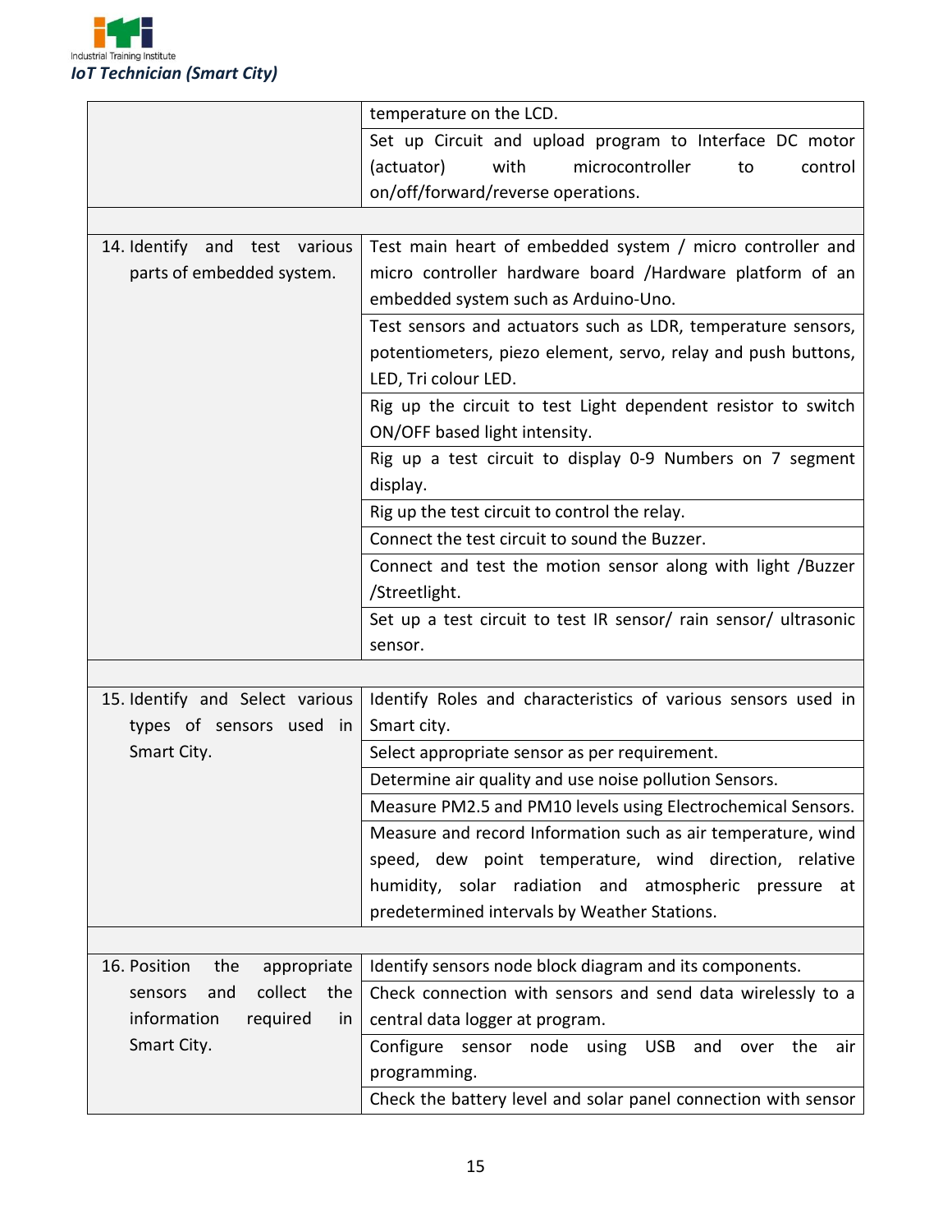| | |
|---|---|
| | temperature on the LCD. |
| | Set up Circuit and upload program to Interface DC motor (actuator) with microcontroller to control on/off/forward/reverse operations. |
| | |
| 14. Identify and test various parts of embedded system. | Test main heart of embedded system / micro controller and micro controller hardware board /Hardware platform of an embedded system such as Arduino-Uno. |
| | Test sensors and actuators such as LDR, temperature sensors, potentiometers, piezo element, servo, relay and push buttons, LED, Tri colour LED. |
| | Rig up the circuit to test Light dependent resistor to switch ON/OFF based light intensity. |
| | Rig up a test circuit to display 0-9 Numbers on 7 segment display. |
| | Rig up the test circuit to control the relay. |
| | Connect the test circuit to sound the Buzzer. |
| | Connect and test the motion sensor along with light /Buzzer /Streetlight. |
| | Set up a test circuit to test IR sensor/ rain sensor/ ultrasonic sensor. |
| | |
| 15. Identify and Select various types of sensors used in Smart City. | Identify Roles and characteristics of various sensors used in Smart city. |
| | Select appropriate sensor as per requirement. |
| | Determine air quality and use noise pollution Sensors. |
| | Measure PM2.5 and PM10 levels using Electrochemical Sensors. |
| | Measure and record Information such as air temperature, wind speed, dew point temperature, wind direction, relative humidity, solar radiation and atmospheric pressure at predetermined intervals by Weather Stations. |
| | |
| 16. Position the appropriate sensors and collect the information required in Smart City. | Identify sensors node block diagram and its components. |
| | Check connection with sensors and send data wirelessly to a central data logger at program. |
| | Configure sensor node using USB and over the air programming. |
| | Check the battery level and solar panel connection with sensor |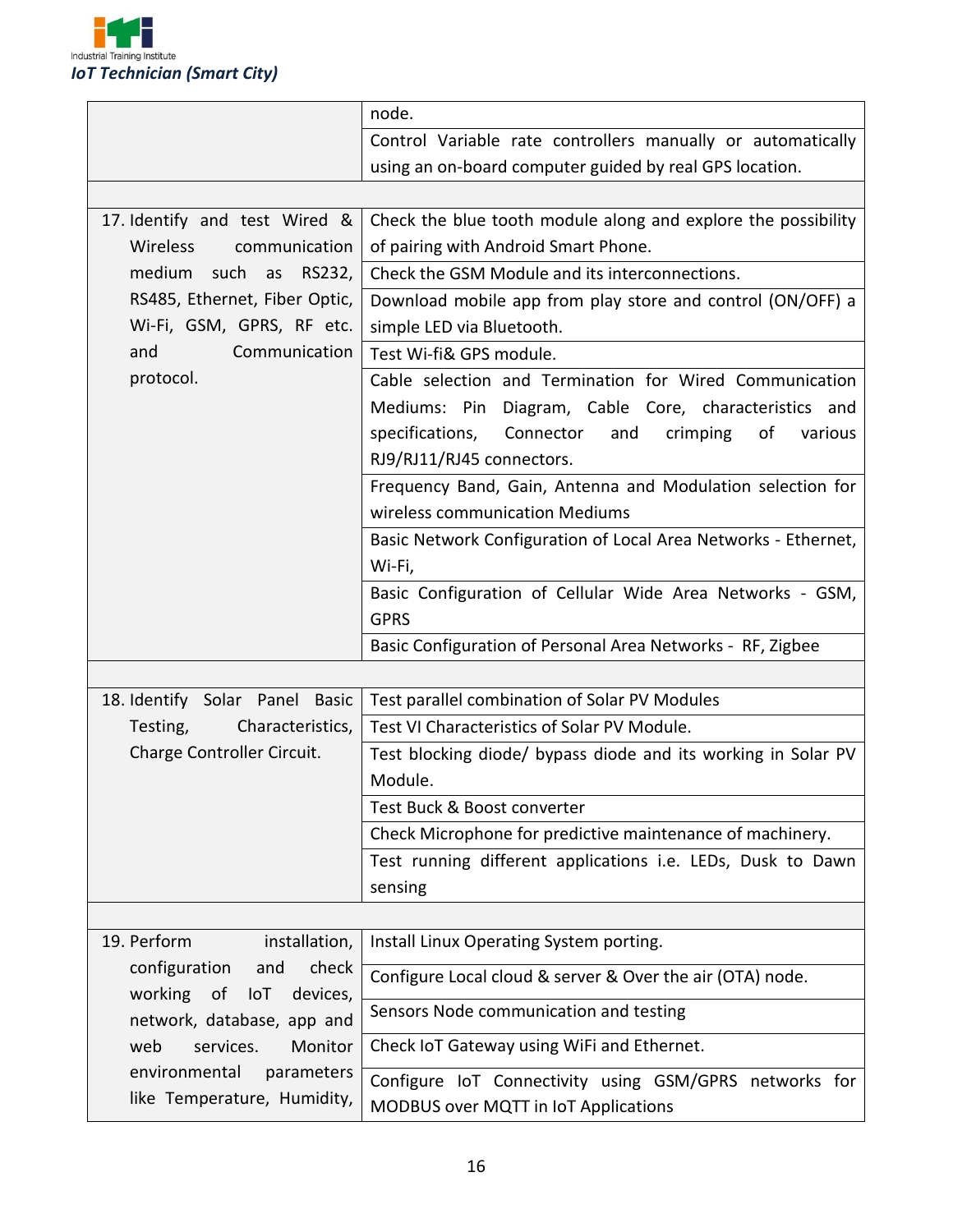| | |
|---|---|
| | node. |
| | Control Variable rate controllers manually or automatically using an on-board computer guided by real GPS location. |
| | |
| 17. Identify and test Wired & Wireless communication medium such as RS232, RS485, Ethernet, Fiber Optic, Wi-Fi, GSM, GPRS, RF etc. and Communication protocol. | Check the blue tooth module along and explore the possibility of pairing with Android Smart Phone. |
| | Check the GSM Module and its interconnections. |
| | Download mobile app from play store and control (ON/OFF) a simple LED via Bluetooth. |
| | Test Wi-fi& GPS module. |
| | Cable selection and Termination for Wired Communication Mediums: Pin Diagram, Cable Core, characteristics and specifications, Connector and crimping of various RJ9/RJ11/RJ45 connectors. |
| | Frequency Band, Gain, Antenna and Modulation selection for wireless communication Mediums |
| | Basic Network Configuration of Local Area Networks - Ethernet, Wi-Fi, |
| | Basic Configuration of Cellular Wide Area Networks - GSM, GPRS |
| | Basic Configuration of Personal Area Networks - RF, Zigbee |
| | |
| 18. Identify Solar Panel Basic Testing, Characteristics, Charge Controller Circuit. | Test parallel combination of Solar PV Modules |
| | Test VI Characteristics of Solar PV Module. |
| | Test blocking diode/ bypass diode and its working in Solar PV Module. |
| | Test Buck & Boost converter |
| | Check Microphone for predictive maintenance of machinery. |
| | Test running different applications i.e. LEDs, Dusk to Dawn sensing |
| | |
| 19. Perform installation, configuration and check working of IoT devices, network, database, app and web services. Monitor environmental parameters like Temperature, Humidity, | Install Linux Operating System porting. |
| | Configure Local cloud & server & Over the air (OTA) node. |
| | Sensors Node communication and testing |
| | Check IoT Gateway using WiFi and Ethernet. |
| | Configure IoT Connectivity using GSM/GPRS networks for MODBUS over MQTT in IoT Applications |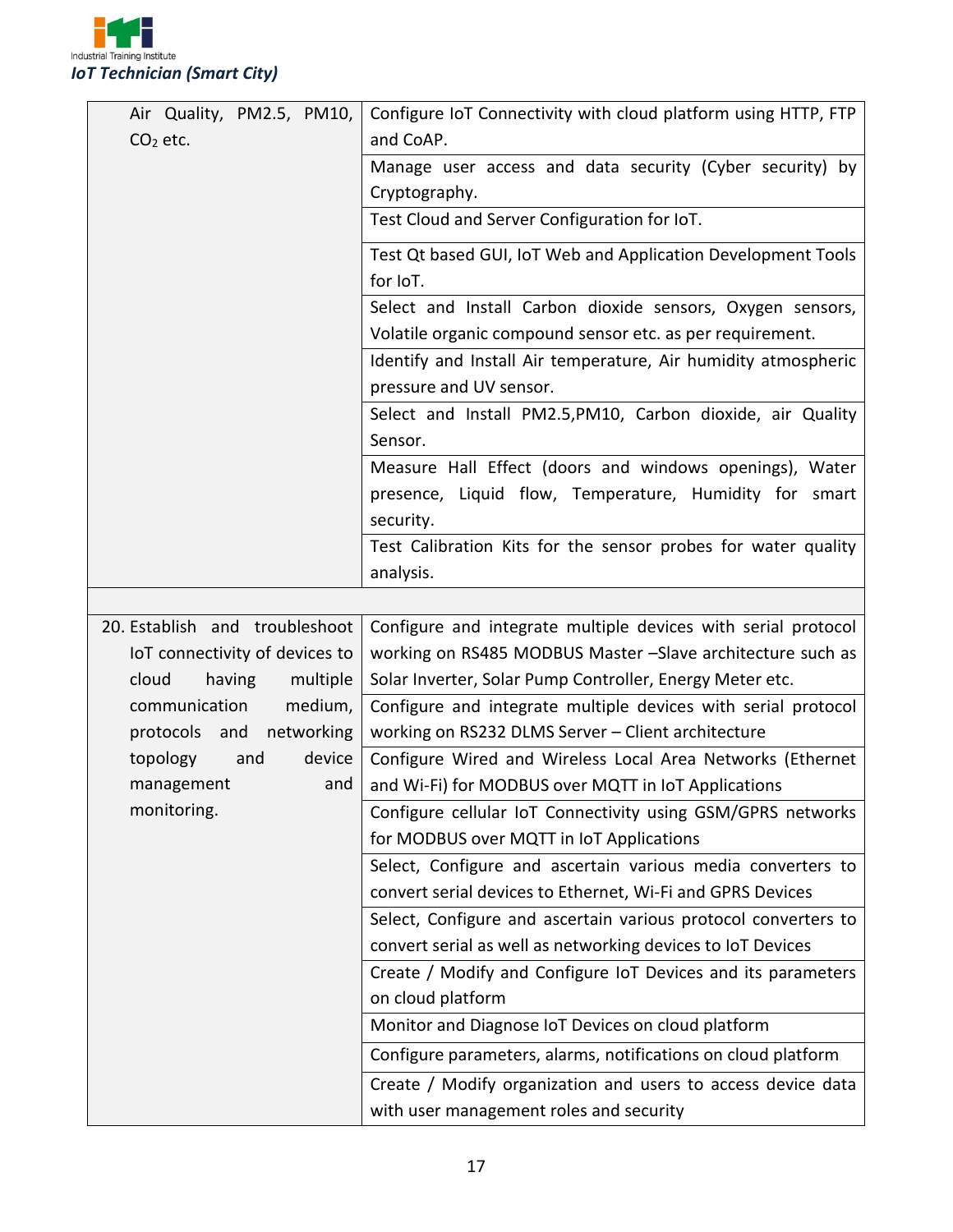| | |
|---|---|
| Air Quality, PM2.5, PM10, $CO_2$ etc. | Configure IoT Connectivity with cloud platform using HTTP, FTP and CoAP. |
| | Manage user access and data security (Cyber security) by Cryptography. |
| | Test Cloud and Server Configuration for IoT. |
| | Test Qt based GUI, IoT Web and Application Development Tools for IoT. |
| | Select and Install Carbon dioxide sensors, Oxygen sensors, Volatile organic compound sensor etc. as per requirement. |
| | Identify and Install Air temperature, Air humidity atmospheric pressure and UV sensor. |
| | Select and Install PM2.5,PM10, Carbon dioxide, air Quality Sensor. |
| | Measure Hall Effect (doors and windows openings), Water presence, Liquid flow, Temperature, Humidity for smart security. |
| | Test Calibration Kits for the sensor probes for water quality analysis. |
| | |
| 20. Establish and troubleshoot IoT connectivity of devices to cloud having multiple communication medium, protocols and networking topology and device management and monitoring. | Configure and integrate multiple devices with serial protocol working on RS485 MODBUS Master –Slave architecture such as Solar Inverter, Solar Pump Controller, Energy Meter etc. |
| | Configure and integrate multiple devices with serial protocol working on RS232 DLMS Server – Client architecture |
| | Configure Wired and Wireless Local Area Networks (Ethernet and Wi-Fi) for MODBUS over MQTT in IoT Applications |
| | Configure cellular IoT Connectivity using GSM/GPRS networks for MODBUS over MQTT in IoT Applications |
| | Select, Configure and ascertain various media converters to convert serial devices to Ethernet, Wi-Fi and GPRS Devices |
| | Select, Configure and ascertain various protocol converters to convert serial as well as networking devices to IoT Devices |
| | Create / Modify and Configure IoT Devices and its parameters on cloud platform |
| | Monitor and Diagnose IoT Devices on cloud platform |
| | Configure parameters, alarms, notifications on cloud platform |
| | Create / Modify organization and users to access device data with user management roles and security |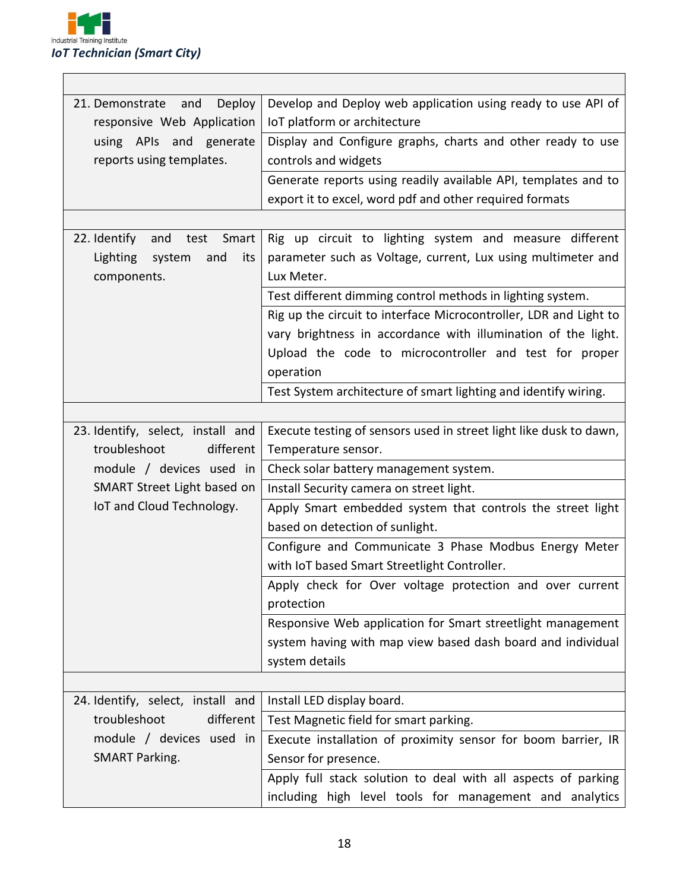| | |
|---|---|
| 21. Demonstrate and Deploy responsive Web Application using APIs and generate reports using templates. | Develop and Deploy web application using ready to use API of IoT platform or architecture |
| | Display and Configure graphs, charts and other ready to use controls and widgets |
| | Generate reports using readily available API, templates and to export it to excel, word pdf and other required formats |
| | |
| 22. Identify and test Smart Lighting system and its components. | Rig up circuit to lighting system and measure different parameter such as Voltage, current, Lux using multimeter and Lux Meter. |
| | Test different dimming control methods in lighting system. |
| | Rig up the circuit to interface Microcontroller, LDR and Light to vary brightness in accordance with illumination of the light. Upload the code to microcontroller and test for proper operation |
| | Test System architecture of smart lighting and identify wiring. |
| | |
| 23. Identify, select, install and troubleshoot different module / devices used in SMART Street Light based on IoT and Cloud Technology. | Execute testing of sensors used in street light like dusk to dawn, Temperature sensor. |
| | Check solar battery management system. |
| | Install Security camera on street light. |
| | Apply Smart embedded system that controls the street light based on detection of sunlight. |
| | Configure and Communicate 3 Phase Modbus Energy Meter with IoT based Smart Streetlight Controller. |
| | Apply check for Over voltage protection and over current protection |
| | Responsive Web application for Smart streetlight management system having with map view based dash board and individual system details |
| | |
| 24. Identify, select, install and troubleshoot different module / devices used in SMART Parking. | Install LED display board. |
| | Test Magnetic field for smart parking. |
| | Execute installation of proximity sensor for boom barrier, IR Sensor for presence. |
| | Apply full stack solution to deal with all aspects of parking including high level tools for management and analytics |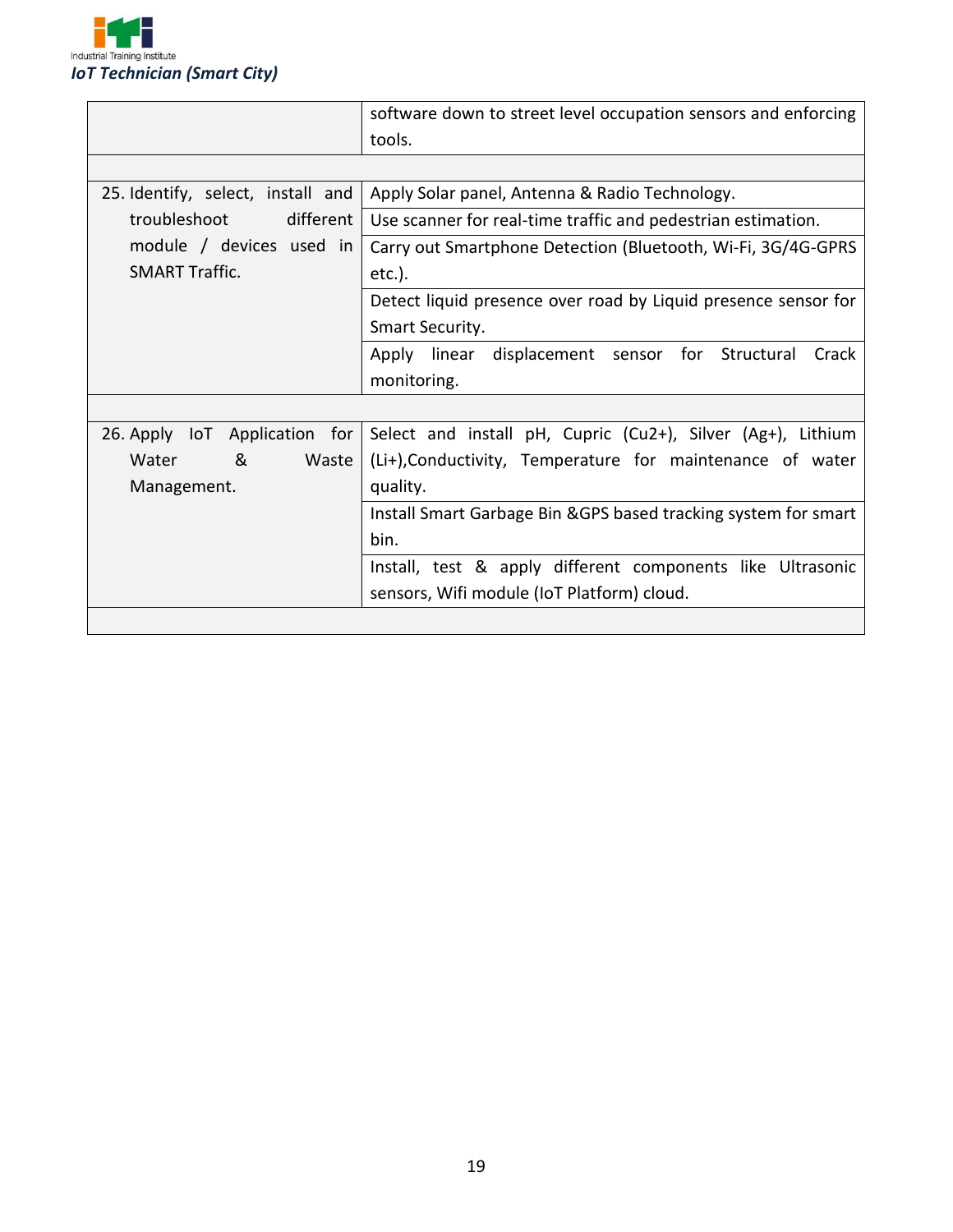| | |
|---|---|
| | software down to street level occupation sensors and enforcing tools. |
| | |
| 25. Identify, select, install and troubleshoot different module / devices used in SMART Traffic. | Apply Solar panel, Antenna & Radio Technology. |
| | Use scanner for real-time traffic and pedestrian estimation. |
| | Carry out Smartphone Detection (Bluetooth, Wi-Fi, 3G/4G-GPRS etc.). |
| | Detect liquid presence over road by Liquid presence sensor for Smart Security. |
| | Apply linear displacement sensor for Structural Crack monitoring. |
| | |
| 26. Apply IoT Application for Water & Waste Management. | Select and install pH, Cupric ($Cu^{2+}$), Silver ($Ag^{+}$), Lithium ($Li^{+}$),Conductivity, Temperature for maintenance of water quality. |
| | Install Smart Garbage Bin &GPS based tracking system for smart bin. |
| | Install, test & apply different components like Ultrasonic sensors, Wifi module (IoT Platform) cloud. |
| | |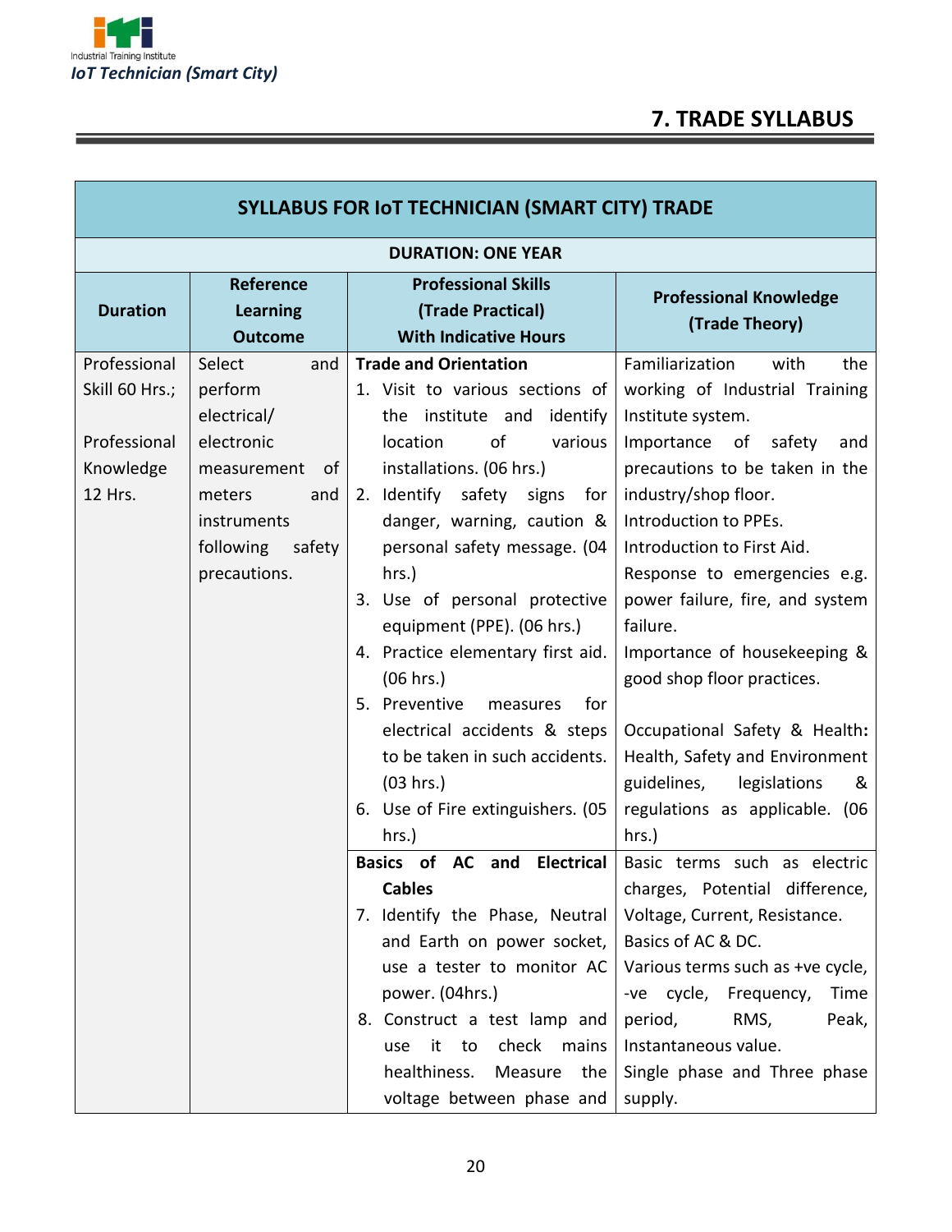## 7. TRADE SYLLABUS

| SYLLABUS FOR IoT TECHNICIAN (SMART CITY) TRADE | | | |
|---|---|---|---|
| **DURATION: ONE YEAR** | | | |
| **Duration** | **Reference Learning Outcome** | **Professional Skills (Trade Practical) With Indicative Hours** | **Professional Knowledge (Trade Theory)** |
| Professional Skill 60 Hrs.; <br><br> Professional Knowledge 12 Hrs. | Select and perform electrical/ electronic measurement of meters and instruments following safety precautions. | **Trade and Orientation** <br> 1. Visit to various sections of the institute and identify location of various installations. (06 hrs.) <br> 2. Identify safety signs for danger, warning, caution & personal safety message. (04 hrs.) <br> 3. Use of personal protective equipment (PPE). (06 hrs.) <br> 4. Practice elementary first aid. (06 hrs.) <br> 5. Preventive measures for electrical accidents & steps to be taken in such accidents. (03 hrs.) <br> 6. Use of Fire extinguishers. (05 hrs.) | Familiarization with the working of Industrial Training Institute system. <br> Importance of safety and precautions to be taken in the industry/shop floor. <br> Introduction to PPEs. <br> Introduction to First Aid. <br> Response to emergencies e.g. power failure, fire, and system failure. <br> Importance of housekeeping & good shop floor practices. <br><br> Occupational Safety & Health**:** Health, Safety and Environment guidelines, legislations & regulations as applicable. (06 hrs.) |
| | | **Basics of AC and Electrical Cables** <br> 7. Identify the Phase, Neutral and Earth on power socket, use a tester to monitor AC power. (04hrs.) <br> 8. Construct a test lamp and use it to check mains healthiness. Measure the voltage between phase and | Basic terms such as electric charges, Potential difference, Voltage, Current, Resistance. <br> Basics of AC & DC. <br> Various terms such as +ve cycle, -ve cycle, Frequency, Time period, RMS, Peak, Instantaneous value. <br> Single phase and Three phase supply. |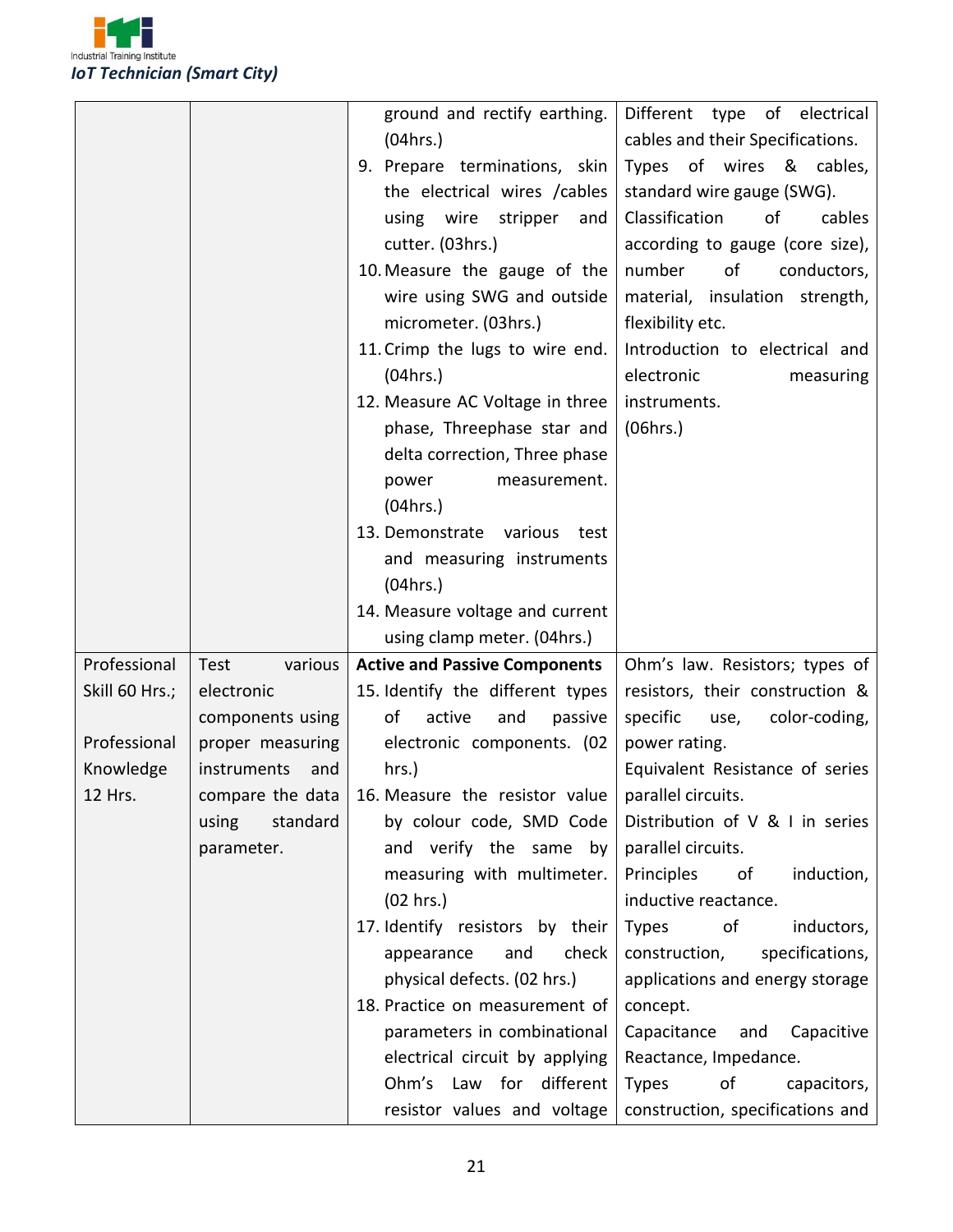| | | | |
|---|---|---|---|
| | | ground and rectify earthing. (04hrs.)<br>9. Prepare terminations, skin the electrical wires /cables using wire stripper and cutter. (03hrs.)<br>10. Measure the gauge of the wire using SWG and outside micrometer. (03hrs.)<br>11. Crimp the lugs to wire end. (04hrs.)<br>12. Measure AC Voltage in three phase, Threephase star and delta correction, Three phase power measurement. (04hrs.)<br>13. Demonstrate various test and measuring instruments (04hrs.)<br>14. Measure voltage and current using clamp meter. (04hrs.) | Different type of electrical cables and their Specifications.<br>Types of wires & cables, standard wire gauge (SWG).<br>Classification of cables according to gauge (core size), number of conductors, material, insulation strength, flexibility etc.<br>Introduction to electrical and electronic measuring instruments.<br>(06hrs.) |
| Professional Skill 60 Hrs.;<br><br>Professional Knowledge 12 Hrs. | Test various electronic components using proper measuring instruments and compare the data using standard parameter. | **Active and Passive Components**<br>15. Identify the different types of active and passive electronic components. (02 hrs.)<br>16. Measure the resistor value by colour code, SMD Code and verify the same by measuring with multimeter. (02 hrs.)<br>17. Identify resistors by their appearance and check physical defects. (02 hrs.)<br>18. Practice on measurement of parameters in combinational electrical circuit by applying Ohm's Law for different resistor values and voltage | Ohm's law. Resistors; types of resistors, their construction & specific use, color-coding, power rating.<br>Equivalent Resistance of series parallel circuits.<br>Distribution of V & I in series parallel circuits.<br>Principles of induction, inductive reactance.<br>Types of inductors, construction, specifications, applications and energy storage concept.<br>Capacitance and Capacitive Reactance, Impedance.<br>Types of capacitors, construction, specifications and |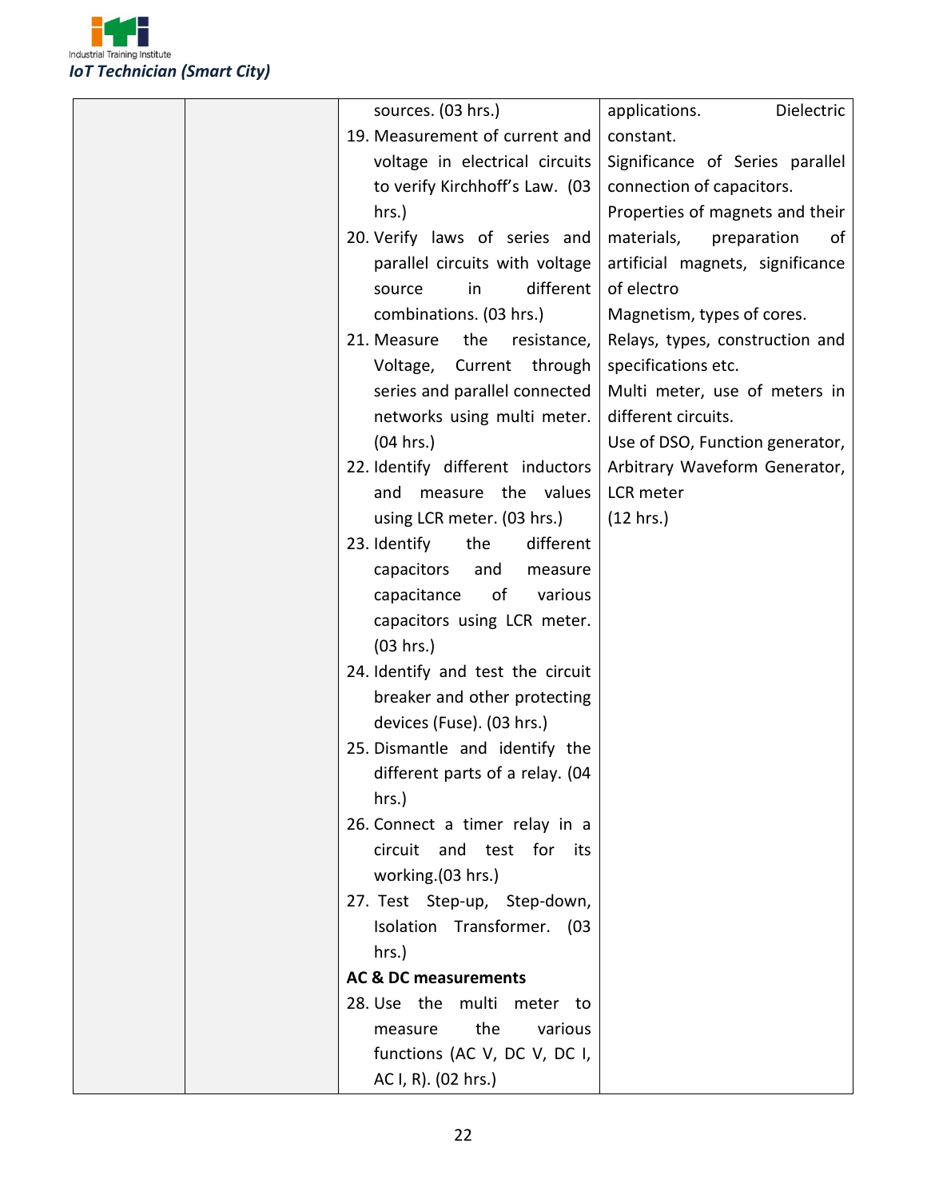| | | | |
|---|---|---|---|
| | | sources. (03 hrs.)<br>19. Measurement of current and voltage in electrical circuits to verify Kirchhoff's Law. (03 hrs.)<br>20. Verify laws of series and parallel circuits with voltage source in different combinations. (03 hrs.)<br>21. Measure the resistance, Voltage, Current through series and parallel connected networks using multi meter. (04 hrs.)<br>22. Identify different inductors and measure the values using LCR meter. (03 hrs.)<br>23. Identify the different capacitors and measure capacitance of various capacitors using LCR meter. (03 hrs.)<br>24. Identify and test the circuit breaker and other protecting devices (Fuse). (03 hrs.)<br>25. Dismantle and identify the different parts of a relay. (04 hrs.)<br>26. Connect a timer relay in a circuit and test for its working.(03 hrs.)<br>27. Test Step-up, Step-down, Isolation Transformer. (03 hrs.)<br>**AC & DC measurements**<br>28. Use the multi meter to measure the various functions (AC V, DC V, DC I, AC I, R). (02 hrs.) | applications. Dielectric constant.<br>Significance of Series parallel connection of capacitors.<br>Properties of magnets and their materials, preparation of artificial magnets, significance of electro<br>Magnetism, types of cores.<br>Relays, types, construction and specifications etc.<br>Multi meter, use of meters in different circuits.<br>Use of DSO, Function generator, Arbitrary Waveform Generator, LCR meter<br>(12 hrs.) |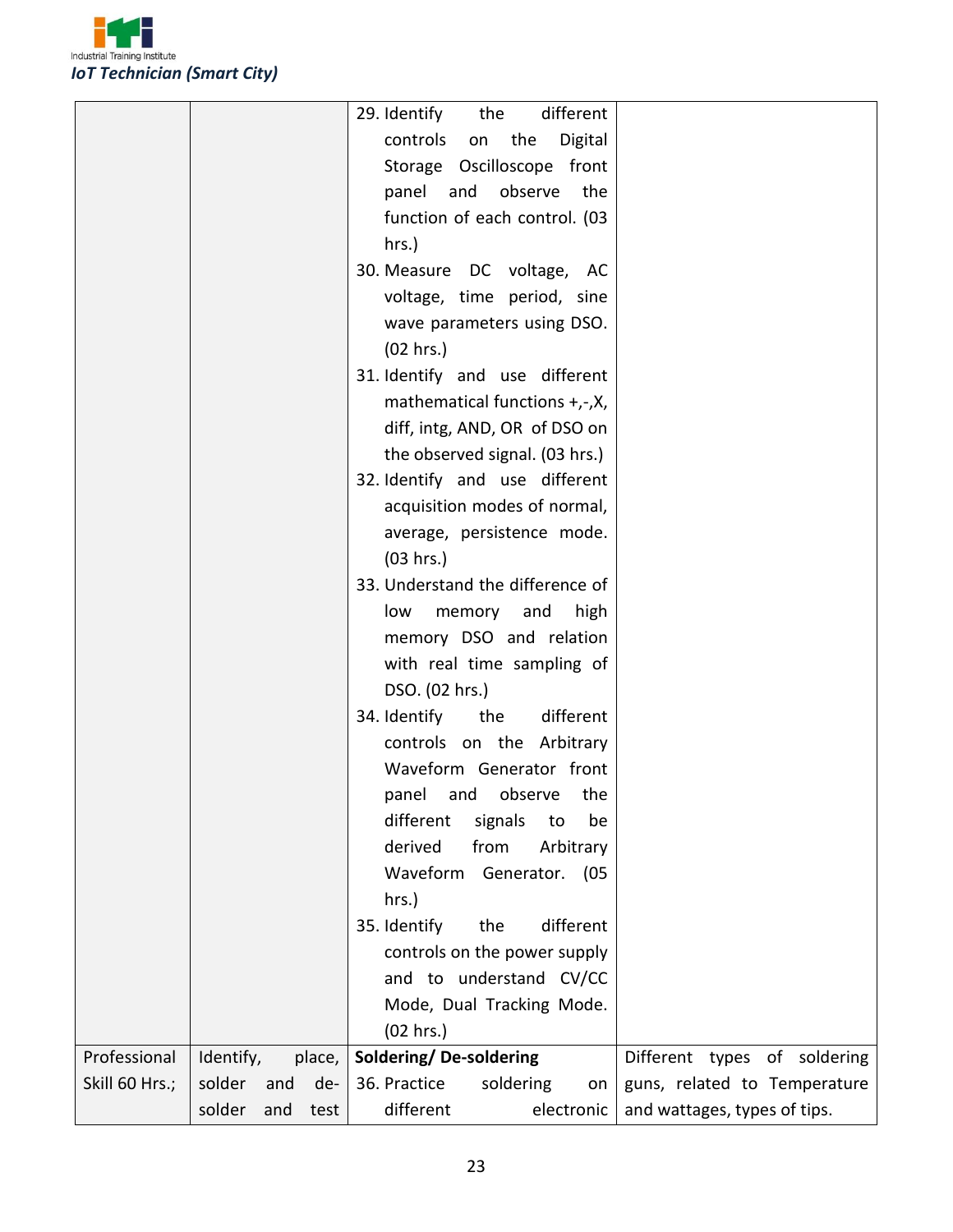| | | | |
|---|---|---|---|
| | | 29. Identify the different controls on the Digital Storage Oscilloscope front panel and observe the function of each control. (03 hrs.)<br>30. Measure DC voltage, AC voltage, time period, sine wave parameters using DSO. (02 hrs.)<br>31. Identify and use different mathematical functions +,-,X, diff, intg, AND, OR of DSO on the observed signal. (03 hrs.)<br>32. Identify and use different acquisition modes of normal, average, persistence mode. (03 hrs.)<br>33. Understand the difference of low memory and high memory DSO and relation with real time sampling of DSO. (02 hrs.)<br>34. Identify the different controls on the Arbitrary Waveform Generator front panel and observe the different signals to be derived from Arbitrary Waveform Generator. (05 hrs.)<br>35. Identify the different controls on the power supply and to understand CV/CC Mode, Dual Tracking Mode. (02 hrs.) | |
| Professional Skill 60 Hrs.; | Identify, place, solder and de-solder and test | **Soldering/ De-soldering**<br>36. Practice soldering on different electronic | Different types of soldering guns, related to Temperature and wattages, types of tips. |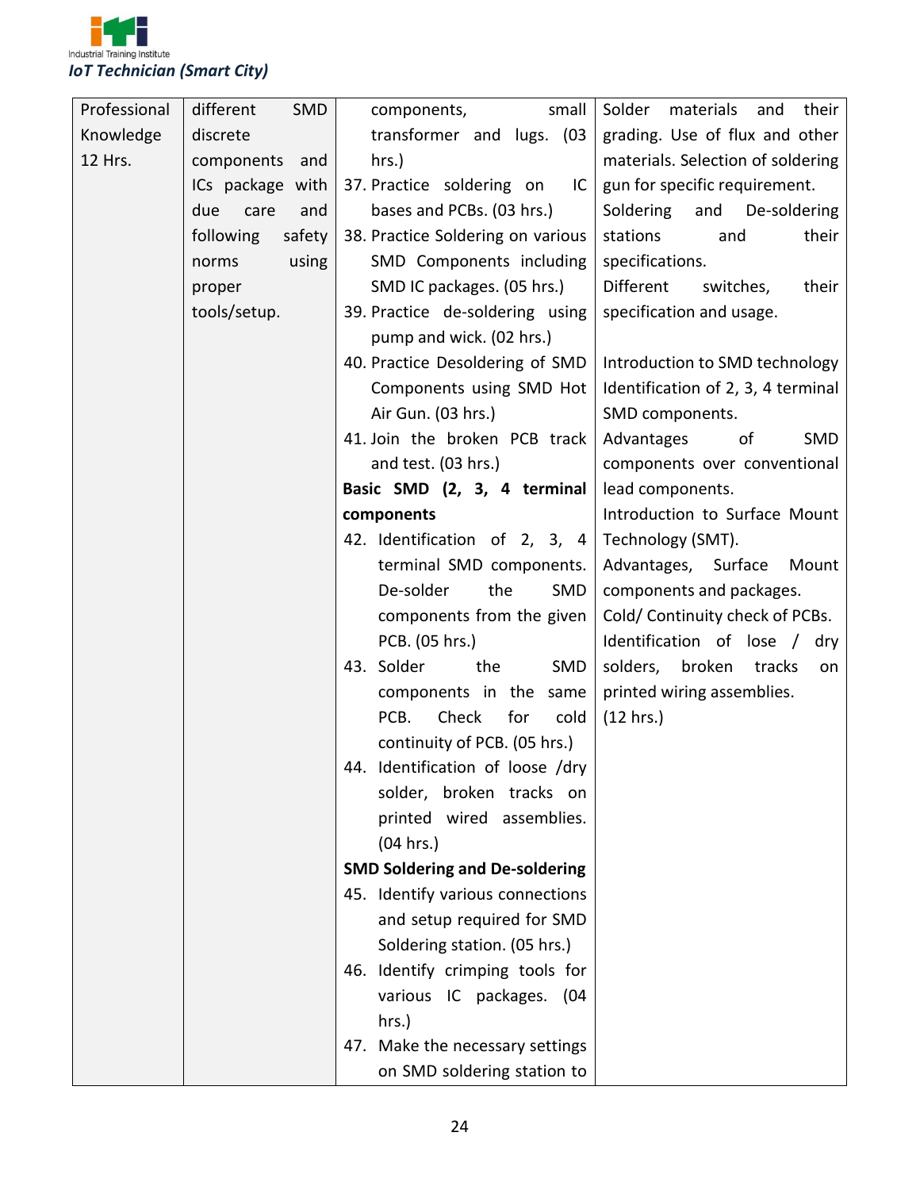| Professional Knowledge 12 Hrs. | different SMD discrete components and ICs package with due care and following safety norms using proper tools/setup. | components, small transformer and lugs. (03 hrs.)<br>37. Practice soldering on IC bases and PCBs. (03 hrs.)<br>38. Practice Soldering on various SMD Components including SMD IC packages. (05 hrs.)<br>39. Practice de-soldering using pump and wick. (02 hrs.)<br>40. Practice Desoldering of SMD Components using SMD Hot Air Gun. (03 hrs.)<br>41. Join the broken PCB track and test. (03 hrs.)<br>**Basic SMD (2, 3, 4 terminal components**<br>42. Identification of 2, 3, 4 terminal SMD components. De-solder the SMD components from the given PCB. (05 hrs.)<br>43. Solder the SMD components in the same PCB. Check for cold continuity of PCB. (05 hrs.)<br>44. Identification of loose /dry solder, broken tracks on printed wired assemblies. (04 hrs.)<br>**SMD Soldering and De-soldering**<br>45. Identify various connections and setup required for SMD Soldering station. (05 hrs.)<br>46. Identify crimping tools for various IC packages. (04 hrs.)<br>47. Make the necessary settings on SMD soldering station to | Solder materials and their grading. Use of flux and other materials. Selection of soldering gun for specific requirement.<br>Soldering and De-soldering stations and their specifications.<br>Different switches, their specification and usage.<br><br>Introduction to SMD technology Identification of 2, 3, 4 terminal SMD components.<br>Advantages of SMD components over conventional lead components.<br>Introduction to Surface Mount Technology (SMT).<br>Advantages, Surface Mount components and packages.<br>Cold/ Continuity check of PCBs.<br>Identification of lose / dry solders, broken tracks on printed wiring assemblies.<br>(12 hrs.) |
|---|---|---|---|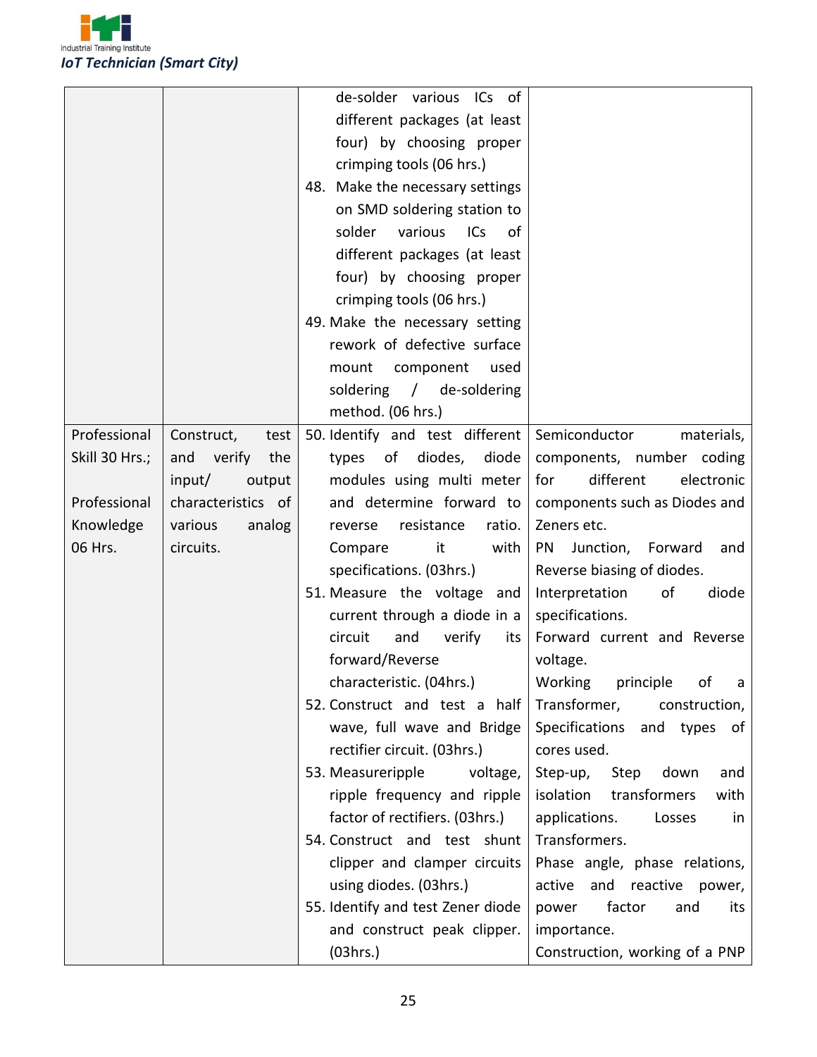| | | | |
|---|---|---|---|
| | | de-solder various ICs of different packages (at least four) by choosing proper crimping tools (06 hrs.)<br>48. Make the necessary settings on SMD soldering station to solder various ICs of different packages (at least four) by choosing proper crimping tools (06 hrs.)<br>49. Make the necessary setting rework of defective surface mount component used soldering / de-soldering method. (06 hrs.) | |
| Professional Skill 30 Hrs.;<br><br>Professional Knowledge 06 Hrs. | Construct, test and verify the input/ output characteristics of various analog circuits. | 50. Identify and test different types of diodes, diode modules using multi meter and determine forward to reverse resistance ratio. Compare it with specifications. (03hrs.)<br>51. Measure the voltage and current through a diode in a circuit and verify its forward/Reverse characteristic. (04hrs.)<br>52. Construct and test a half wave, full wave and Bridge rectifier circuit. (03hrs.)<br>53. Measureripple voltage, ripple frequency and ripple factor of rectifiers. (03hrs.)<br>54. Construct and test shunt clipper and clamper circuits using diodes. (03hrs.)<br>55. Identify and test Zener diode and construct peak clipper. (03hrs.) | Semiconductor materials, components, number coding for different electronic components such as Diodes and Zeners etc.<br>PN Junction, Forward and Reverse biasing of diodes.<br>Interpretation of diode specifications.<br>Forward current and Reverse voltage.<br>Working principle of a Transformer, construction, Specifications and types of cores used.<br>Step-up, Step down and isolation transformers with applications. Losses in Transformers.<br>Phase angle, phase relations, active and reactive power, power factor and its importance.<br>Construction, working of a PNP |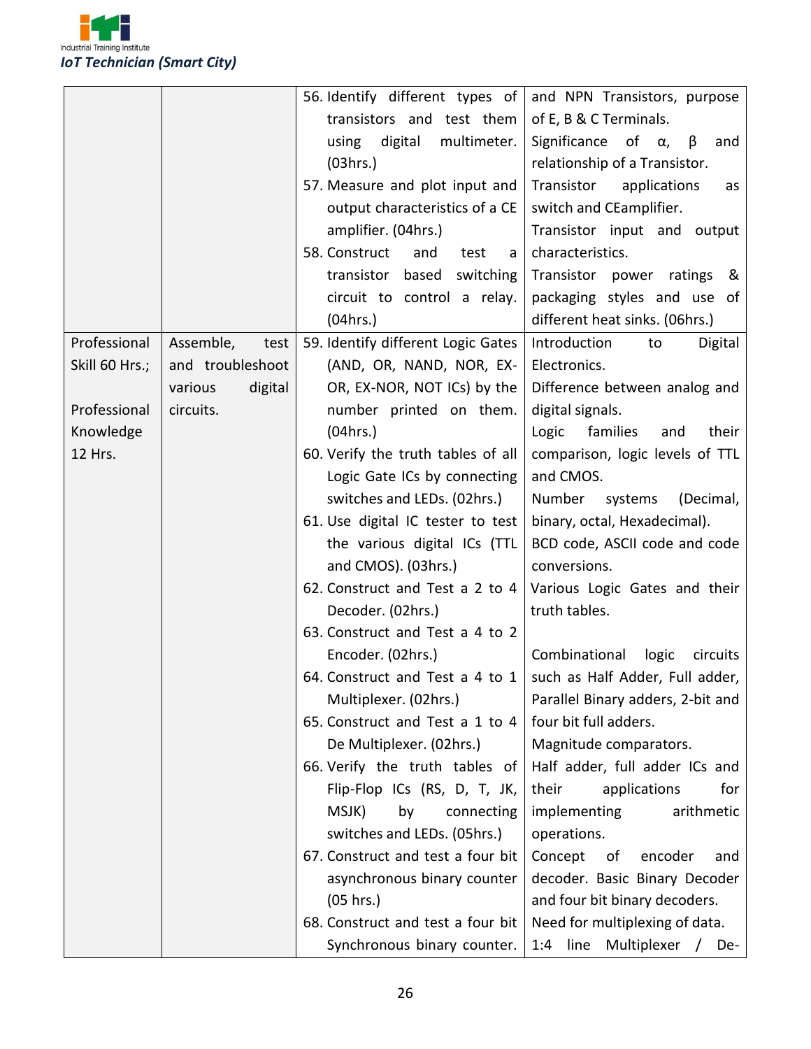| | | | |
|---|---|---|---|
| | | 56. Identify different types of transistors and test them using digital multimeter. (03hrs.)<br>57. Measure and plot input and output characteristics of a CE amplifier. (04hrs.)<br>58. Construct and test a transistor based switching circuit to control a relay. (04hrs.) | and NPN Transistors, purpose of E, B & C Terminals.<br>Significance of α, β and relationship of a Transistor.<br>Transistor applications as switch and CEamplifier.<br>Transistor input and output characteristics.<br>Transistor power ratings & packaging styles and use of different heat sinks. (06hrs.) |
| Professional Skill 60 Hrs.;<br><br>Professional Knowledge 12 Hrs. | Assemble, test and troubleshoot various digital circuits. | 59. Identify different Logic Gates (AND, OR, NAND, NOR, EX-OR, EX-NOR, NOT ICs) by the number printed on them. (04hrs.)<br>60. Verify the truth tables of all Logic Gate ICs by connecting switches and LEDs. (02hrs.)<br>61. Use digital IC tester to test the various digital ICs (TTL and CMOS). (03hrs.)<br>62. Construct and Test a 2 to 4 Decoder. (02hrs.)<br>63. Construct and Test a 4 to 2 Encoder. (02hrs.)<br>64. Construct and Test a 4 to 1 Multiplexer. (02hrs.)<br>65. Construct and Test a 1 to 4 De Multiplexer. (02hrs.)<br>66. Verify the truth tables of Flip-Flop ICs (RS, D, T, JK, MSJK) by connecting switches and LEDs. (05hrs.)<br>67. Construct and test a four bit asynchronous binary counter (05 hrs.)<br>68. Construct and test a four bit Synchronous binary counter. | Introduction to Digital Electronics.<br>Difference between analog and digital signals.<br>Logic families and their comparison, logic levels of TTL and CMOS.<br>Number systems (Decimal, binary, octal, Hexadecimal).<br>BCD code, ASCII code and code conversions.<br>Various Logic Gates and their truth tables.<br><br>Combinational logic circuits such as Half Adder, Full adder, Parallel Binary adders, 2-bit and four bit full adders.<br>Magnitude comparators.<br>Half adder, full adder ICs and their applications for implementing arithmetic operations.<br>Concept of encoder and decoder. Basic Binary Decoder and four bit binary decoders.<br>Need for multiplexing of data.<br>1:4 line Multiplexer / De- |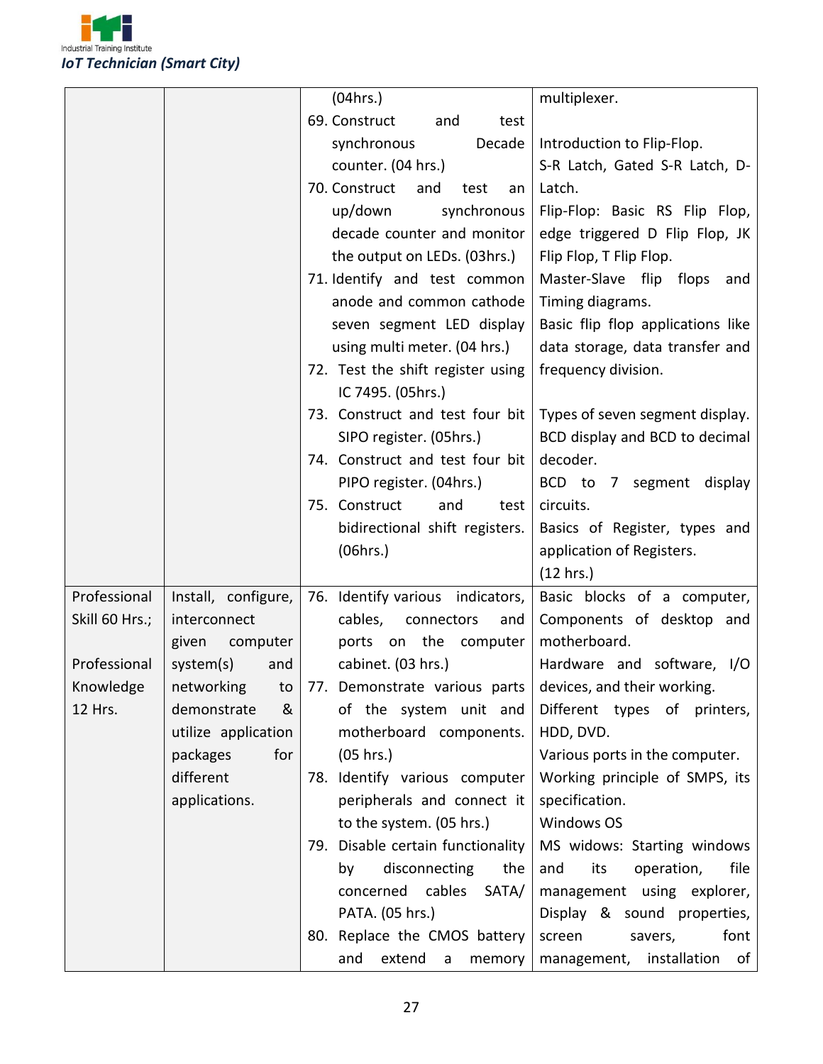| | | | |
|---|---|---|---|
| | | (04hrs.)<br>69. Construct and test synchronous Decade counter. (04 hrs.)<br>70. Construct and test an up/down synchronous decade counter and monitor the output on LEDs. (03hrs.)<br>71. Identify and test common anode and common cathode seven segment LED display using multi meter. (04 hrs.)<br>72. Test the shift register using IC 7495. (05hrs.)<br>73. Construct and test four bit SIPO register. (05hrs.)<br>74. Construct and test four bit PIPO register. (04hrs.)<br>75. Construct and test bidirectional shift registers. (06hrs.) | multiplexer.<br><br>Introduction to Flip-Flop.<br>S-R Latch, Gated S-R Latch, D-Latch.<br>Flip-Flop: Basic RS Flip Flop, edge triggered D Flip Flop, JK Flip Flop, T Flip Flop.<br>Master-Slave flip flops and Timing diagrams.<br>Basic flip flop applications like data storage, data transfer and frequency division.<br><br>Types of seven segment display.<br>BCD display and BCD to decimal decoder.<br>BCD to 7 segment display circuits.<br>Basics of Register, types and application of Registers.<br>(12 hrs.) |
| Professional Skill 60 Hrs.;<br><br>Professional Knowledge 12 Hrs. | Install, configure, interconnect given computer system(s) and networking to demonstrate & utilize application packages for different applications. | 76. Identify various indicators, cables, connectors and ports on the computer cabinet. (03 hrs.)<br>77. Demonstrate various parts of the system unit and motherboard components. (05 hrs.)<br>78. Identify various computer peripherals and connect it to the system. (05 hrs.)<br>79. Disable certain functionality by disconnecting the concerned cables SATA/ PATA. (05 hrs.)<br>80. Replace the CMOS battery and extend a memory | Basic blocks of a computer, Components of desktop and motherboard.<br>Hardware and software, I/O devices, and their working.<br>Different types of printers, HDD, DVD.<br>Various ports in the computer.<br>Working principle of SMPS, its specification.<br>Windows OS<br>MS widows: Starting windows and its operation, file management using explorer, Display & sound properties, screen savers, font management, installation of |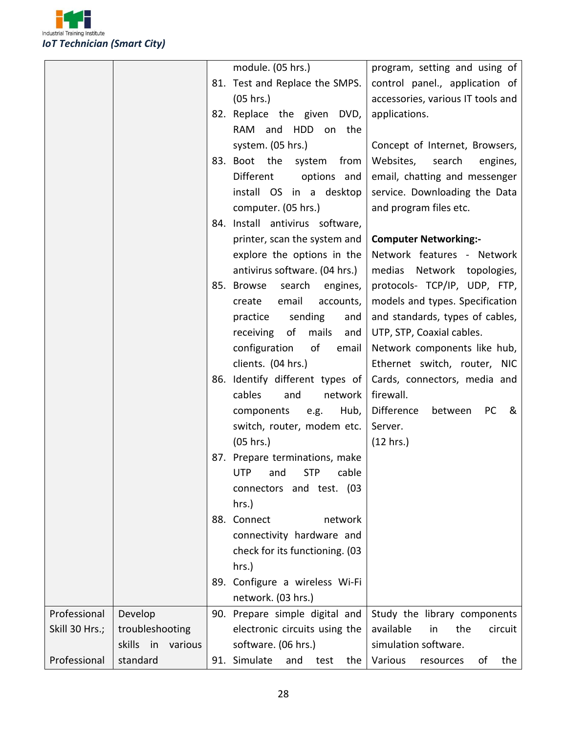| | | | |
|---|---|---|---|
| | | module. (05 hrs.)<br>81. Test and Replace the SMPS. (05 hrs.)<br>82. Replace the given DVD, RAM and HDD on the system. (05 hrs.)<br>83. Boot the system from Different options and install OS in a desktop computer. (05 hrs.)<br>84. Install antivirus software, printer, scan the system and explore the options in the antivirus software. (04 hrs.)<br>85. Browse search engines, create email accounts, practice sending and receiving of mails and configuration of email clients. (04 hrs.)<br>86. Identify different types of cables and network components e.g. Hub, switch, router, modem etc. (05 hrs.)<br>87. Prepare terminations, make UTP and STP cable connectors and test. (03 hrs.)<br>88. Connect network connectivity hardware and check for its functioning. (03 hrs.)<br>89. Configure a wireless Wi-Fi network. (03 hrs.) | program, setting and using of control panel., application of accessories, various IT tools and applications.<br><br>Concept of Internet, Browsers, Websites, search engines, email, chatting and messenger service. Downloading the Data and program files etc.<br><br>**Computer Networking:-**<br>Network features - Network medias Network topologies, protocols- TCP/IP, UDP, FTP, models and types. Specification and standards, types of cables, UTP, STP, Coaxial cables.<br>Network components like hub, Ethernet switch, router, NIC Cards, connectors, media and firewall.<br>Difference between PC & Server.<br>(12 hrs.) |
| Professional Skill 30 Hrs.;<br><br>Professional | Develop troubleshooting skills in various standard | 90. Prepare simple digital and electronic circuits using the software. (06 hrs.)<br>91. Simulate and test the | Study the library components available in the circuit simulation software.<br>Various resources of the |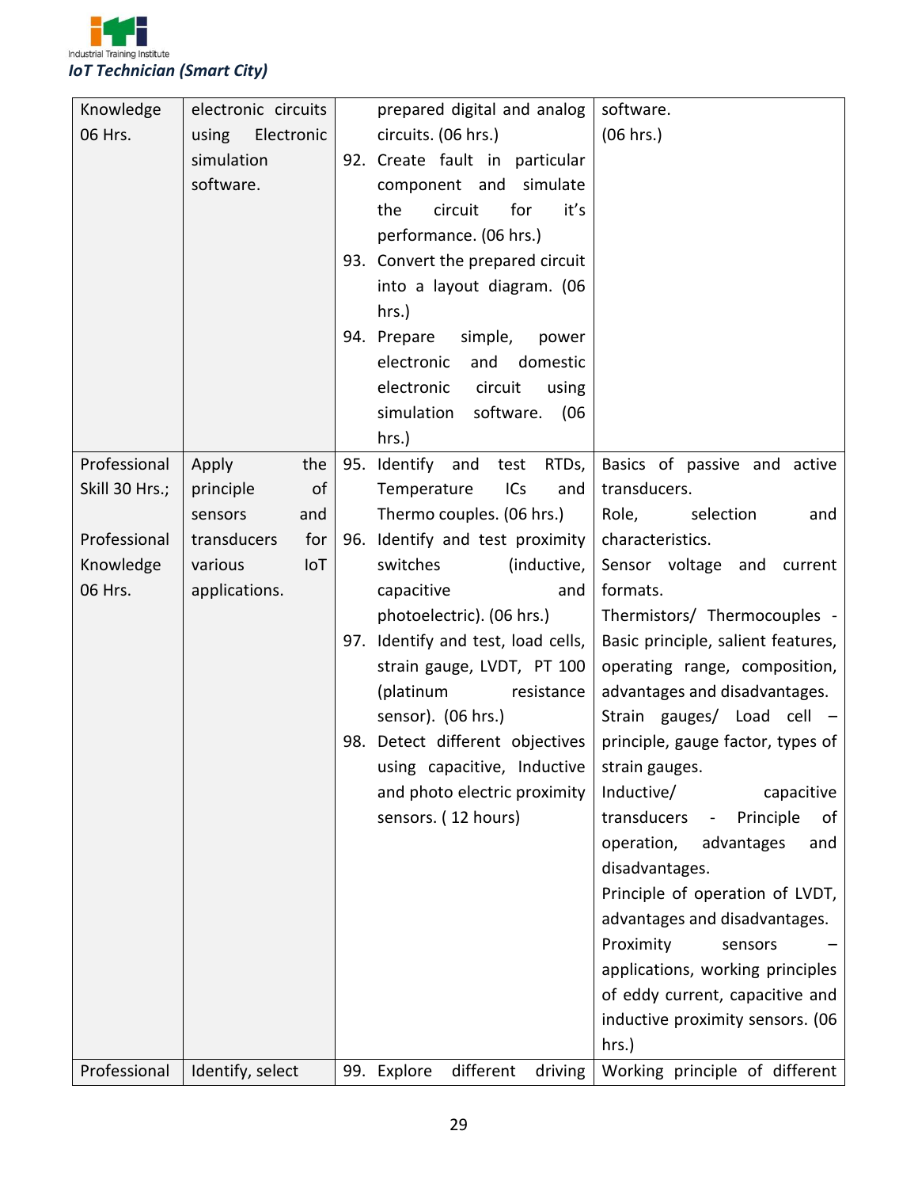| | | | |
|---|---|---|---|
| Knowledge 06 Hrs. | electronic circuits using Electronic simulation software. | prepared digital and analog circuits. (06 hrs.)<br>92. Create fault in particular component and simulate the circuit for it's performance. (06 hrs.)<br>93. Convert the prepared circuit into a layout diagram. (06 hrs.)<br>94. Prepare simple, power electronic and domestic electronic circuit using simulation software. (06 hrs.) | software.<br>(06 hrs.) |
| Professional Skill 30 Hrs.;<br><br>Professional Knowledge 06 Hrs. | Apply the principle of sensors and transducers for various IoT applications. | 95. Identify and test RTDs, Temperature ICs and Thermo couples. (06 hrs.)<br>96. Identify and test proximity switches (inductive, capacitive and photoelectric). (06 hrs.)<br>97. Identify and test, load cells, strain gauge, LVDT, PT 100 (platinum resistance sensor). (06 hrs.)<br>98. Detect different objectives using capacitive, Inductive and photo electric proximity sensors. ( 12 hours) | Basics of passive and active transducers.<br>Role, selection and characteristics.<br>Sensor voltage and current formats.<br>Thermistors/ Thermocouples - Basic principle, salient features, operating range, composition, advantages and disadvantages.<br>Strain gauges/ Load cell – principle, gauge factor, types of strain gauges.<br>Inductive/ capacitive transducers - Principle of operation, advantages and disadvantages.<br>Principle of operation of LVDT, advantages and disadvantages.<br>Proximity sensors – applications, working principles of eddy current, capacitive and inductive proximity sensors. (06 hrs.) |
| Professional | Identify, select | 99. Explore different driving | Working principle of different |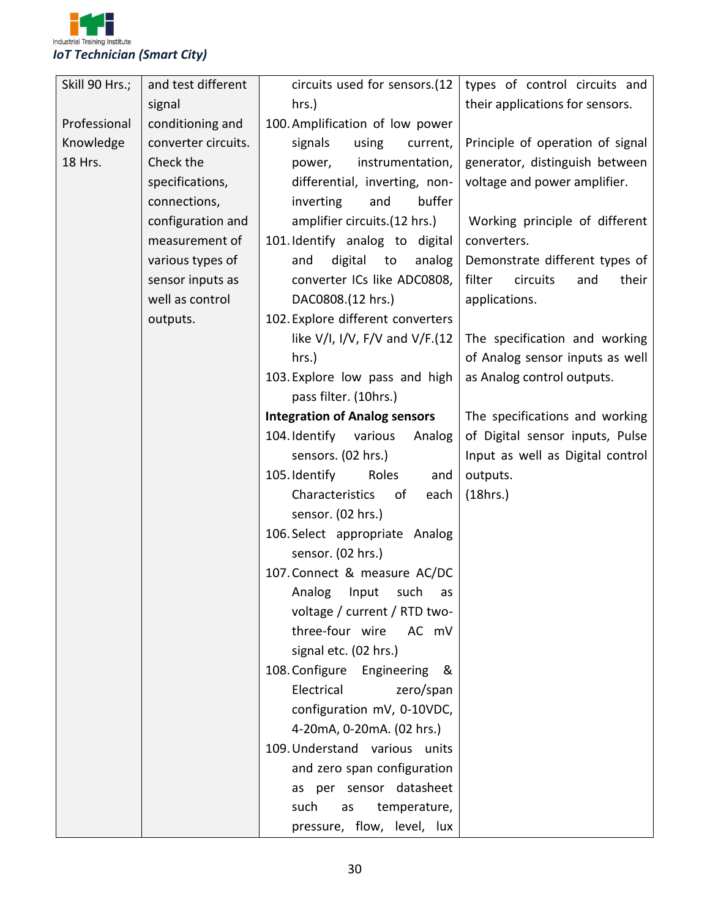| | | | |
|---|---|---|---|
| Skill 90 Hrs.;<br><br>Professional Knowledge 18 Hrs. | and test different signal conditioning and converter circuits. Check the specifications, connections, configuration and measurement of various types of sensor inputs as well as control outputs. | circuits used for sensors.(12 hrs.)<br>100. Amplification of low power signals using current, power, instrumentation, differential, inverting, non-inverting and buffer amplifier circuits.(12 hrs.)<br>101. Identify analog to digital and digital to analog converter ICs like ADC0808, DAC0808.(12 hrs.)<br>102. Explore different converters like V/I, I/V, F/V and V/F.(12 hrs.)<br>103. Explore low pass and high pass filter. (10hrs.)<br>**Integration of Analog sensors**<br>104. Identify various Analog sensors. (02 hrs.)<br>105. Identify Roles and Characteristics of each sensor. (02 hrs.)<br>106. Select appropriate Analog sensor. (02 hrs.)<br>107. Connect & measure AC/DC Analog Input such as voltage / current / RTD two-three-four wire AC mV signal etc. (02 hrs.)<br>108. Configure Engineering & Electrical zero/span configuration mV, 0-10VDC, 4-20mA, 0-20mA. (02 hrs.)<br>109. Understand various units and zero span configuration as per sensor datasheet such as temperature, pressure, flow, level, lux | types of control circuits and their applications for sensors.<br><br>Principle of operation of signal generator, distinguish between voltage and power amplifier.<br><br>Working principle of different converters.<br>Demonstrate different types of filter circuits and their applications.<br><br>The specification and working of Analog sensor inputs as well as Analog control outputs.<br><br>The specifications and working of Digital sensor inputs, Pulse Input as well as Digital control outputs.<br>(18hrs.) |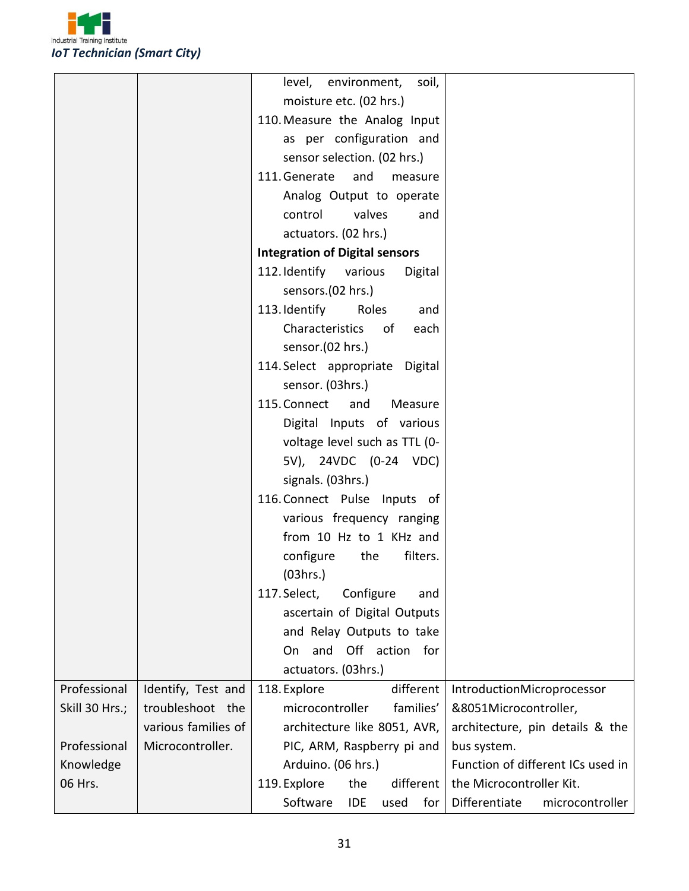| | | | |
|---|---|---|---|
| | | level, environment, soil, moisture etc. (02 hrs.)<br>110. Measure the Analog Input as per configuration and sensor selection. (02 hrs.)<br>111. Generate and measure Analog Output to operate control valves and actuators. (02 hrs.)<br>**Integration of Digital sensors**<br>112. Identify various Digital sensors.(02 hrs.)<br>113. Identify Roles and Characteristics of each sensor.(02 hrs.)<br>114. Select appropriate Digital sensor. (03hrs.)<br>115. Connect and Measure Digital Inputs of various voltage level such as TTL (0-5V), 24VDC (0-24 VDC) signals. (03hrs.)<br>116. Connect Pulse Inputs of various frequency ranging from 10 Hz to 1 KHz and configure the filters. (03hrs.)<br>117. Select, Configure and ascertain of Digital Outputs and Relay Outputs to take On and Off action for actuators. (03hrs.) | |
| Professional Skill 30 Hrs.;<br><br>Professional Knowledge 06 Hrs. | Identify, Test and troubleshoot the various families of Microcontroller. | 118. Explore different microcontroller families' architecture like 8051, AVR, PIC, ARM, Raspberry pi and Arduino. (06 hrs.)<br>119. Explore the different Software IDE used for | IntroductionMicroprocessor &8051Microcontroller, architecture, pin details & the bus system.<br>Function of different ICs used in the Microcontroller Kit.<br>Differentiate microcontroller |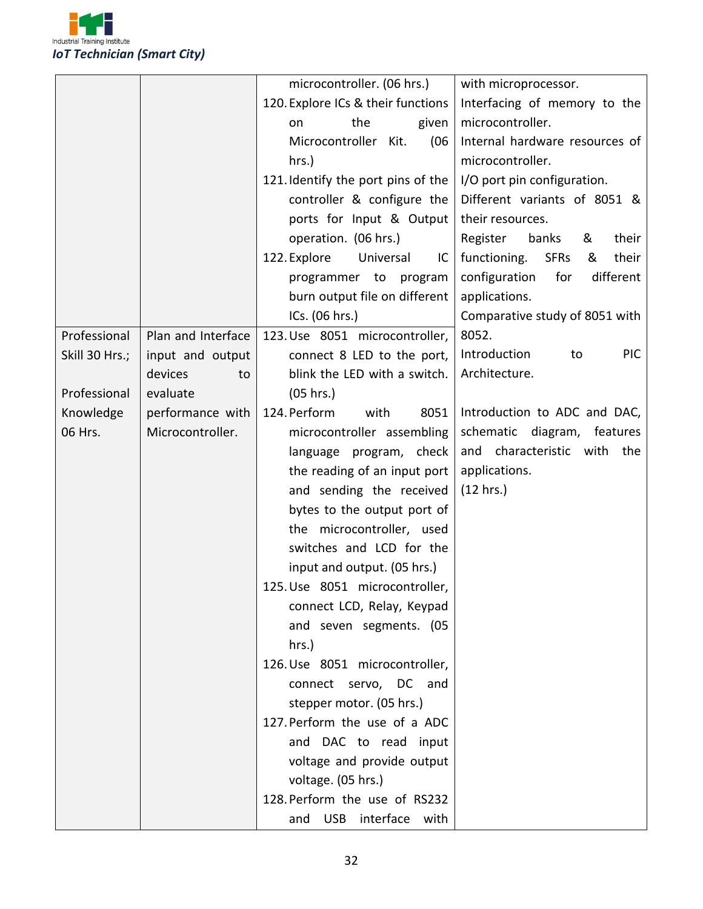| | | microcontroller. (06 hrs.)<br>120. Explore ICs & their functions on the given Microcontroller Kit. (06 hrs.)<br>121. Identify the port pins of the controller & configure the ports for Input & Output operation. (06 hrs.)<br>122. Explore Universal IC programmer to program burn output file on different ICs. (06 hrs.) | with microprocessor.<br>Interfacing of memory to the microcontroller.<br>Internal hardware resources of microcontroller.<br>I/O port pin configuration.<br>Different variants of 8051 & their resources.<br>Register banks & their functioning. SFRs & their configuration for different applications.<br>Comparative study of 8051 with 8052.<br>Introduction to PIC Architecture.<br><br>Introduction to ADC and DAC, schematic diagram, features and characteristic with the applications.<br>(12 hrs.) |
|---|---|---|---|
| Professional Skill 30 Hrs.;<br><br>Professional Knowledge 06 Hrs. | Plan and Interface input and output devices to evaluate performance with Microcontroller. | 123. Use 8051 microcontroller, connect 8 LED to the port, blink the LED with a switch. (05 hrs.)<br>124. Perform with 8051 microcontroller assembling language program, check the reading of an input port and sending the received bytes to the output port of the microcontroller, used switches and LCD for the input and output. (05 hrs.)<br>125. Use 8051 microcontroller, connect LCD, Relay, Keypad and seven segments. (05 hrs.)<br>126. Use 8051 microcontroller, connect servo, DC and stepper motor. (05 hrs.)<br>127. Perform the use of a ADC and DAC to read input voltage and provide output voltage. (05 hrs.)<br>128. Perform the use of RS232 and USB interface with | |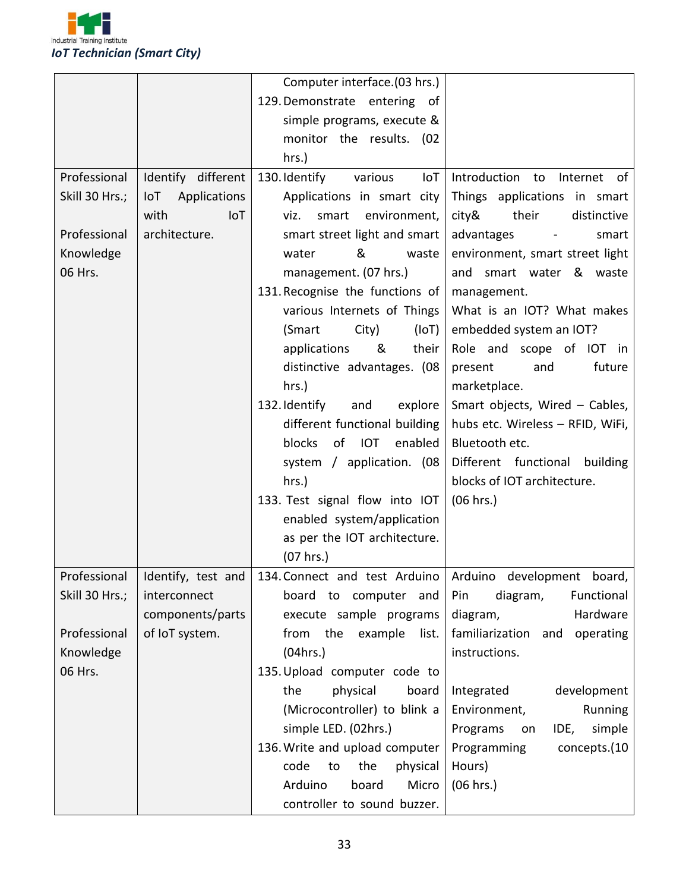| | | | |
|---|---|---|---|
| | | Computer interface.(03 hrs.)<br>129. Demonstrate entering of simple programs, execute & monitor the results. (02 hrs.) | |
| Professional Skill 30 Hrs.;<br><br>Professional Knowledge 06 Hrs. | Identify different IoT Applications with IoT architecture. | 130. Identify various IoT Applications in smart city viz. smart environment, smart street light and smart water & waste management. (07 hrs.)<br>131. Recognise the functions of various Internets of Things (Smart City) (IoT) applications & their distinctive advantages. (08 hrs.)<br>132. Identify and explore different functional building blocks of IOT enabled system / application. (08 hrs.)<br>133. Test signal flow into IOT enabled system/application as per the IOT architecture. (07 hrs.) | Introduction to Internet of Things applications in smart city& their distinctive advantages - smart environment, smart street light and smart water & waste management.<br>What is an IOT? What makes embedded system an IOT?<br>Role and scope of IOT in present and future marketplace.<br>Smart objects, Wired – Cables, hubs etc. Wireless – RFID, WiFi, Bluetooth etc.<br>Different functional building blocks of IOT architecture.<br>(06 hrs.) |
| Professional Skill 30 Hrs.;<br><br>Professional Knowledge 06 Hrs. | Identify, test and interconnect components/parts of IoT system. | 134. Connect and test Arduino board to computer and execute sample programs from the example list. (04hrs.)<br>135. Upload computer code to the physical board (Microcontroller) to blink a simple LED. (02hrs.)<br>136. Write and upload computer code to the physical Arduino board Micro controller to sound buzzer. | Arduino development board, Pin diagram, Functional diagram, Hardware familiarization and operating instructions.<br><br>Integrated development Environment, Running Programs on IDE, simple Programming concepts.(10 Hours)<br>(06 hrs.) |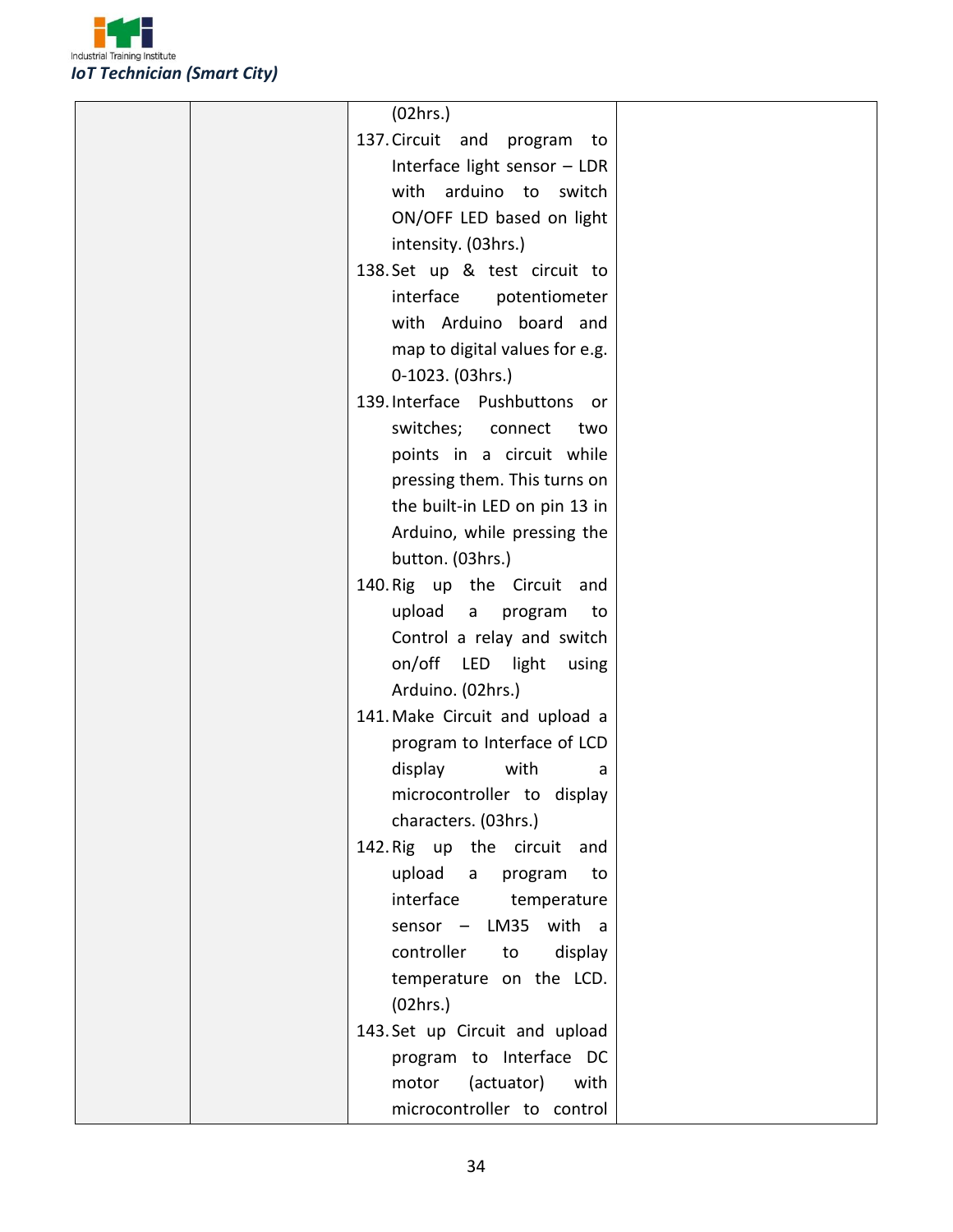| | | | |
|---|---|---|---|
| | | (02hrs.)<br>137. Circuit and program to Interface light sensor – LDR with arduino to switch ON/OFF LED based on light intensity. (03hrs.)<br>138. Set up & test circuit to interface potentiometer with Arduino board and map to digital values for e.g. 0-1023. (03hrs.)<br>139. Interface Pushbuttons or switches; connect two points in a circuit while pressing them. This turns on the built-in LED on pin 13 in Arduino, while pressing the button. (03hrs.)<br>140. Rig up the Circuit and upload a program to Control a relay and switch on/off LED light using Arduino. (02hrs.)<br>141. Make Circuit and upload a program to Interface of LCD display with a microcontroller to display characters. (03hrs.)<br>142. Rig up the circuit and upload a program to interface temperature sensor – LM35 with a controller to display temperature on the LCD. (02hrs.)<br>143. Set up Circuit and upload program to Interface DC motor (actuator) with microcontroller to control | |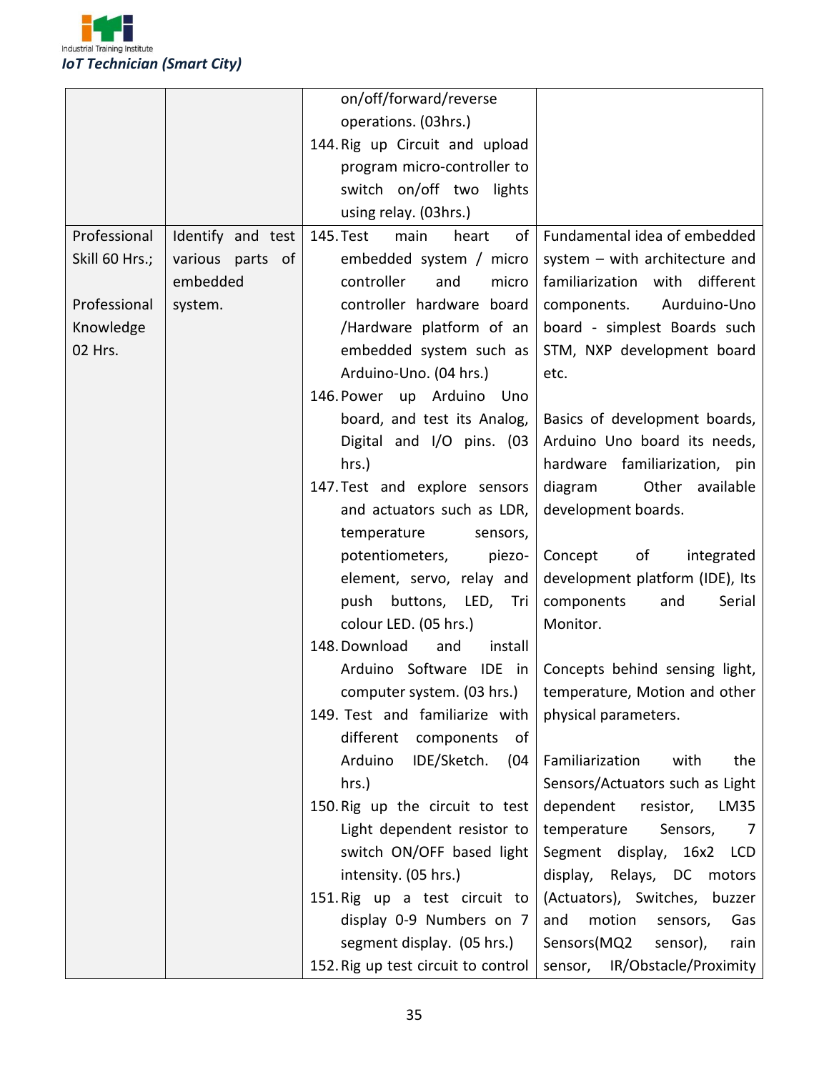| | | | |
|---|---|---|---|
| | | on/off/forward/reverse operations. (03hrs.)<br>144. Rig up Circuit and upload program micro-controller to switch on/off two lights using relay. (03hrs.) | |
| Professional Skill 60 Hrs.;<br><br>Professional Knowledge 02 Hrs. | Identify and test various parts of embedded system. | 145. Test main heart of embedded system / micro controller and micro controller hardware board /Hardware platform of an embedded system such as Arduino-Uno. (04 hrs.)<br>146. Power up Arduino Uno board, and test its Analog, Digital and I/O pins. (03 hrs.)<br>147. Test and explore sensors and actuators such as LDR, temperature sensors, potentiometers, piezo-element, servo, relay and push buttons, LED, Tri colour LED. (05 hrs.)<br>148. Download and install Arduino Software IDE in computer system. (03 hrs.)<br>149. Test and familiarize with different components of Arduino IDE/Sketch. (04 hrs.)<br>150. Rig up the circuit to test Light dependent resistor to switch ON/OFF based light intensity. (05 hrs.)<br>151. Rig up a test circuit to display 0-9 Numbers on 7 segment display. (05 hrs.)<br>152. Rig up test circuit to control | Fundamental idea of embedded system – with architecture and familiarization with different components. Aurduino-Uno board - simplest Boards such STM, NXP development board etc.<br><br>Basics of development boards, Arduino Uno board its needs, hardware familiarization, pin diagram Other available development boards.<br><br>Concept of integrated development platform (IDE), Its components and Serial Monitor.<br><br>Concepts behind sensing light, temperature, Motion and other physical parameters.<br><br>Familiarization with the Sensors/Actuators such as Light dependent resistor, LM35 temperature Sensors, 7 Segment display, 16x2 LCD display, Relays, DC motors (Actuators), Switches, buzzer and motion sensors, Gas Sensors(MQ2 sensor), rain sensor, IR/Obstacle/Proximity |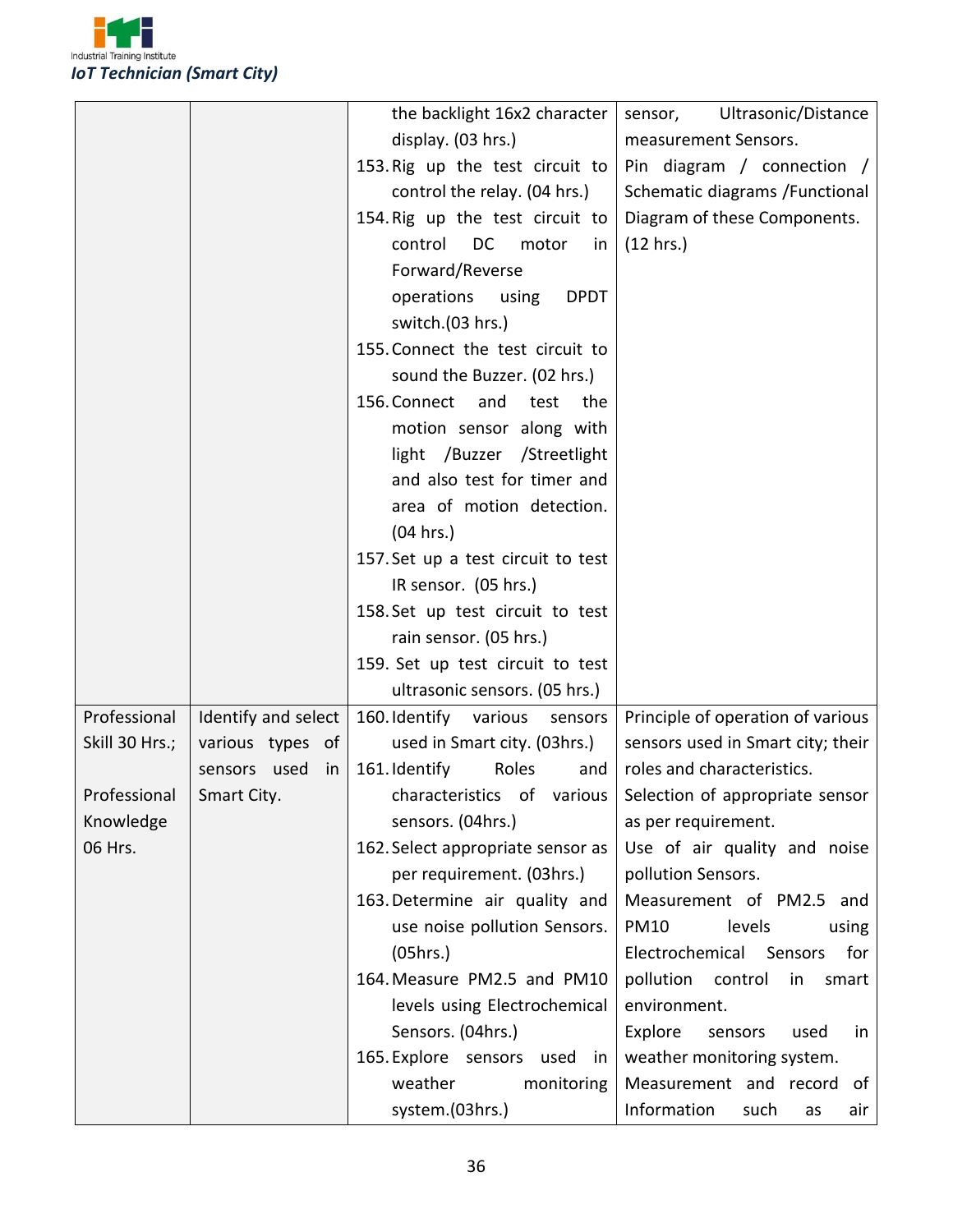| | | | |
|---|---|---|---|
| | | the backlight 16x2 character display. (03 hrs.)<br>153. Rig up the test circuit to control the relay. (04 hrs.)<br>154. Rig up the test circuit to control DC motor in Forward/Reverse operations using DPDT switch.(03 hrs.)<br>155. Connect the test circuit to sound the Buzzer. (02 hrs.)<br>156. Connect and test the motion sensor along with light /Buzzer /Streetlight and also test for timer and area of motion detection. (04 hrs.)<br>157. Set up a test circuit to test IR sensor. (05 hrs.)<br>158. Set up test circuit to test rain sensor. (05 hrs.)<br>159. Set up test circuit to test ultrasonic sensors. (05 hrs.) | sensor, Ultrasonic/Distance measurement Sensors.<br>Pin diagram / connection / Schematic diagrams /Functional Diagram of these Components. (12 hrs.) |
| Professional Skill 30 Hrs.;<br><br>Professional Knowledge 06 Hrs. | Identify and select various types of sensors used in Smart City. | 160. Identify various sensors used in Smart city. (03hrs.)<br>161. Identify Roles and characteristics of various sensors. (04hrs.)<br>162. Select appropriate sensor as per requirement. (03hrs.)<br>163. Determine air quality and use noise pollution Sensors. (05hrs.)<br>164. Measure PM2.5 and PM10 levels using Electrochemical Sensors. (04hrs.)<br>165. Explore sensors used in weather monitoring system.(03hrs.) | Principle of operation of various sensors used in Smart city; their roles and characteristics.<br>Selection of appropriate sensor as per requirement.<br>Use of air quality and noise pollution Sensors.<br>Measurement of PM2.5 and PM10 levels using Electrochemical Sensors for pollution control in smart environment.<br>Explore sensors used in weather monitoring system.<br>Measurement and record of Information such as air |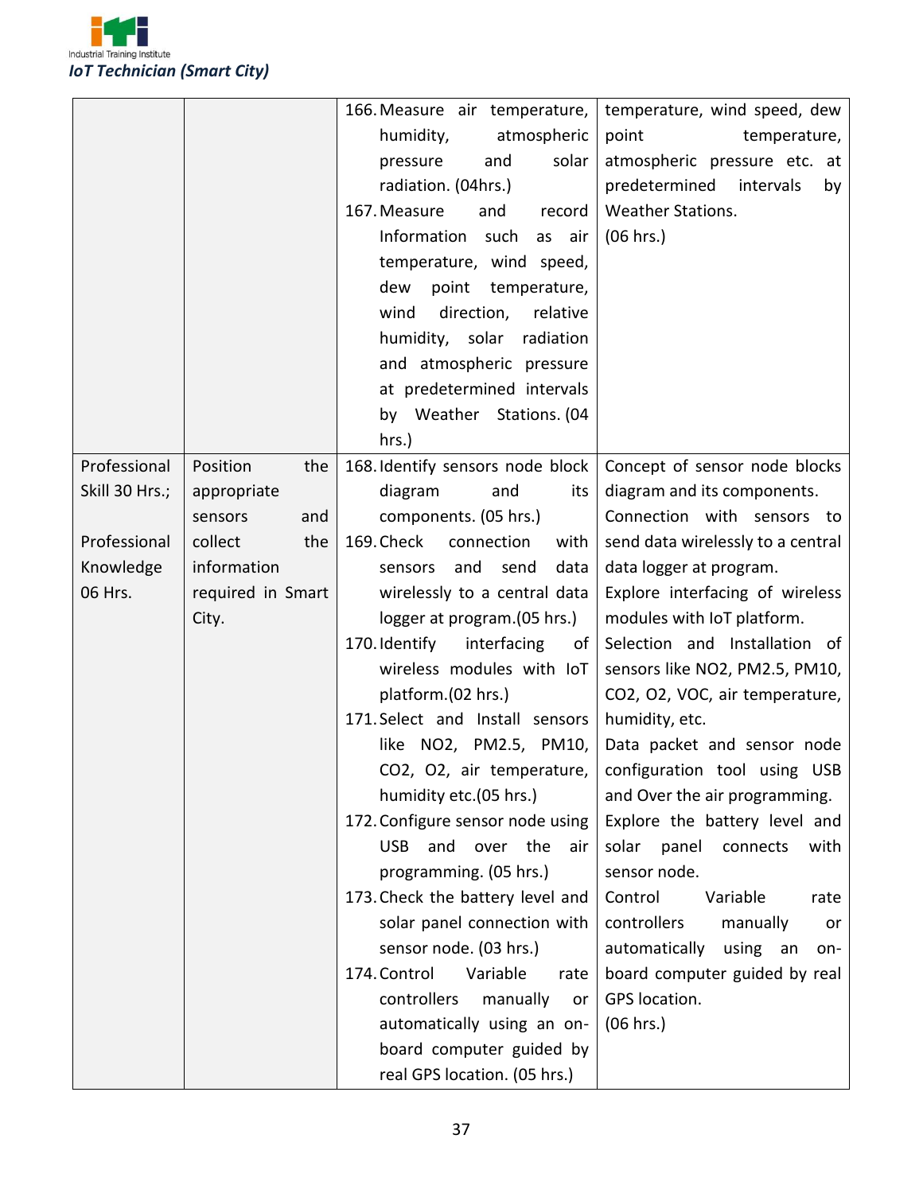| | | | |
|---|---|---|---|
| | | 166. Measure air temperature, humidity, atmospheric pressure and solar radiation. (04hrs.)<br>167. Measure and record Information such as air temperature, wind speed, dew point temperature, wind direction, relative humidity, solar radiation and atmospheric pressure at predetermined intervals by Weather Stations. (04 hrs.) | temperature, wind speed, dew point temperature, atmospheric pressure etc. at predetermined intervals by Weather Stations.<br>(06 hrs.) |
| Professional Skill 30 Hrs.;<br><br>Professional Knowledge 06 Hrs. | Position the appropriate sensors and collect the information required in Smart City. | 168. Identify sensors node block diagram and its components. (05 hrs.)<br>169. Check connection with sensors and send data wirelessly to a central data logger at program.(05 hrs.)<br>170. Identify interfacing of wireless modules with IoT platform.(02 hrs.)<br>171. Select and Install sensors like NO2, PM2.5, PM10, CO2, O2, air temperature, humidity etc.(05 hrs.)<br>172. Configure sensor node using USB and over the air programming. (05 hrs.)<br>173. Check the battery level and solar panel connection with sensor node. (03 hrs.)<br>174. Control Variable rate controllers manually or automatically using an on-board computer guided by real GPS location. (05 hrs.) | Concept of sensor node blocks diagram and its components.<br>Connection with sensors to send data wirelessly to a central data logger at program.<br>Explore interfacing of wireless modules with IoT platform.<br>Selection and Installation of sensors like NO2, PM2.5, PM10, CO2, O2, VOC, air temperature, humidity, etc.<br>Data packet and sensor node configuration tool using USB and Over the air programming.<br>Explore the battery level and solar panel connects with sensor node.<br>Control Variable rate controllers manually or automatically using an on-board computer guided by real GPS location.<br>(06 hrs.) |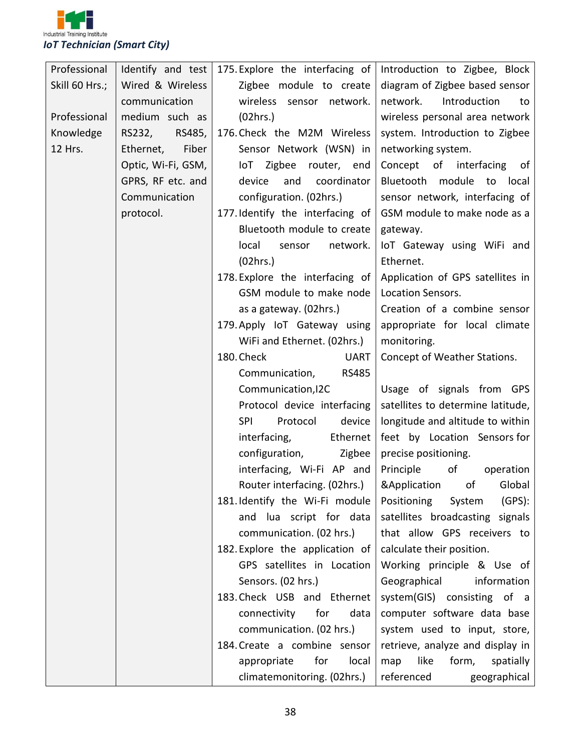| Professional Skill 60 Hrs.; Professional Knowledge 12 Hrs. | Identify and test Wired & Wireless communication medium such as RS232, RS485, Ethernet, Fiber Optic, Wi-Fi, GSM, GPRS, RF etc. and Communication protocol. | 175. Explore the interfacing of Zigbee module to create wireless sensor network. (02hrs.)<br>176. Check the M2M Wireless Sensor Network (WSN) in IoT Zigbee router, end device and coordinator configuration. (02hrs.)<br>177. Identify the interfacing of Bluetooth module to create local sensor network. (02hrs.)<br>178. Explore the interfacing of GSM module to make node as a gateway. (02hrs.)<br>179. Apply IoT Gateway using WiFi and Ethernet. (02hrs.)<br>180. Check UART Communication, RS485 Communication,I2C Protocol device interfacing SPI Protocol device interfacing, Ethernet configuration, Zigbee interfacing, Wi-Fi AP and Router interfacing. (02hrs.)<br>181. Identify the Wi-Fi module and lua script for data communication. (02 hrs.)<br>182. Explore the application of GPS satellites in Location Sensors. (02 hrs.)<br>183. Check USB and Ethernet connectivity for data communication. (02 hrs.)<br>184. Create a combine sensor appropriate for local climatemonitoring. (02hrs.) | Introduction to Zigbee, Block diagram of Zigbee based sensor network. Introduction to wireless personal area network system. Introduction to Zigbee networking system.<br>Concept of interfacing of Bluetooth module to local sensor network, interfacing of GSM module to make node as a gateway.<br>IoT Gateway using WiFi and Ethernet.<br>Application of GPS satellites in Location Sensors.<br>Creation of a combine sensor appropriate for local climate monitoring.<br>Concept of Weather Stations.<br><br>Usage of signals from GPS satellites to determine latitude, longitude and altitude to within feet by Location Sensors for precise positioning.<br>Principle of operation &Application of Global Positioning System (GPS): satellites broadcasting signals that allow GPS receivers to calculate their position.<br>Working principle & Use of Geographical information system(GIS) consisting of a computer software data base system used to input, store, retrieve, analyze and display in map like form, spatially referenced geographical |
|---|---|---|---|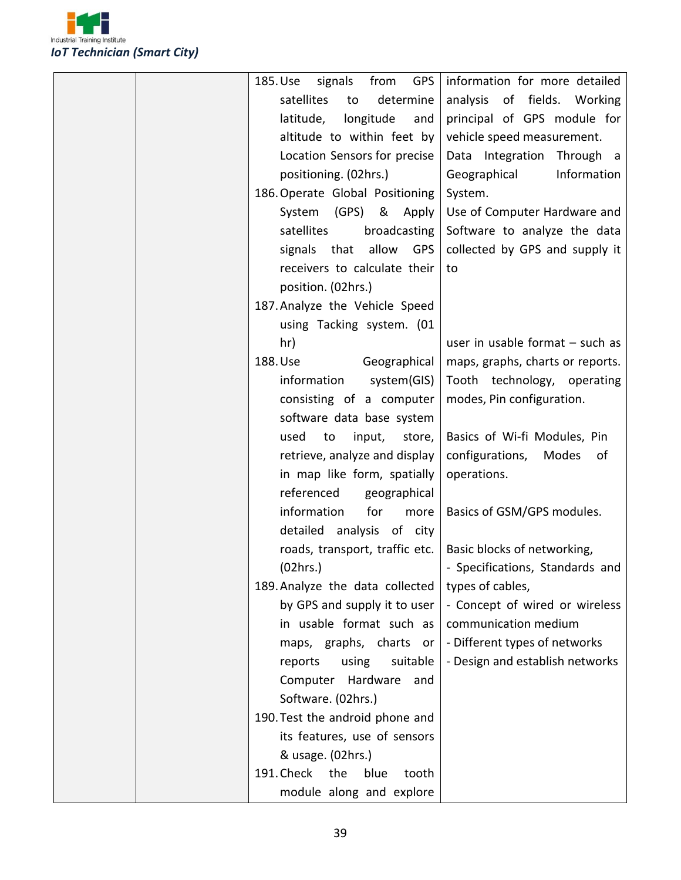| | | | |
|---|---|---|---|
| | | 185. Use signals from GPS satellites to determine latitude, longitude and altitude to within feet by Location Sensors for precise positioning. (02hrs.)<br>186. Operate Global Positioning System (GPS) & Apply satellites broadcasting signals that allow GPS receivers to calculate their position. (02hrs.)<br>187. Analyze the Vehicle Speed using Tacking system. (01 hr)<br>188. Use Geographical information system(GIS) consisting of a computer software data base system used to input, store, retrieve, analyze and display in map like form, spatially referenced geographical information for more detailed analysis of city roads, transport, traffic etc. (02hrs.)<br>189. Analyze the data collected by GPS and supply it to user in usable format such as maps, graphs, charts or reports using suitable Computer Hardware and Software. (02hrs.)<br>190. Test the android phone and its features, use of sensors & usage. (02hrs.)<br>191. Check the blue tooth module along and explore | information for more detailed analysis of fields. Working principal of GPS module for vehicle speed measurement.<br>Data Integration Through a Geographical Information System.<br>Use of Computer Hardware and Software to analyze the data collected by GPS and supply it to user in usable format – such as maps, graphs, charts or reports.<br>Tooth technology, operating modes, Pin configuration.<br><br>Basics of Wi-fi Modules, Pin configurations, Modes of operations.<br><br>Basics of GSM/GPS modules.<br><br>Basic blocks of networking,<br>- Specifications, Standards and types of cables,<br>- Concept of wired or wireless communication medium<br>- Different types of networks<br>- Design and establish networks |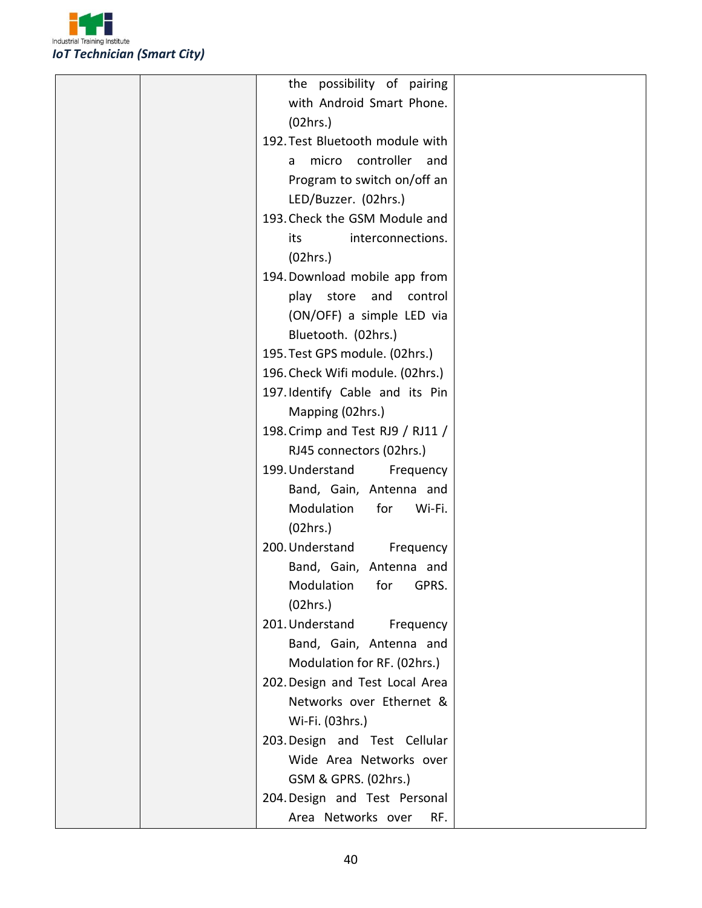| | | | |
|---|---|---|---|
| | | the possibility of pairing with Android Smart Phone. (02hrs.)<br>192. Test Bluetooth module with a micro controller and Program to switch on/off an LED/Buzzer. (02hrs.)<br>193. Check the GSM Module and its interconnections. (02hrs.)<br>194. Download mobile app from play store and control (ON/OFF) a simple LED via Bluetooth. (02hrs.)<br>195. Test GPS module. (02hrs.)<br>196. Check Wifi module. (02hrs.)<br>197. Identify Cable and its Pin Mapping (02hrs.)<br>198. Crimp and Test RJ9 / RJ11 / RJ45 connectors (02hrs.)<br>199. Understand Frequency Band, Gain, Antenna and Modulation for Wi-Fi. (02hrs.)<br>200. Understand Frequency Band, Gain, Antenna and Modulation for GPRS. (02hrs.)<br>201. Understand Frequency Band, Gain, Antenna and Modulation for RF. (02hrs.)<br>202. Design and Test Local Area Networks over Ethernet & Wi-Fi. (03hrs.)<br>203. Design and Test Cellular Wide Area Networks over GSM & GPRS. (02hrs.)<br>204. Design and Test Personal Area Networks over RF. | |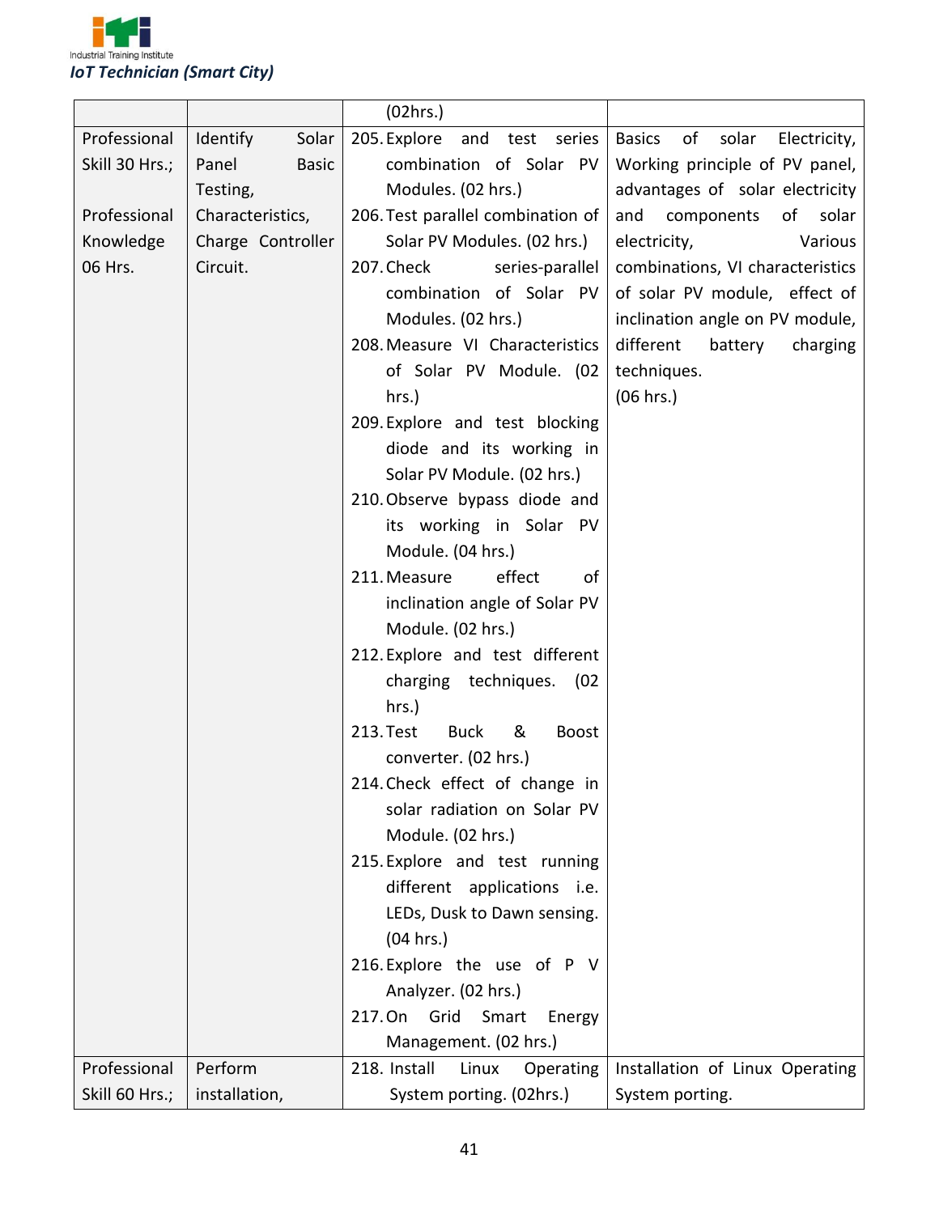| | | (02hrs.) | |
|---|---|---|---|
| Professional Skill 30 Hrs.;<br><br>Professional Knowledge 06 Hrs. | Identify Solar Panel Basic Testing, Characteristics, Charge Controller Circuit. | 205. Explore and test series combination of Solar PV Modules. (02 hrs.)<br>206. Test parallel combination of Solar PV Modules. (02 hrs.)<br>207. Check series-parallel combination of Solar PV Modules. (02 hrs.)<br>208. Measure VI Characteristics of Solar PV Module. (02 hrs.)<br>209. Explore and test blocking diode and its working in Solar PV Module. (02 hrs.)<br>210. Observe bypass diode and its working in Solar PV Module. (04 hrs.)<br>211. Measure effect of inclination angle of Solar PV Module. (02 hrs.)<br>212. Explore and test different charging techniques. (02 hrs.)<br>213. Test Buck & Boost converter. (02 hrs.)<br>214. Check effect of change in solar radiation on Solar PV Module. (02 hrs.)<br>215. Explore and test running different applications i.e. LEDs, Dusk to Dawn sensing. (04 hrs.)<br>216. Explore the use of P V Analyzer. (02 hrs.)<br>217. On Grid Smart Energy Management. (02 hrs.) | Basics of solar Electricity, Working principle of PV panel, advantages of solar electricity and components of solar electricity, Various combinations, VI characteristics of solar PV module, effect of inclination angle on PV module, different battery charging techniques.<br>(06 hrs.) |
| Professional Skill 60 Hrs.; | Perform installation, | 218. Install Linux Operating System porting. (02hrs.) | Installation of Linux Operating System porting. |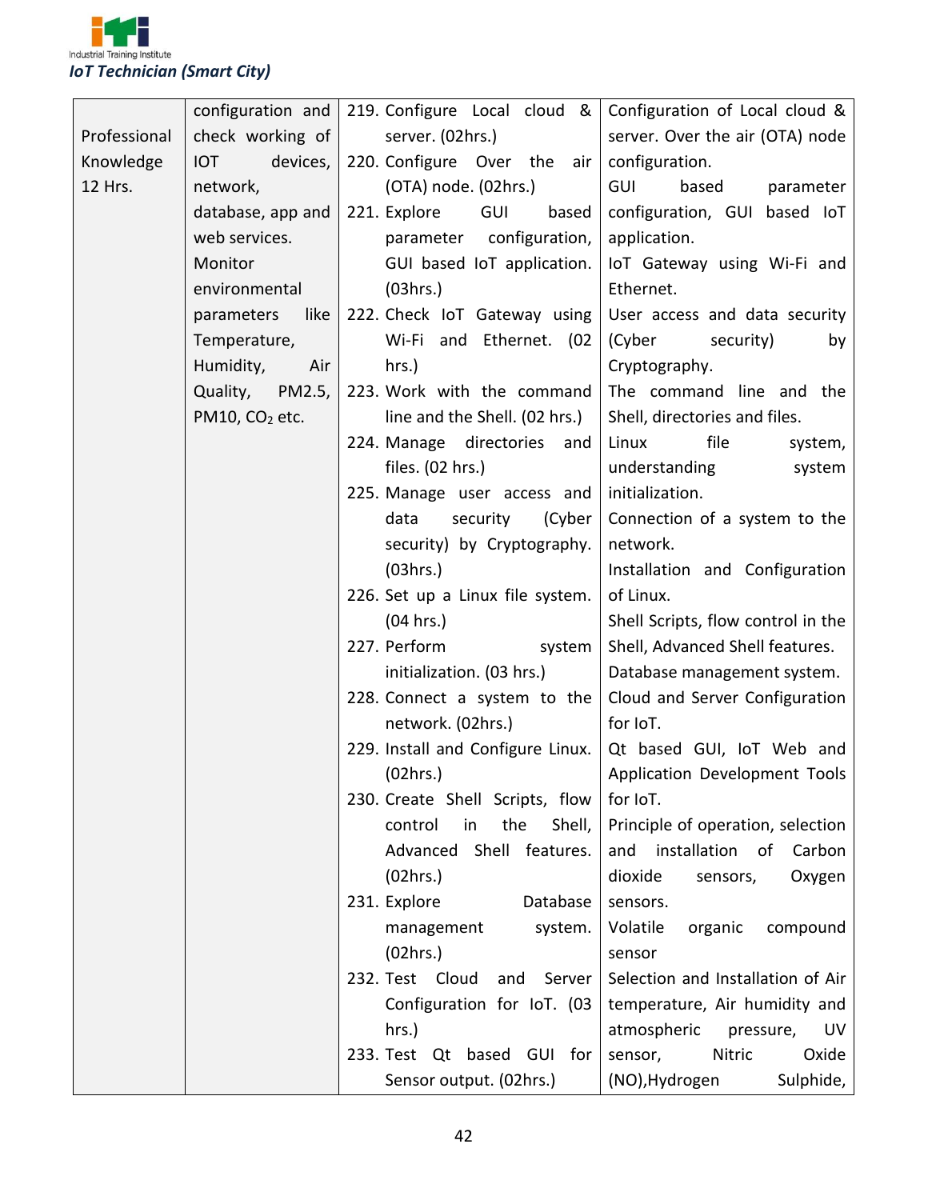| Professional Knowledge 12 Hrs. | configuration and check working of IOT devices, network, database, app and web services. Monitor environmental parameters like Temperature, Humidity, Air Quality, PM2.5, PM10, $CO_2$ etc. | 219. Configure Local cloud & server. (02hrs.)<br>220. Configure Over the air (OTA) node. (02hrs.)<br>221. Explore GUI based parameter configuration, GUI based IoT application. (03hrs.)<br>222. Check IoT Gateway using Wi-Fi and Ethernet. (02 hrs.)<br>223. Work with the command line and the Shell. (02 hrs.)<br>224. Manage directories and files. (02 hrs.)<br>225. Manage user access and data security (Cyber security) by Cryptography. (03hrs.)<br>226. Set up a Linux file system. (04 hrs.)<br>227. Perform system initialization. (03 hrs.)<br>228. Connect a system to the network. (02hrs.)<br>229. Install and Configure Linux. (02hrs.)<br>230. Create Shell Scripts, flow control in the Shell, Advanced Shell features. (02hrs.)<br>231. Explore Database management system. (02hrs.)<br>232. Test Cloud and Server Configuration for IoT. (03 hrs.)<br>233. Test Qt based GUI for Sensor output. (02hrs.) | Configuration of Local cloud & server. Over the air (OTA) node configuration.<br>GUI based parameter configuration, GUI based IoT application.<br>IoT Gateway using Wi-Fi and Ethernet.<br>User access and data security (Cyber security) by Cryptography.<br>The command line and the Shell, directories and files.<br>Linux file system, understanding system initialization.<br>Connection of a system to the network.<br>Installation and Configuration of Linux.<br>Shell Scripts, flow control in the Shell, Advanced Shell features.<br>Database management system.<br>Cloud and Server Configuration for IoT.<br>Qt based GUI, IoT Web and Application Development Tools for IoT.<br>Principle of operation, selection and installation of Carbon dioxide sensors, Oxygen sensors.<br>Volatile organic compound sensor<br>Selection and Installation of Air temperature, Air humidity and atmospheric pressure, UV sensor, Nitric Oxide (NO),Hydrogen Sulphide, |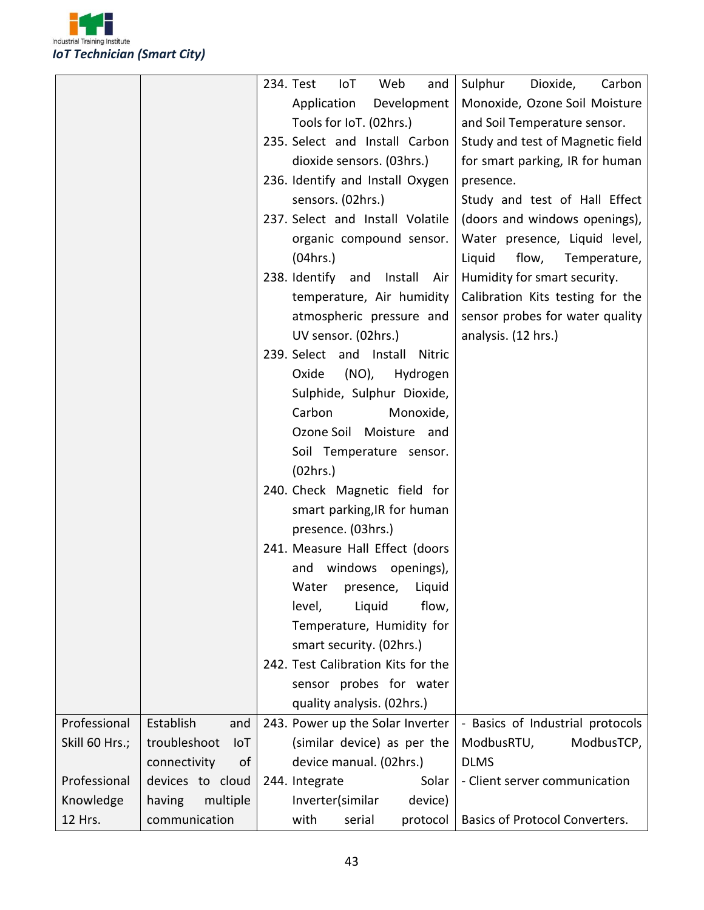| | | | |
|---|---|---|---|
| | | 234. Test IoT Web and Application Development Tools for IoT. (02hrs.)<br>235. Select and Install Carbon dioxide sensors. (03hrs.)<br>236. Identify and Install Oxygen sensors. (02hrs.)<br>237. Select and Install Volatile organic compound sensor. (04hrs.)<br>238. Identify and Install Air temperature, Air humidity atmospheric pressure and UV sensor. (02hrs.)<br>239. Select and Install Nitric Oxide (NO), Hydrogen Sulphide, Sulphur Dioxide, Carbon Monoxide, Ozone Soil Moisture and Soil Temperature sensor. (02hrs.)<br>240. Check Magnetic field for smart parking,IR for human presence. (03hrs.)<br>241. Measure Hall Effect (doors and windows openings), Water presence, Liquid level, Liquid flow, Temperature, Humidity for smart security. (02hrs.)<br>242. Test Calibration Kits for the sensor probes for water quality analysis. (02hrs.) | Sulphur Dioxide, Carbon Monoxide, Ozone Soil Moisture and Soil Temperature sensor.<br>Study and test of Magnetic field for smart parking, IR for human presence.<br>Study and test of Hall Effect (doors and windows openings), Water presence, Liquid level, Liquid flow, Temperature, Humidity for smart security.<br>Calibration Kits testing for the sensor probes for water quality analysis. (12 hrs.) |
| Professional Skill 60 Hrs.;<br><br>Professional Knowledge 12 Hrs. | Establish and troubleshoot IoT connectivity of devices to cloud having multiple communication | 243. Power up the Solar Inverter (similar device) as per the device manual. (02hrs.)<br>244. Integrate Solar Inverter(similar device) with serial protocol | - Basics of Industrial protocols ModbusRTU, ModbusTCP, DLMS<br>- Client server communication<br><br>Basics of Protocol Converters. |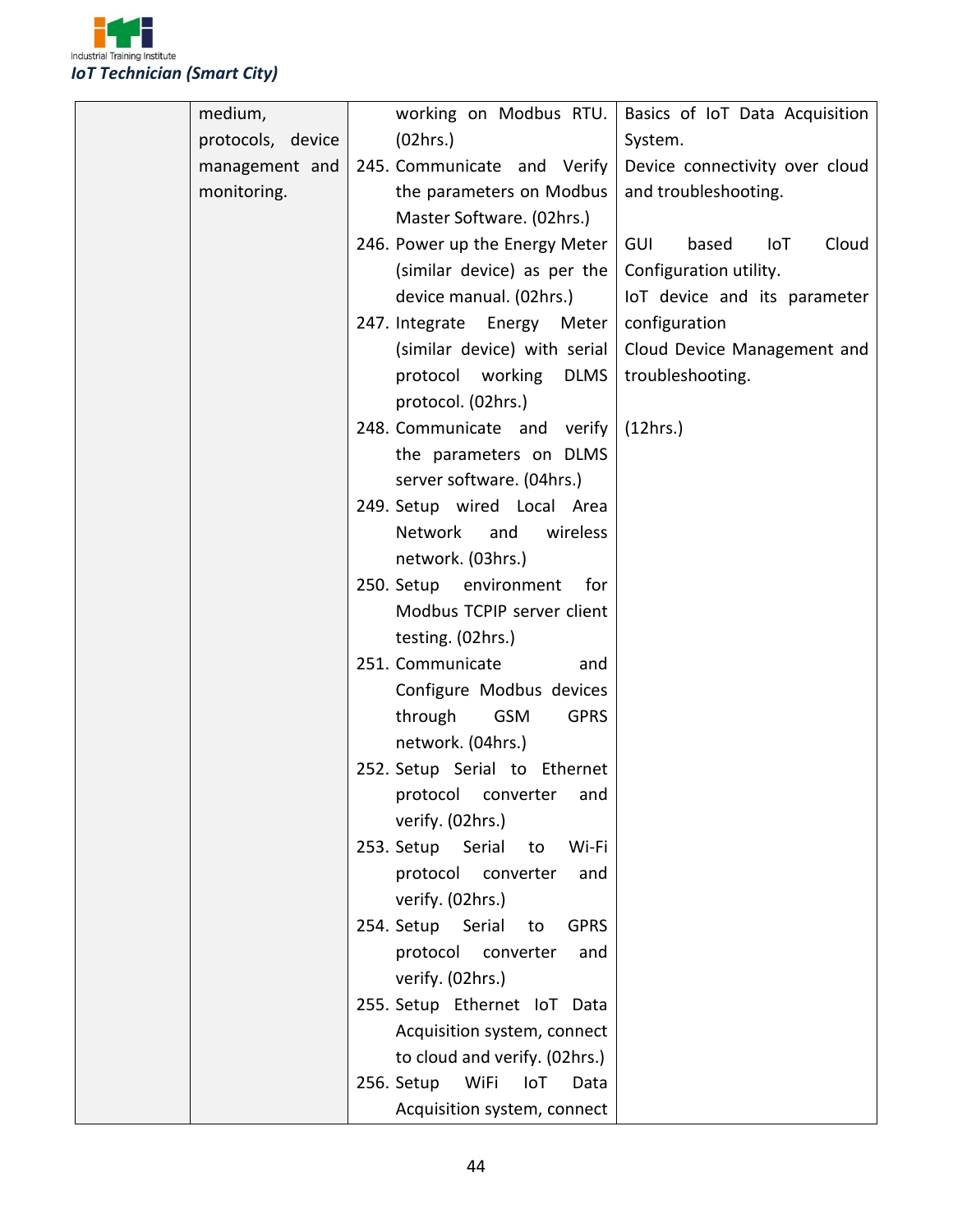| | | | |
|---|---|---|---|
| | medium, protocols, device management and monitoring. | working on Modbus RTU. (02hrs.)<br>245. Communicate and Verify the parameters on Modbus Master Software. (02hrs.)<br>246. Power up the Energy Meter (similar device) as per the device manual. (02hrs.)<br>247. Integrate Energy Meter (similar device) with serial protocol working DLMS protocol. (02hrs.)<br>248. Communicate and verify the parameters on DLMS server software. (04hrs.)<br>249. Setup wired Local Area Network and wireless network. (03hrs.)<br>250. Setup environment for Modbus TCPIP server client testing. (02hrs.)<br>251. Communicate and Configure Modbus devices through GSM GPRS network. (04hrs.)<br>252. Setup Serial to Ethernet protocol converter and verify. (02hrs.)<br>253. Setup Serial to Wi-Fi protocol converter and verify. (02hrs.)<br>254. Setup Serial to GPRS protocol converter and verify. (02hrs.)<br>255. Setup Ethernet IoT Data Acquisition system, connect to cloud and verify. (02hrs.)<br>256. Setup WiFi IoT Data Acquisition system, connect | Basics of IoT Data Acquisition System.<br>Device connectivity over cloud and troubleshooting.<br><br>GUI based IoT Cloud Configuration utility.<br>IoT device and its parameter configuration<br>Cloud Device Management and troubleshooting.<br><br>(12hrs.) |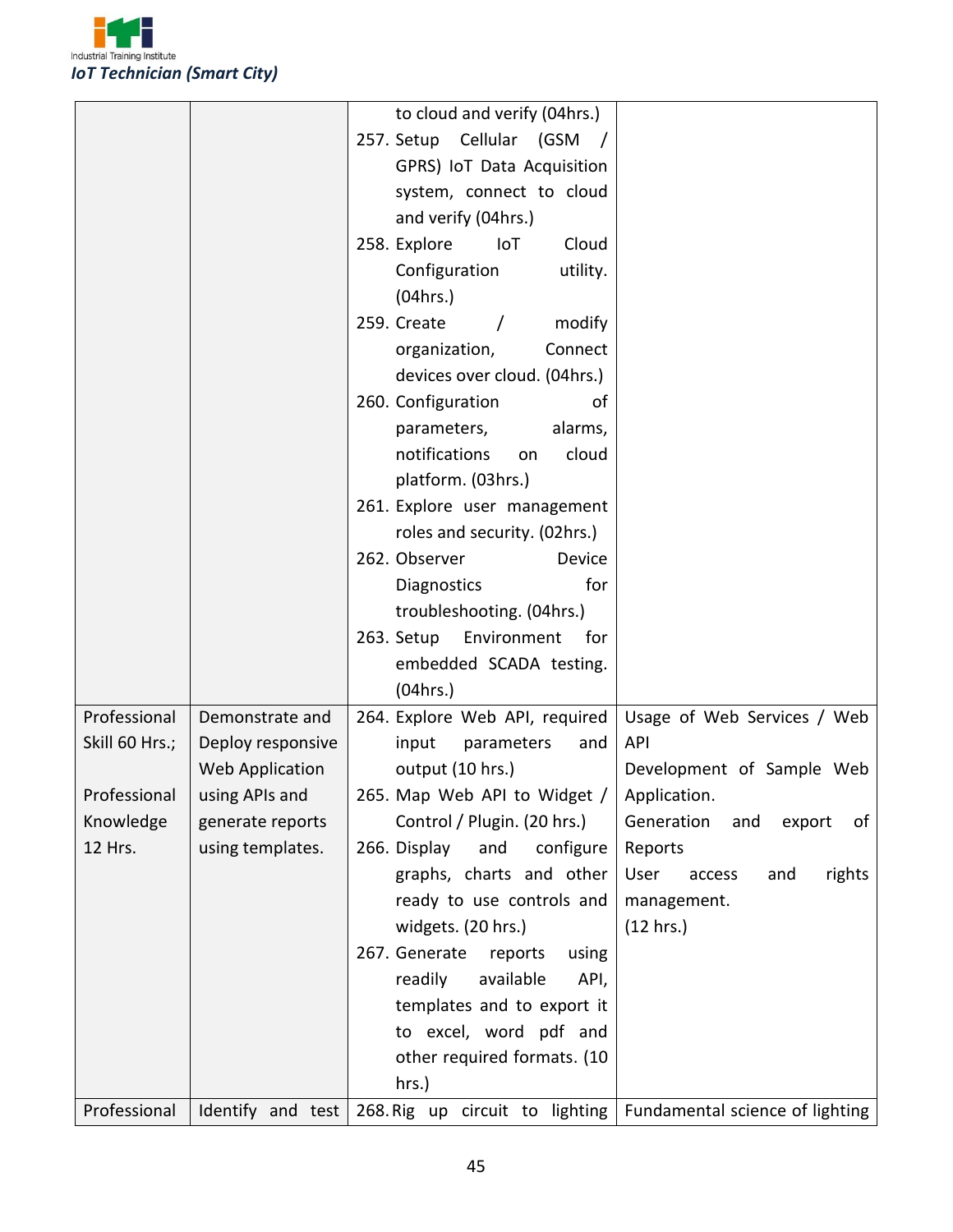| | | | |
|---|---|---|---|
| | | to cloud and verify (04hrs.)<br>257. Setup Cellular (GSM / GPRS) IoT Data Acquisition system, connect to cloud and verify (04hrs.)<br>258. Explore IoT Cloud Configuration utility. (04hrs.)<br>259. Create / modify organization, Connect devices over cloud. (04hrs.)<br>260. Configuration of parameters, alarms, notifications on cloud platform. (03hrs.)<br>261. Explore user management roles and security. (02hrs.)<br>262. Observer Device Diagnostics for troubleshooting. (04hrs.)<br>263. Setup Environment for embedded SCADA testing. (04hrs.) | |
| Professional Skill 60 Hrs.;<br><br>Professional Knowledge 12 Hrs. | Demonstrate and Deploy responsive Web Application using APIs and generate reports using templates. | 264. Explore Web API, required input parameters and output (10 hrs.)<br>265. Map Web API to Widget / Control / Plugin. (20 hrs.)<br>266. Display and configure graphs, charts and other ready to use controls and widgets. (20 hrs.)<br>267. Generate reports using readily available API, templates and to export it to excel, word pdf and other required formats. (10 hrs.) | Usage of Web Services / Web API<br>Development of Sample Web Application.<br>Generation and export of Reports<br>User access and rights management.<br>(12 hrs.) |
| Professional | Identify and test | 268. Rig up circuit to lighting | Fundamental science of lighting |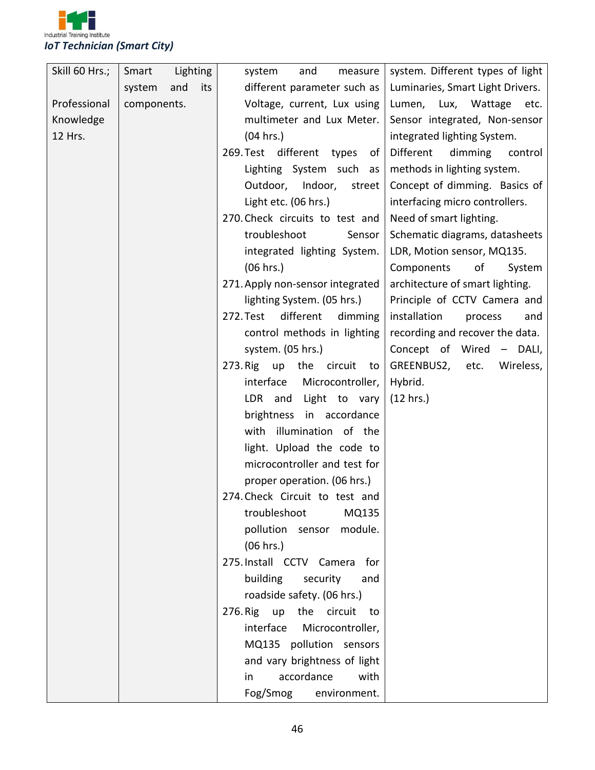| Skill 60 Hrs.;<br><br>Professional Knowledge 12 Hrs. | Smart Lighting system and its components. | system and measure different parameter such as Voltage, current, Lux using multimeter and Lux Meter. (04 hrs.)<br>269. Test different types of Lighting System such as Outdoor, Indoor, street Light etc. (06 hrs.)<br>270. Check circuits to test and troubleshoot Sensor integrated lighting System. (06 hrs.)<br>271. Apply non-sensor integrated lighting System. (05 hrs.)<br>272. Test different dimming control methods in lighting system. (05 hrs.)<br>273. Rig up the circuit to interface Microcontroller, LDR and Light to vary brightness in accordance with illumination of the light. Upload the code to microcontroller and test for proper operation. (06 hrs.)<br>274. Check Circuit to test and troubleshoot MQ135 pollution sensor module. (06 hrs.)<br>275. Install CCTV Camera for building security and roadside safety. (06 hrs.)<br>276. Rig up the circuit to interface Microcontroller, MQ135 pollution sensors and vary brightness of light in accordance with Fog/Smog environment. | system. Different types of light Luminaries, Smart Light Drivers. Lumen, Lux, Wattage etc. Sensor integrated, Non-sensor integrated lighting System.<br>Different dimming control methods in lighting system.<br>Concept of dimming. Basics of interfacing micro controllers.<br>Need of smart lighting.<br>Schematic diagrams, datasheets LDR, Motion sensor, MQ135.<br>Components of System architecture of smart lighting.<br>Principle of CCTV Camera and installation process and recording and recover the data.<br>Concept of Wired – DALI, GREENBUS2, etc. Wireless, Hybrid.<br>(12 hrs.) |
|---|---|---|---|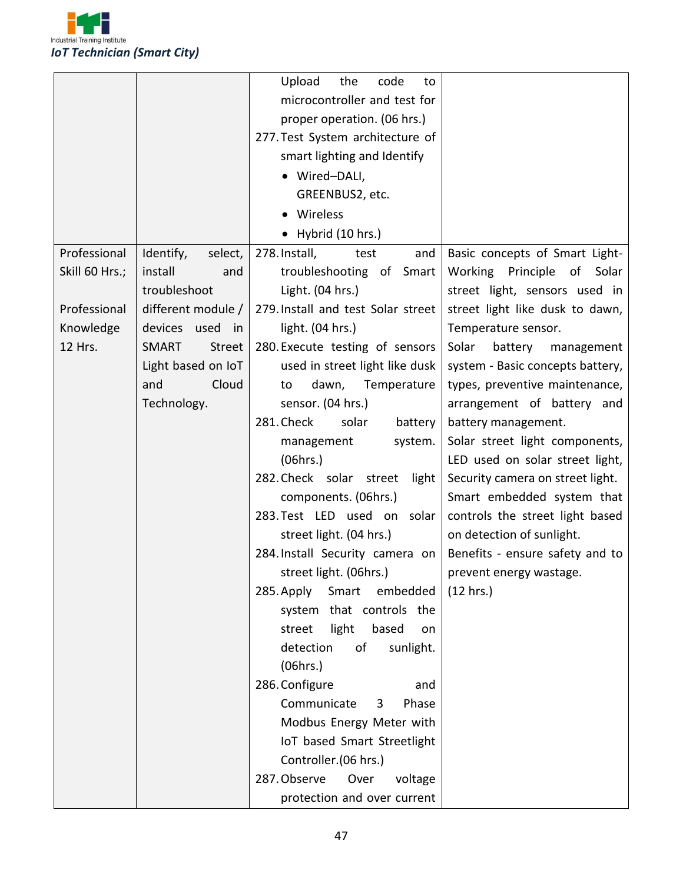| | | | |
|---|---|---|---|
| | | Upload the code to microcontroller and test for proper operation. (06 hrs.)<br>277. Test System architecture of smart lighting and Identify<br>• Wired–DALI, GREENBUS2, etc.<br>• Wireless<br>• Hybrid (10 hrs.) | |
| Professional Skill 60 Hrs.;<br><br>Professional Knowledge 12 Hrs. | Identify, select, install and troubleshoot different module / devices used in SMART Street Light based on IoT and Cloud Technology. | 278. Install, test and troubleshooting of Smart Light. (04 hrs.)<br>279. Install and test Solar street light. (04 hrs.)<br>280. Execute testing of sensors used in street light like dusk to dawn, Temperature sensor. (04 hrs.)<br>281. Check solar battery management system. (06hrs.)<br>282. Check solar street light components. (06hrs.)<br>283. Test LED used on solar street light. (04 hrs.)<br>284. Install Security camera on street light. (06hrs.)<br>285. Apply Smart embedded system that controls the street light based on detection of sunlight. (06hrs.)<br>286. Configure and Communicate 3 Phase Modbus Energy Meter with IoT based Smart Streetlight Controller.(06 hrs.)<br>287. Observe Over voltage protection and over current | Basic concepts of Smart Light- Working Principle of Solar street light, sensors used in street light like dusk to dawn, Temperature sensor.<br>Solar battery management system - Basic concepts battery, types, preventive maintenance, arrangement of battery and battery management.<br>Solar street light components, LED used on solar street light, Security camera on street light.<br>Smart embedded system that controls the street light based on detection of sunlight.<br>Benefits - ensure safety and to prevent energy wastage.<br>(12 hrs.) |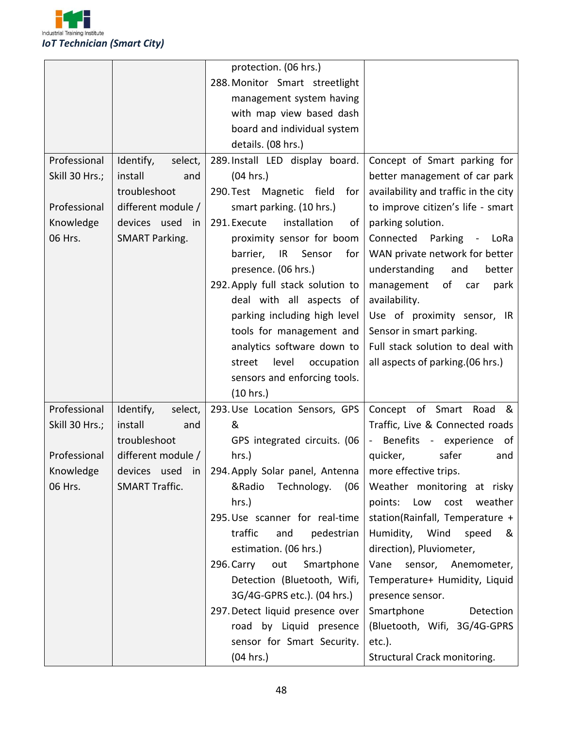| | | protection. (06 hrs.)<br>288. Monitor Smart streetlight management system having with map view based dash board and individual system details. (08 hrs.) | |
|---|---|---|---|
| Professional Skill 30 Hrs.;<br><br>Professional Knowledge 06 Hrs. | Identify, select, install and troubleshoot different module / devices used in SMART Parking. | 289. Install LED display board. (04 hrs.)<br>290. Test Magnetic field for smart parking. (10 hrs.)<br>291. Execute installation of proximity sensor for boom barrier, IR Sensor for presence. (06 hrs.)<br>292. Apply full stack solution to deal with all aspects of parking including high level tools for management and analytics software down to street level occupation sensors and enforcing tools. (10 hrs.) | Concept of Smart parking for better management of car park availability and traffic in the city to improve citizen's life - smart parking solution.<br>Connected Parking - LoRa WAN private network for better understanding and better management of car park availability.<br>Use of proximity sensor, IR Sensor in smart parking.<br>Full stack solution to deal with all aspects of parking.(06 hrs.) |
| Professional Skill 30 Hrs.;<br><br>Professional Knowledge 06 Hrs. | Identify, select, install and troubleshoot different module / devices used in SMART Traffic. | 293. Use Location Sensors, GPS & GPS integrated circuits. (06 hrs.)<br>294. Apply Solar panel, Antenna &Radio Technology. (06 hrs.)<br>295. Use scanner for real-time traffic and pedestrian estimation. (06 hrs.)<br>296. Carry out Smartphone Detection (Bluetooth, Wifi, 3G/4G-GPRS etc.). (04 hrs.)<br>297. Detect liquid presence over road by Liquid presence sensor for Smart Security. (04 hrs.) | Concept of Smart Road & Traffic, Live & Connected roads - Benefits - experience of quicker, safer and more effective trips.<br>Weather monitoring at risky points: Low cost weather station(Rainfall, Temperature + Humidity, Wind speed & direction), Pluviometer,<br>Vane sensor, Anemometer, Temperature+ Humidity, Liquid presence sensor.<br>Smartphone Detection (Bluetooth, Wifi, 3G/4G-GPRS etc.).<br>Structural Crack monitoring. |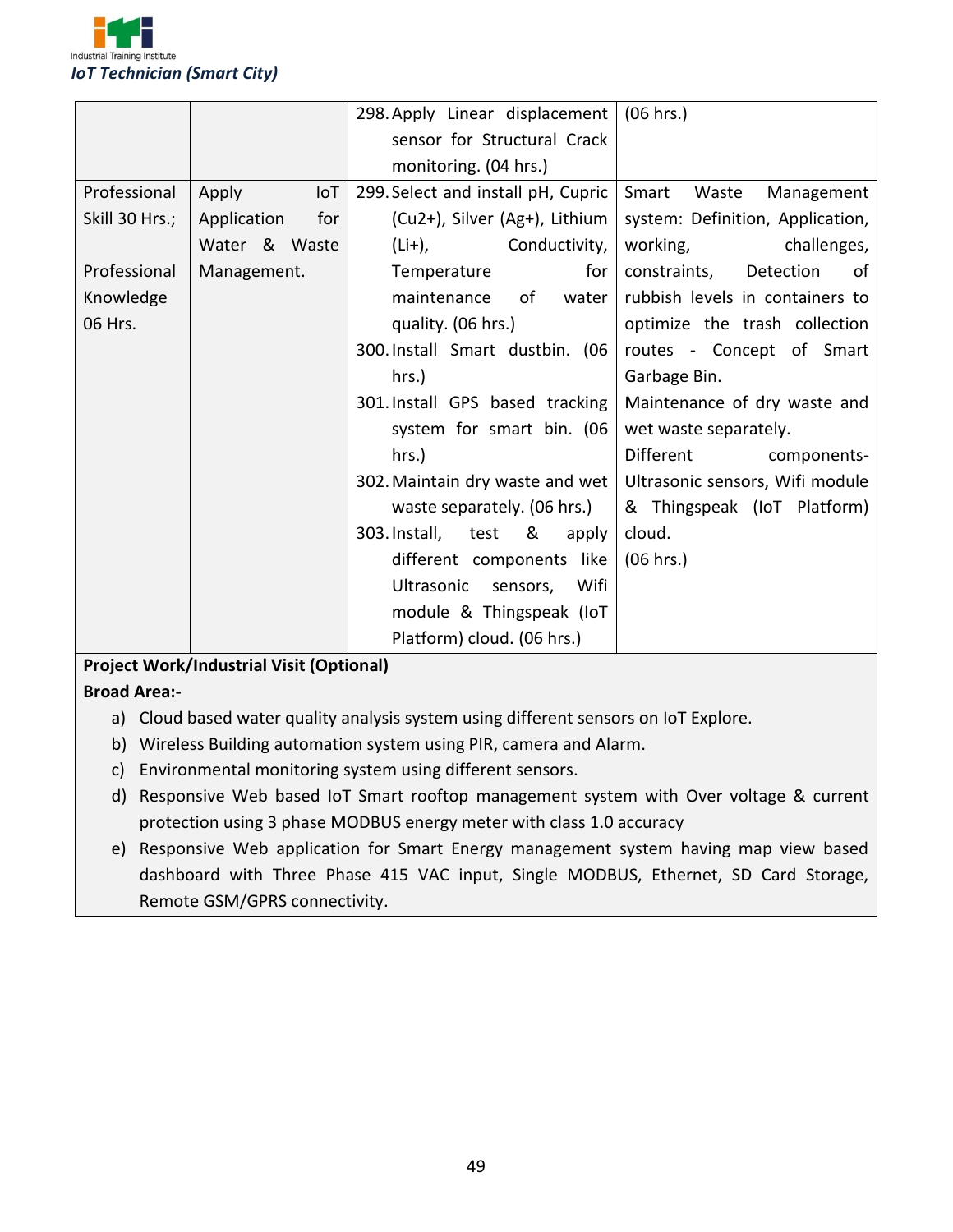| | | | |
|---|---|---|---|
| | | 298. Apply Linear displacement sensor for Structural Crack monitoring. (04 hrs.) | (06 hrs.) |
| Professional Skill 30 Hrs.;<br><br>Professional Knowledge 06 Hrs. | Apply IoT Application for Water & Waste Management. | 299. Select and install pH, Cupric ($Cu^{2+}$), Silver ($Ag^{+}$), Lithium ($Li^{+}$), Conductivity, Temperature for maintenance of water quality. (06 hrs.)<br>300. Install Smart dustbin. (06 hrs.)<br>301. Install GPS based tracking system for smart bin. (06 hrs.)<br>302. Maintain dry waste and wet waste separately. (06 hrs.)<br>303. Install, test & apply different components like Ultrasonic sensors, Wifi module & Thingspeak (IoT Platform) cloud. (06 hrs.) | Smart Waste Management system: Definition, Application, working, challenges, constraints, Detection of rubbish levels in containers to optimize the trash collection routes - Concept of Smart Garbage Bin.<br>Maintenance of dry waste and wet waste separately.<br>Different components- Ultrasonic sensors, Wifi module & Thingspeak (IoT Platform) cloud.<br>(06 hrs.) |

**Project Work/Industrial Visit (Optional)**

**Broad Area:-**

a) Cloud based water quality analysis system using different sensors on IoT Explore.
b) Wireless Building automation system using PIR, camera and Alarm.
c) Environmental monitoring system using different sensors.
d) Responsive Web based IoT Smart rooftop management system with Over voltage & current protection using 3 phase MODBUS energy meter with class 1.0 accuracy
e) Responsive Web application for Smart Energy management system having map view based dashboard with Three Phase 415 VAC input, Single MODBUS, Ethernet, SD Card Storage, Remote GSM/GPRS connectivity.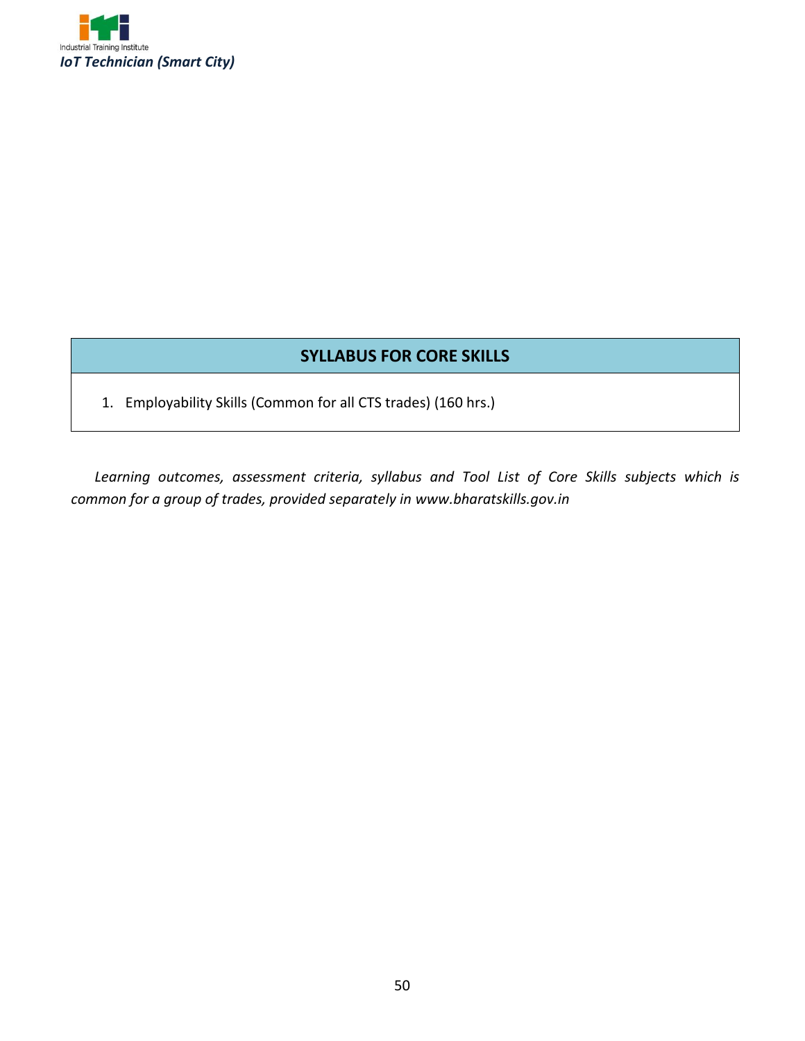## SYLLABUS FOR CORE SKILLS

1. Employability Skills (Common for all CTS trades) (160 hrs.)

*Learning outcomes, assessment criteria, syllabus and Tool List of Core Skills subjects which is common for a group of trades, provided separately in www.bharatskills.gov.in*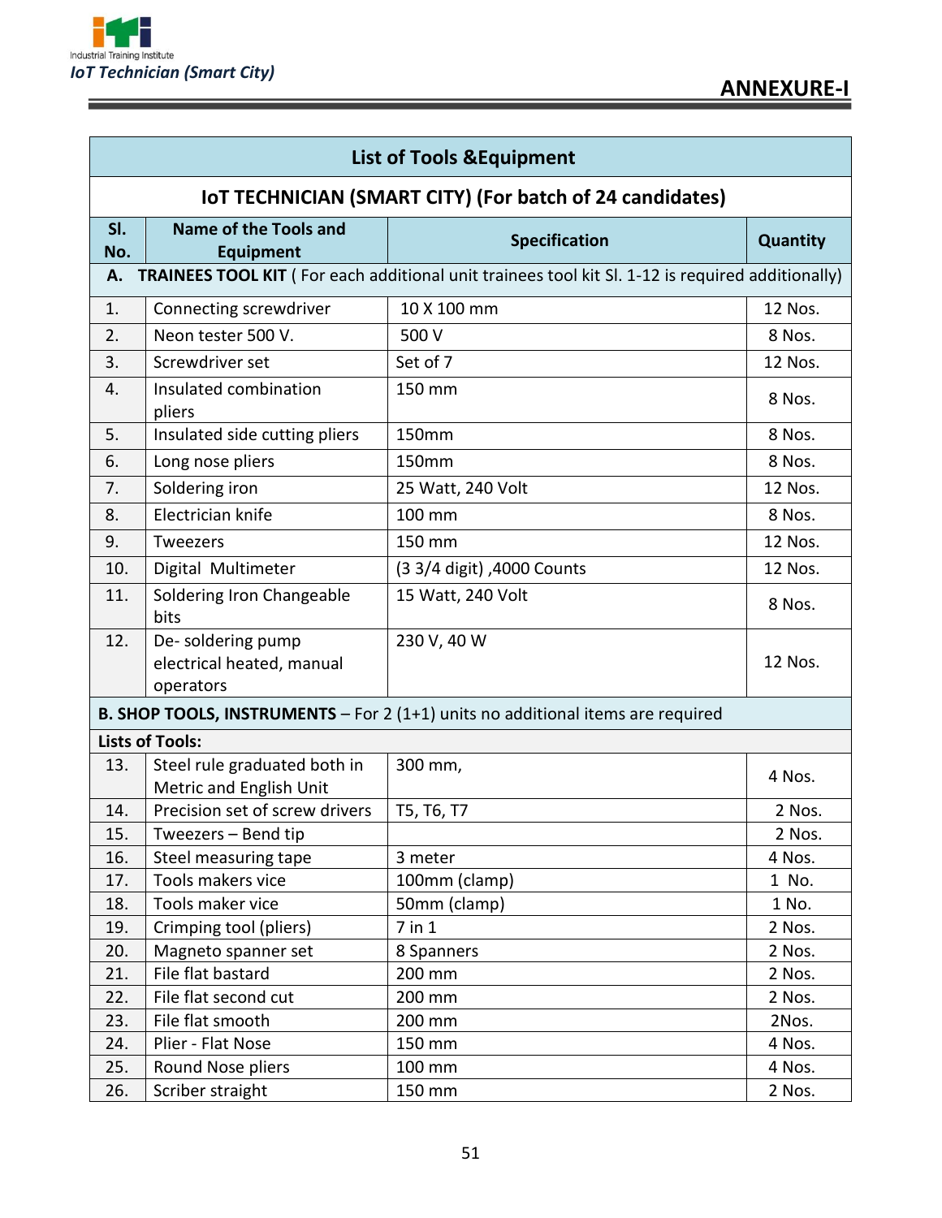## ANNEXURE-I

| List of Tools &Equipment | | | |
|---|---|---|---|
| **IoT TECHNICIAN (SMART CITY) (For batch of 24 candidates)** | | | |
| **Sl. No.** | **Name of the Tools and Equipment** | **Specification** | **Quantity** |
| **A. TRAINEES TOOL KIT** ( For each additional unit trainees tool kit Sl. 1-12 is required additionally) | | | |
| 1. | Connecting screwdriver | 10 X 100 mm | 12 Nos. |
| 2. | Neon tester 500 V. | 500 V | 8 Nos. |
| 3. | Screwdriver set | Set of 7 | 12 Nos. |
| 4. | Insulated combination pliers | 150 mm | 8 Nos. |
| 5. | Insulated side cutting pliers | 150mm | 8 Nos. |
| 6. | Long nose pliers | 150mm | 8 Nos. |
| 7. | Soldering iron | 25 Watt, 240 Volt | 12 Nos. |
| 8. | Electrician knife | 100 mm | 8 Nos. |
| 9. | Tweezers | 150 mm | 12 Nos. |
| 10. | Digital Multimeter | (3 3/4 digit) ,4000 Counts | 12 Nos. |
| 11. | Soldering Iron Changeable bits | 15 Watt, 240 Volt | 8 Nos. |
| 12. | De- soldering pump electrical heated, manual operators | 230 V, 40 W | 12 Nos. |
| **B. SHOP TOOLS, INSTRUMENTS** – For 2 (1+1) units no additional items are required | | | |
| **Lists of Tools:** | | | |
| 13. | Steel rule graduated both in Metric and English Unit | 300 mm, | 4 Nos. |
| 14. | Precision set of screw drivers | T5, T6, T7 | 2 Nos. |
| 15. | Tweezers – Bend tip | | 2 Nos. |
| 16. | Steel measuring tape | 3 meter | 4 Nos. |
| 17. | Tools makers vice | 100mm (clamp) | 1 No. |
| 18. | Tools maker vice | 50mm (clamp) | 1 No. |
| 19. | Crimping tool (pliers) | 7 in 1 | 2 Nos. |
| 20. | Magneto spanner set | 8 Spanners | 2 Nos. |
| 21. | File flat bastard | 200 mm | 2 Nos. |
| 22. | File flat second cut | 200 mm | 2 Nos. |
| 23. | File flat smooth | 200 mm | 2Nos. |
| 24. | Plier - Flat Nose | 150 mm | 4 Nos. |
| 25. | Round Nose pliers | 100 mm | 4 Nos. |
| 26. | Scriber straight | 150 mm | 2 Nos. |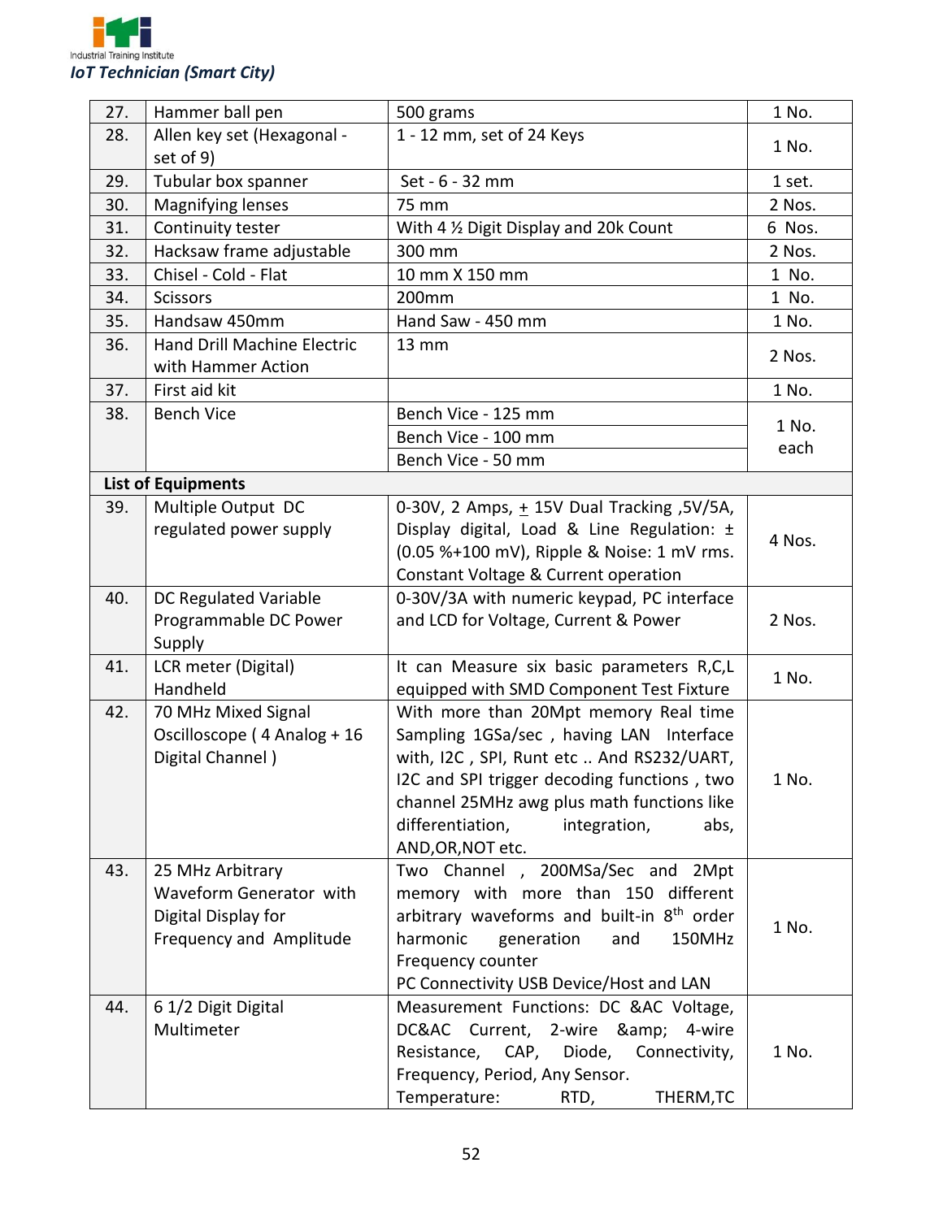| 27. | Hammer ball pen | 500 grams | 1 No. |
|---|---|---|---|
| 28. | Allen key set (Hexagonal - set of 9) | 1 - 12 mm, set of 24 Keys | 1 No. |
| 29. | Tubular box spanner | Set - 6 - 32 mm | 1 set. |
| 30. | Magnifying lenses | 75 mm | 2 Nos. |
| 31. | Continuity tester | With 4 ½ Digit Display and 20k Count | 6 Nos. |
| 32. | Hacksaw frame adjustable | 300 mm | 2 Nos. |
| 33. | Chisel - Cold - Flat | 10 mm X 150 mm | 1 No. |
| 34. | Scissors | 200mm | 1 No. |
| 35. | Handsaw 450mm | Hand Saw - 450 mm | 1 No. |
| 36. | Hand Drill Machine Electric with Hammer Action | 13 mm | 2 Nos. |
| 37. | First aid kit | | 1 No. |
| 38. | Bench Vice | Bench Vice - 125 mm | 1 No. each |
| | | Bench Vice - 100 mm | |
| | | Bench Vice - 50 mm | |
| **List of Equipments** | | | |
| 39. | Multiple Output DC regulated power supply | 0-30V, 2 Amps, ± 15V Dual Tracking ,5V/5A, Display digital, Load & Line Regulation: ± (0.05 %+100 mV), Ripple & Noise: 1 mV rms. Constant Voltage & Current operation | 4 Nos. |
| 40. | DC Regulated Variable Programmable DC Power Supply | 0-30V/3A with numeric keypad, PC interface and LCD for Voltage, Current & Power | 2 Nos. |
| 41. | LCR meter (Digital) Handheld | It can Measure six basic parameters R,C,L equipped with SMD Component Test Fixture | 1 No. |
| 42. | 70 MHz Mixed Signal Oscilloscope ( 4 Analog + 16 Digital Channel ) | With more than 20Mpt memory Real time Sampling 1GSa/sec , having LAN Interface with, I2C , SPI, Runt etc .. And RS232/UART, I2C and SPI trigger decoding functions , two channel 25MHz awg plus math functions like differentiation, integration, abs, AND,OR,NOT etc. | 1 No. |
| 43. | 25 MHz Arbitrary Waveform Generator with Digital Display for Frequency and Amplitude | Two Channel , 200MSa/Sec and 2Mpt memory with more than 150 different arbitrary waveforms and built-in 8th order harmonic generation and 150MHz Frequency counter PC Connectivity USB Device/Host and LAN | 1 No. |
| 44. | 6 1/2 Digit Digital Multimeter | Measurement Functions: DC &AC Voltage, DC&AC Current, 2-wire &amp; 4-wire Resistance, CAP, Diode, Connectivity, Frequency, Period, Any Sensor. Temperature: RTD, THERM,TC | 1 No. |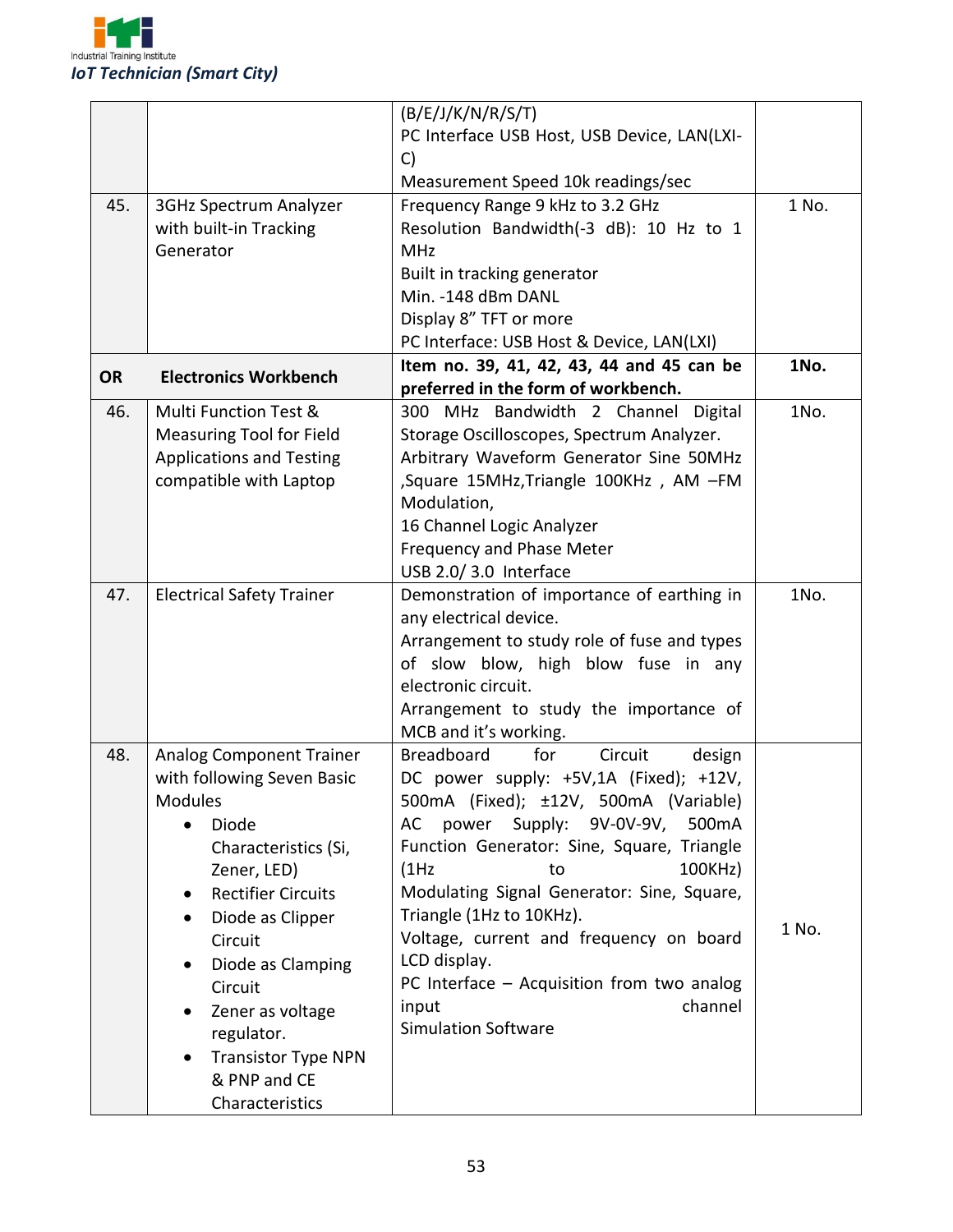| | | | |
|---|---|---|---|
| | | (B/E/J/K/N/R/S/T)<br>PC Interface USB Host, USB Device, LAN(LXI-C)<br>Measurement Speed 10k readings/sec | |
| 45. | 3GHz Spectrum Analyzer with built-in Tracking Generator | Frequency Range 9 kHz to 3.2 GHz<br>Resolution Bandwidth(-3 dB): 10 Hz to 1 MHz<br>Built in tracking generator<br>Min. -148 dBm DANL<br>Display 8" TFT or more<br>PC Interface: USB Host & Device, LAN(LXI) | 1 No. |
| **OR** | **Electronics Workbench** | **Item no. 39, 41, 42, 43, 44 and 45 can be preferred in the form of workbench.** | **1No.** |
| 46. | Multi Function Test & Measuring Tool for Field Applications and Testing compatible with Laptop | 300 MHz Bandwidth 2 Channel Digital Storage Oscilloscopes, Spectrum Analyzer.<br>Arbitrary Waveform Generator Sine 50MHz ,Square 15MHz,Triangle 100KHz , AM –FM Modulation,<br>16 Channel Logic Analyzer<br>Frequency and Phase Meter<br>USB 2.0/ 3.0 Interface | 1No. |
| 47. | Electrical Safety Trainer | Demonstration of importance of earthing in any electrical device.<br>Arrangement to study role of fuse and types of slow blow, high blow fuse in any electronic circuit.<br>Arrangement to study the importance of MCB and it's working. | 1No. |
| 48. | Analog Component Trainer with following Seven Basic Modules<br>• Diode Characteristics (Si, Zener, LED)<br>• Rectifier Circuits<br>• Diode as Clipper Circuit<br>• Diode as Clamping Circuit<br>• Zener as voltage regulator.<br>• Transistor Type NPN & PNP and CE Characteristics | Breadboard for Circuit design<br>DC power supply: +5V,1A (Fixed); +12V, 500mA (Fixed); ±12V, 500mA (Variable)<br>AC power Supply: 9V-0V-9V, 500mA<br>Function Generator: Sine, Square, Triangle (1Hz to 100KHz)<br>Modulating Signal Generator: Sine, Square, Triangle (1Hz to 10KHz).<br>Voltage, current and frequency on board LCD display.<br>PC Interface – Acquisition from two analog input channel<br>Simulation Software | 1 No. |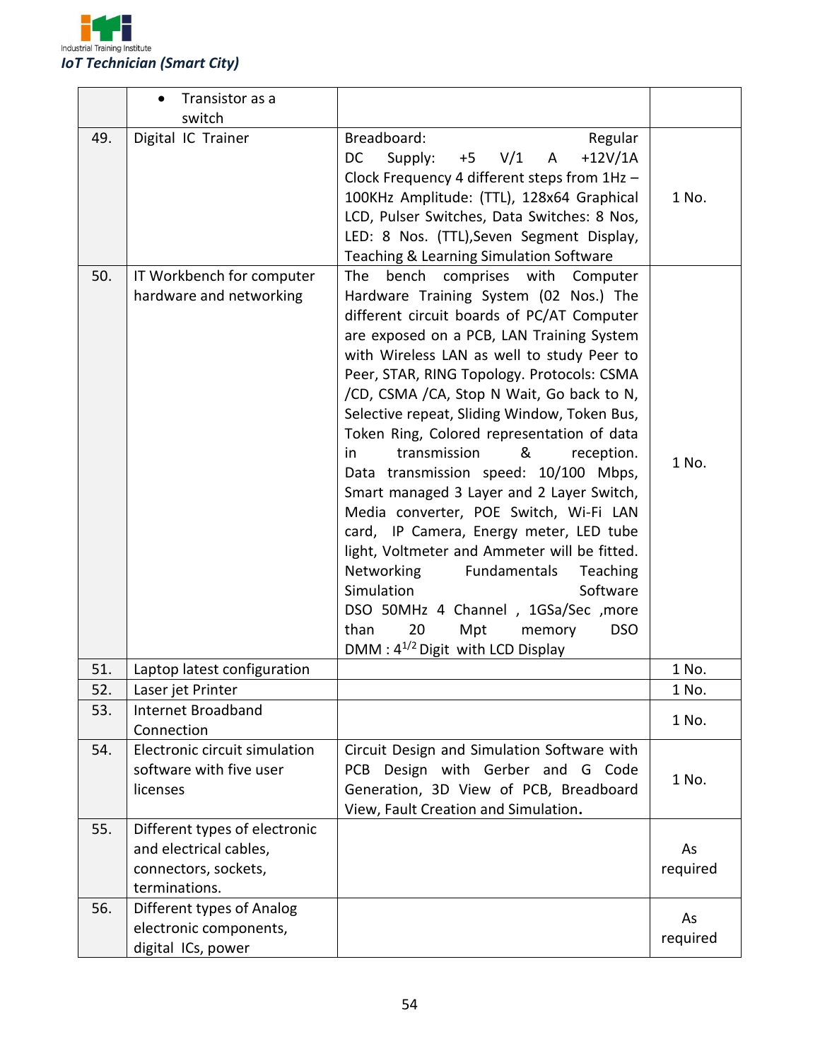| | | | |
|---|---|---|---|
| | • Transistor as a switch | | |
| 49. | Digital IC Trainer | Breadboard: Regular DC Supply: +5 V/1 A +12V/1A Clock Frequency 4 different steps from 1Hz – 100KHz Amplitude: (TTL), 128x64 Graphical LCD, Pulser Switches, Data Switches: 8 Nos, LED: 8 Nos. (TTL),Seven Segment Display, Teaching & Learning Simulation Software | 1 No. |
| 50. | IT Workbench for computer hardware and networking | The bench comprises with Computer Hardware Training System (02 Nos.) The different circuit boards of PC/AT Computer are exposed on a PCB, LAN Training System with Wireless LAN as well to study Peer to Peer, STAR, RING Topology. Protocols: CSMA /CD, CSMA /CA, Stop N Wait, Go back to N, Selective repeat, Sliding Window, Token Bus, Token Ring, Colored representation of data in transmission & reception. Data transmission speed: 10/100 Mbps, Smart managed 3 Layer and 2 Layer Switch, Media converter, POE Switch, Wi-Fi LAN card, IP Camera, Energy meter, LED tube light, Voltmeter and Ammeter will be fitted. Networking Fundamentals Teaching Simulation Software DSO 50MHz 4 Channel , 1GSa/Sec ,more than 20 Mpt memory DSO DMM : $4^{1/2}$ Digit with LCD Display | 1 No. |
| 51. | Laptop latest configuration | | 1 No. |
| 52. | Laser jet Printer | | 1 No. |
| 53. | Internet Broadband Connection | | 1 No. |
| 54. | Electronic circuit simulation software with five user licenses | Circuit Design and Simulation Software with PCB Design with Gerber and G Code Generation, 3D View of PCB, Breadboard View, Fault Creation and Simulation**.** | 1 No. |
| 55. | Different types of electronic and electrical cables, connectors, sockets, terminations. | | As required |
| 56. | Different types of Analog electronic components, digital ICs, power | | As required |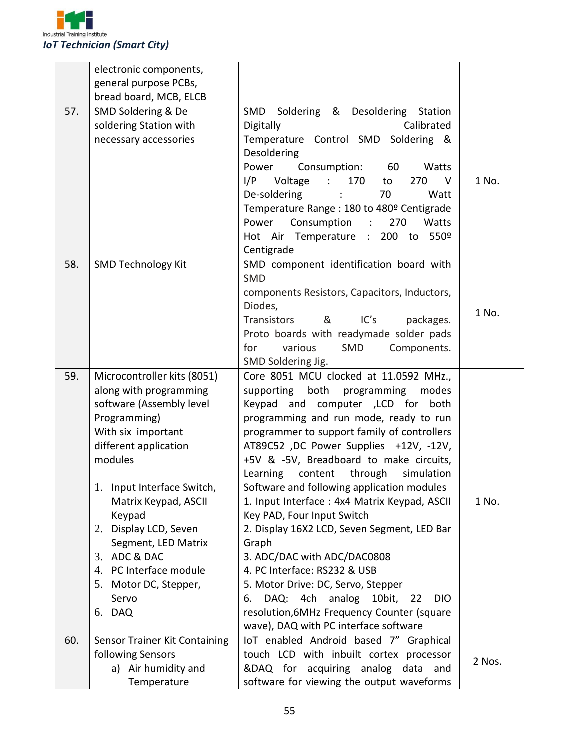| | | | |
|---|---|---|---|
| | electronic components, general purpose PCBs, bread board, MCB, ELCB | | |
| 57. | SMD Soldering & De soldering Station with necessary accessories | SMD Soldering & Desoldering Station Digitally Calibrated Temperature Control SMD Soldering & Desoldering<br>Power Consumption: 60 Watts<br>I/P Voltage : 170 to 270 V<br>De-soldering : 70 Watt<br>Temperature Range : 180 to 480º Centigrade<br>Power Consumption : 270 Watts<br>Hot Air Temperature : 200 to 550º Centigrade | 1 No. |
| 58. | SMD Technology Kit | SMD component identification board with SMD<br>components Resistors, Capacitors, Inductors, Diodes,<br>Transistors & IC's packages.<br>Proto boards with readymade solder pads for various SMD Components.<br>SMD Soldering Jig. | 1 No. |
| 59. | Microcontroller kits (8051) along with programming software (Assembly level Programming)<br>With six important different application modules<br><br>1. Input Interface Switch, Matrix Keypad, ASCII Keypad<br>2. Display LCD, Seven Segment, LED Matrix<br>3. ADC & DAC<br>4. PC Interface module<br>5. Motor DC, Stepper, Servo<br>6. DAQ | Core 8051 MCU clocked at 11.0592 MHz., supporting both programming modes Keypad and computer ,LCD for both programming and run mode, ready to run programmer to support family of controllers AT89C52 ,DC Power Supplies +12V, -12V, +5V & -5V, Breadboard to make circuits, Learning content through simulation Software and following application modules<br>1. Input Interface : 4x4 Matrix Keypad, ASCII Key PAD, Four Input Switch<br>2. Display 16X2 LCD, Seven Segment, LED Bar Graph<br>3. ADC/DAC with ADC/DAC0808<br>4. PC Interface: RS232 & USB<br>5. Motor Drive: DC, Servo, Stepper<br>6. DAQ: 4ch analog 10bit, 22 DIO resolution,6MHz Frequency Counter (square wave), DAQ with PC interface software | 1 No. |
| 60. | Sensor Trainer Kit Containing following Sensors<br>a) Air humidity and Temperature | IoT enabled Android based 7" Graphical touch LCD with inbuilt cortex processor &DAQ for acquiring analog data and software for viewing the output waveforms | 2 Nos. |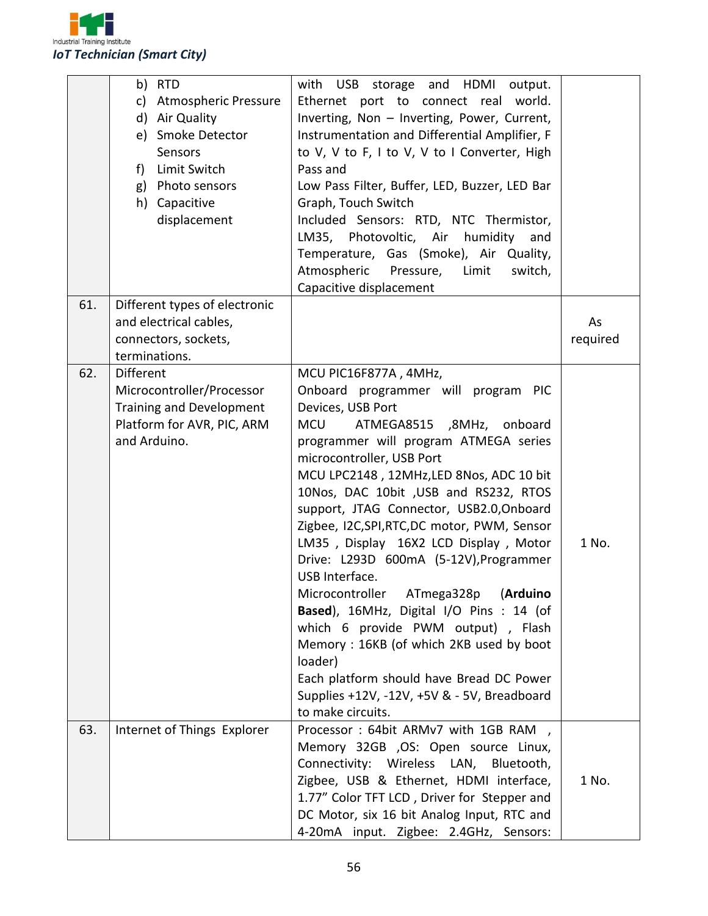| | | | |
|---|---|---|---|
| | b) RTD<br>c) Atmospheric Pressure<br>d) Air Quality<br>e) Smoke Detector Sensors<br>f) Limit Switch<br>g) Photo sensors<br>h) Capacitive displacement | with USB storage and HDMI output. Ethernet port to connect real world. Inverting, Non – Inverting, Power, Current, Instrumentation and Differential Amplifier, F to V, V to F, I to V, V to I Converter, High Pass and<br>Low Pass Filter, Buffer, LED, Buzzer, LED Bar Graph, Touch Switch<br>Included Sensors: RTD, NTC Thermistor, LM35, Photovoltic, Air humidity and Temperature, Gas (Smoke), Air Quality, Atmospheric Pressure, Limit switch, Capacitive displacement | |
| 61. | Different types of electronic and electrical cables, connectors, sockets, terminations. | | As required |
| 62. | Different Microcontroller/Processor Training and Development Platform for AVR, PIC, ARM and Arduino. | MCU PIC16F877A , 4MHz,<br>Onboard programmer will program PIC Devices, USB Port<br>MCU ATMEGA8515 ,8MHz, onboard programmer will program ATMEGA series microcontroller, USB Port<br>MCU LPC2148 , 12MHz,LED 8Nos, ADC 10 bit 10Nos, DAC 10bit ,USB and RS232, RTOS support, JTAG Connector, USB2.0,Onboard Zigbee, I2C,SPI,RTC,DC motor, PWM, Sensor LM35 , Display 16X2 LCD Display , Motor Drive: L293D 600mA (5-12V),Programmer USB Interface.<br>Microcontroller ATmega328p (**Arduino Based**), 16MHz, Digital I/O Pins : 14 (of which 6 provide PWM output) , Flash Memory : 16KB (of which 2KB used by boot loader)<br>Each platform should have Bread DC Power Supplies +12V, -12V, +5V & - 5V, Breadboard to make circuits. | 1 No. |
| 63. | Internet of Things Explorer | Processor : 64bit ARMv7 with 1GB RAM , Memory 32GB ,OS: Open source Linux, Connectivity: Wireless LAN, Bluetooth, Zigbee, USB & Ethernet, HDMI interface, 1.77" Color TFT LCD , Driver for Stepper and DC Motor, six 16 bit Analog Input, RTC and 4-20mA input. Zigbee: 2.4GHz, Sensors: | 1 No. |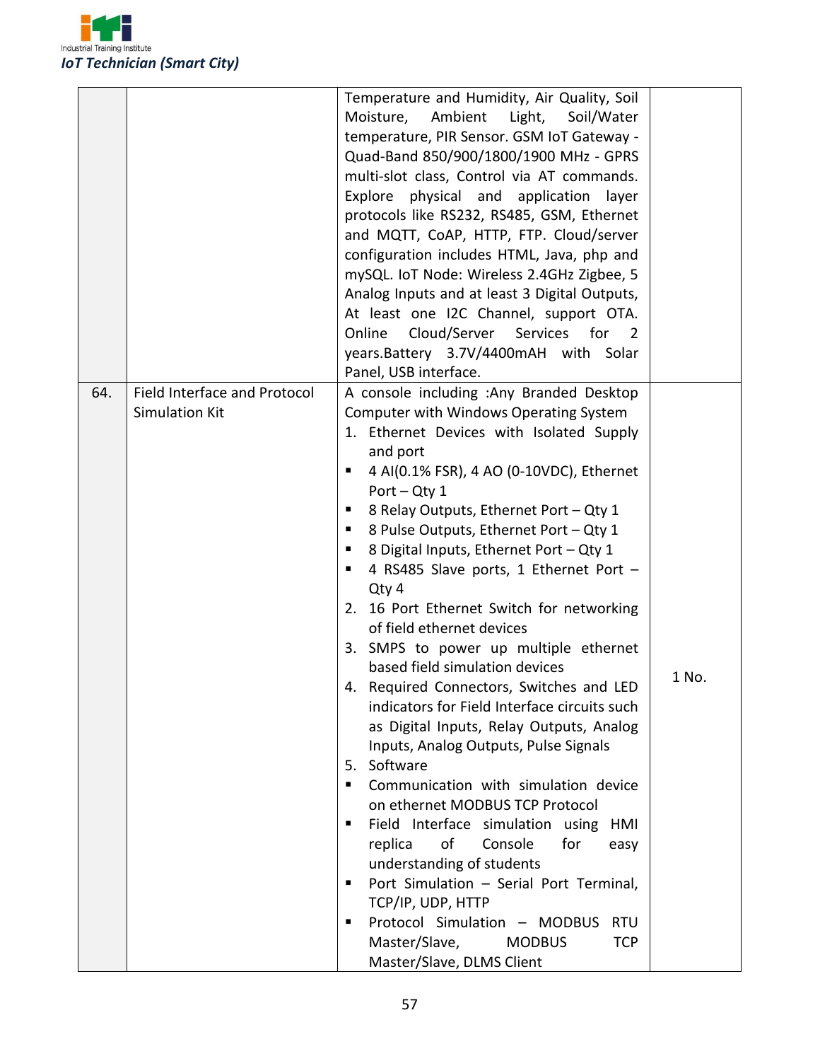| | | | |
|---|---|---|---|
| | | Temperature and Humidity, Air Quality, Soil Moisture, Ambient Light, Soil/Water temperature, PIR Sensor. GSM IoT Gateway - Quad-Band 850/900/1800/1900 MHz - GPRS multi-slot class, Control via AT commands. Explore physical and application layer protocols like RS232, RS485, GSM, Ethernet and MQTT, CoAP, HTTP, FTP. Cloud/server configuration includes HTML, Java, php and mySQL. IoT Node: Wireless 2.4GHz Zigbee, 5 Analog Inputs and at least 3 Digital Outputs, At least one I2C Channel, support OTA. Online Cloud/Server Services for 2 years.Battery 3.7V/4400mAH with Solar Panel, USB interface. | |
| 64. | Field Interface and Protocol Simulation Kit | A console including :Any Branded Desktop Computer with Windows Operating System<br>1. Ethernet Devices with Isolated Supply and port<br>▪ 4 AI(0.1% FSR), 4 AO (0-10VDC), Ethernet Port – Qty 1<br>▪ 8 Relay Outputs, Ethernet Port – Qty 1<br>▪ 8 Pulse Outputs, Ethernet Port – Qty 1<br>▪ 8 Digital Inputs, Ethernet Port – Qty 1<br>▪ 4 RS485 Slave ports, 1 Ethernet Port – Qty 4<br>2. 16 Port Ethernet Switch for networking of field ethernet devices<br>3. SMPS to power up multiple ethernet based field simulation devices<br>4. Required Connectors, Switches and LED indicators for Field Interface circuits such as Digital Inputs, Relay Outputs, Analog Inputs, Analog Outputs, Pulse Signals<br>5. Software<br>▪ Communication with simulation device on ethernet MODBUS TCP Protocol<br>▪ Field Interface simulation using HMI replica of Console for easy understanding of students<br>▪ Port Simulation – Serial Port Terminal, TCP/IP, UDP, HTTP<br>▪ Protocol Simulation – MODBUS RTU Master/Slave, MODBUS TCP Master/Slave, DLMS Client | 1 No. |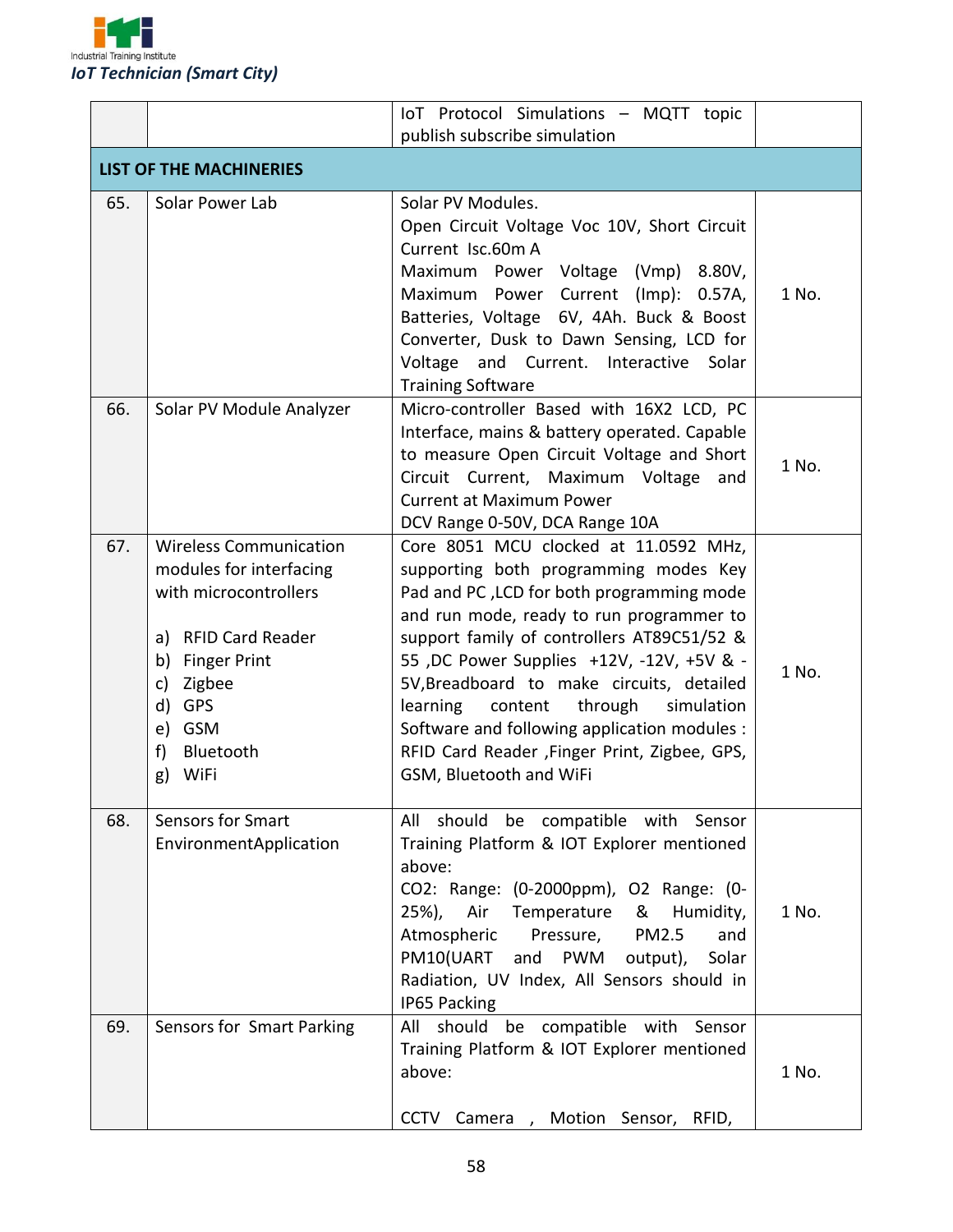| | | | |
|---|---|---|---|
| | | IoT Protocol Simulations – MQTT topic publish subscribe simulation | |
| **LIST OF THE MACHINERIES** | | | |
| 65. | Solar Power Lab | Solar PV Modules.<br>Open Circuit Voltage Voc 10V, Short Circuit Current Isc.60m A<br>Maximum Power Voltage (Vmp) 8.80V, Maximum Power Current (Imp): 0.57A, Batteries, Voltage 6V, 4Ah. Buck & Boost Converter, Dusk to Dawn Sensing, LCD for Voltage and Current. Interactive Solar Training Software | 1 No. |
| 66. | Solar PV Module Analyzer | Micro-controller Based with 16X2 LCD, PC Interface, mains & battery operated. Capable to measure Open Circuit Voltage and Short Circuit Current, Maximum Voltage and Current at Maximum Power<br>DCV Range 0-50V, DCA Range 10A | 1 No. |
| 67. | Wireless Communication modules for interfacing with microcontrollers<br><br>a) RFID Card Reader<br>b) Finger Print<br>c) Zigbee<br>d) GPS<br>e) GSM<br>f) Bluetooth<br>g) WiFi | Core 8051 MCU clocked at 11.0592 MHz, supporting both programming modes Key Pad and PC ,LCD for both programming mode and run mode, ready to run programmer to support family of controllers AT89C51/52 & 55 ,DC Power Supplies +12V, -12V, +5V & -5V,Breadboard to make circuits, detailed learning content through simulation Software and following application modules : RFID Card Reader ,Finger Print, Zigbee, GPS, GSM, Bluetooth and WiFi | 1 No. |
| 68. | Sensors for Smart EnvironmentApplication | All should be compatible with Sensor Training Platform & IOT Explorer mentioned above:<br>CO2: Range: (0-2000ppm), O2 Range: (0-25%), Air Temperature & Humidity, Atmospheric Pressure, PM2.5 and PM10(UART and PWM output), Solar Radiation, UV Index, All Sensors should in IP65 Packing | 1 No. |
| 69. | Sensors for Smart Parking | All should be compatible with Sensor Training Platform & IOT Explorer mentioned above:<br><br>CCTV Camera , Motion Sensor, RFID, | 1 No. |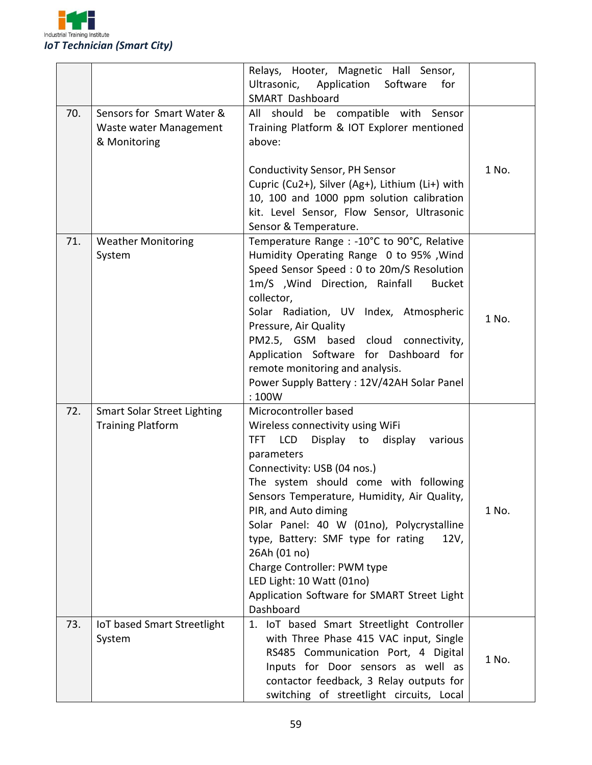| | | Relays, Hooter, Magnetic Hall Sensor, Ultrasonic, Application Software for SMART Dashboard | |
|---|---|---|---|
| 70. | Sensors for Smart Water & Waste water Management & Monitoring | All should be compatible with Sensor Training Platform & IOT Explorer mentioned above:<br><br>Conductivity Sensor, PH Sensor<br>Cupric ($Cu^{2+}$), Silver ($Ag^{+}$), Lithium ($Li^{+}$) with 10, 100 and 1000 ppm solution calibration kit. Level Sensor, Flow Sensor, Ultrasonic Sensor & Temperature. | 1 No. |
| 71. | Weather Monitoring System | Temperature Range : -10°C to 90°C, Relative Humidity Operating Range 0 to 95% ,Wind Speed Sensor Speed : 0 to 20m/S Resolution 1m/S ,Wind Direction, Rainfall Bucket collector,<br>Solar Radiation, UV Index, Atmospheric Pressure, Air Quality<br>PM2.5, GSM based cloud connectivity, Application Software for Dashboard for remote monitoring and analysis.<br>Power Supply Battery : 12V/42AH Solar Panel : 100W | 1 No. |
| 72. | Smart Solar Street Lighting Training Platform | Microcontroller based<br>Wireless connectivity using WiFi<br>TFT LCD Display to display various parameters<br>Connectivity: USB (04 nos.)<br>The system should come with following Sensors Temperature, Humidity, Air Quality, PIR, and Auto diming<br>Solar Panel: 40 W (01no), Polycrystalline type, Battery: SMF type for rating 12V, 26Ah (01 no)<br>Charge Controller: PWM type<br>LED Light: 10 Watt (01no)<br>Application Software for SMART Street Light Dashboard | 1 No. |
| 73. | IoT based Smart Streetlight System | 1. IoT based Smart Streetlight Controller with Three Phase 415 VAC input, Single RS485 Communication Port, 4 Digital Inputs for Door sensors as well as contactor feedback, 3 Relay outputs for switching of streetlight circuits, Local | 1 No. |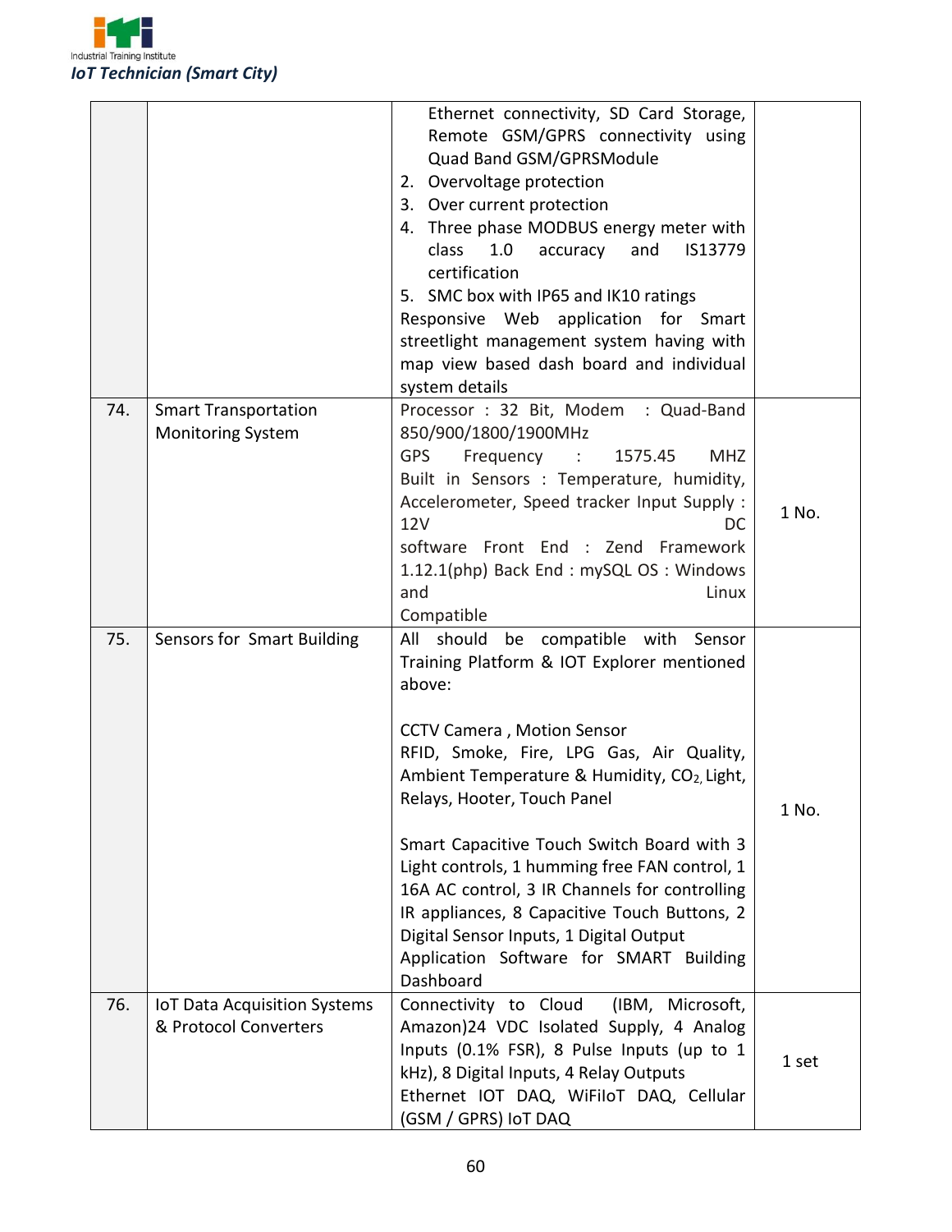| | | | |
|---|---|---|---|
| | | Ethernet connectivity, SD Card Storage, Remote GSM/GPRS connectivity using Quad Band GSM/GPRSModule<br>2. Overvoltage protection<br>3. Over current protection<br>4. Three phase MODBUS energy meter with class 1.0 accuracy and IS13779 certification<br>5. SMC box with IP65 and IK10 ratings<br>Responsive Web application for Smart streetlight management system having with map view based dash board and individual system details | |
| 74. | Smart Transportation Monitoring System | Processor : 32 Bit, Modem : Quad-Band 850/900/1800/1900MHz<br>GPS Frequency : 1575.45 MHZ<br>Built in Sensors : Temperature, humidity, Accelerometer, Speed tracker Input Supply : 12V DC<br>software Front End : Zend Framework 1.12.1(php) Back End : mySQL OS : Windows and Linux Compatible | 1 No. |
| 75. | Sensors for Smart Building | All should be compatible with Sensor Training Platform & IOT Explorer mentioned above:<br><br>CCTV Camera , Motion Sensor<br>RFID, Smoke, Fire, LPG Gas, Air Quality, Ambient Temperature & Humidity, $CO_2$, Light, Relays, Hooter, Touch Panel<br><br>Smart Capacitive Touch Switch Board with 3 Light controls, 1 humming free FAN control, 1 16A AC control, 3 IR Channels for controlling IR appliances, 8 Capacitive Touch Buttons, 2 Digital Sensor Inputs, 1 Digital Output<br>Application Software for SMART Building Dashboard | 1 No. |
| 76. | IoT Data Acquisition Systems & Protocol Converters | Connectivity to Cloud (IBM, Microsoft, Amazon)24 VDC Isolated Supply, 4 Analog Inputs (0.1% FSR), 8 Pulse Inputs (up to 1 kHz), 8 Digital Inputs, 4 Relay Outputs<br>Ethernet IOT DAQ, WiFiIoT DAQ, Cellular (GSM / GPRS) IoT DAQ | 1 set |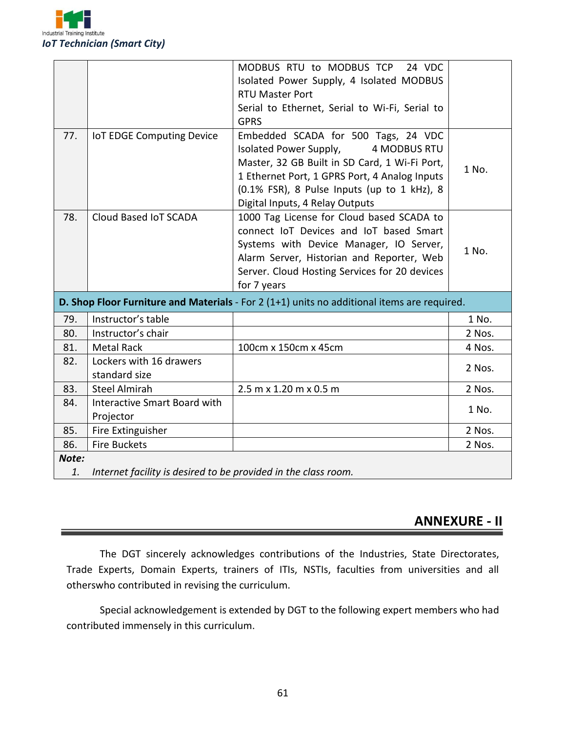| | | | |
|---|---|---|---|
| | | MODBUS RTU to MODBUS TCP 24 VDC Isolated Power Supply, 4 Isolated MODBUS RTU Master Port<br>Serial to Ethernet, Serial to Wi-Fi, Serial to GPRS | |
| 77. | IoT EDGE Computing Device | Embedded SCADA for 500 Tags, 24 VDC Isolated Power Supply, 4 MODBUS RTU Master, 32 GB Built in SD Card, 1 Wi-Fi Port, 1 Ethernet Port, 1 GPRS Port, 4 Analog Inputs (0.1% FSR), 8 Pulse Inputs (up to 1 kHz), 8 Digital Inputs, 4 Relay Outputs | 1 No. |
| 78. | Cloud Based IoT SCADA | 1000 Tag License for Cloud based SCADA to connect IoT Devices and IoT based Smart Systems with Device Manager, IO Server, Alarm Server, Historian and Reporter, Web Server. Cloud Hosting Services for 20 devices for 7 years | 1 No. |
| **D. Shop Floor Furniture and Materials** - For 2 (1+1) units no additional items are required. | | | |
| 79. | Instructor's table | | 1 No. |
| 80. | Instructor's chair | | 2 Nos. |
| 81. | Metal Rack | 100cm x 150cm x 45cm | 4 Nos. |
| 82. | Lockers with 16 drawers standard size | | 2 Nos. |
| 83. | Steel Almirah | 2.5 m x 1.20 m x 0.5 m | 2 Nos. |
| 84. | Interactive Smart Board with Projector | | 1 No. |
| 85. | Fire Extinguisher | | 2 Nos. |
| 86. | Fire Buckets | | 2 Nos. |

***Note:***

1. *Internet facility is desired to be provided in the class room.*

## ANNEXURE - II

The DGT sincerely acknowledges contributions of the Industries, State Directorates, Trade Experts, Domain Experts, trainers of ITIs, NSTIs, faculties from universities and all otherswho contributed in revising the curriculum.

Special acknowledgement is extended by DGT to the following expert members who had contributed immensely in this curriculum.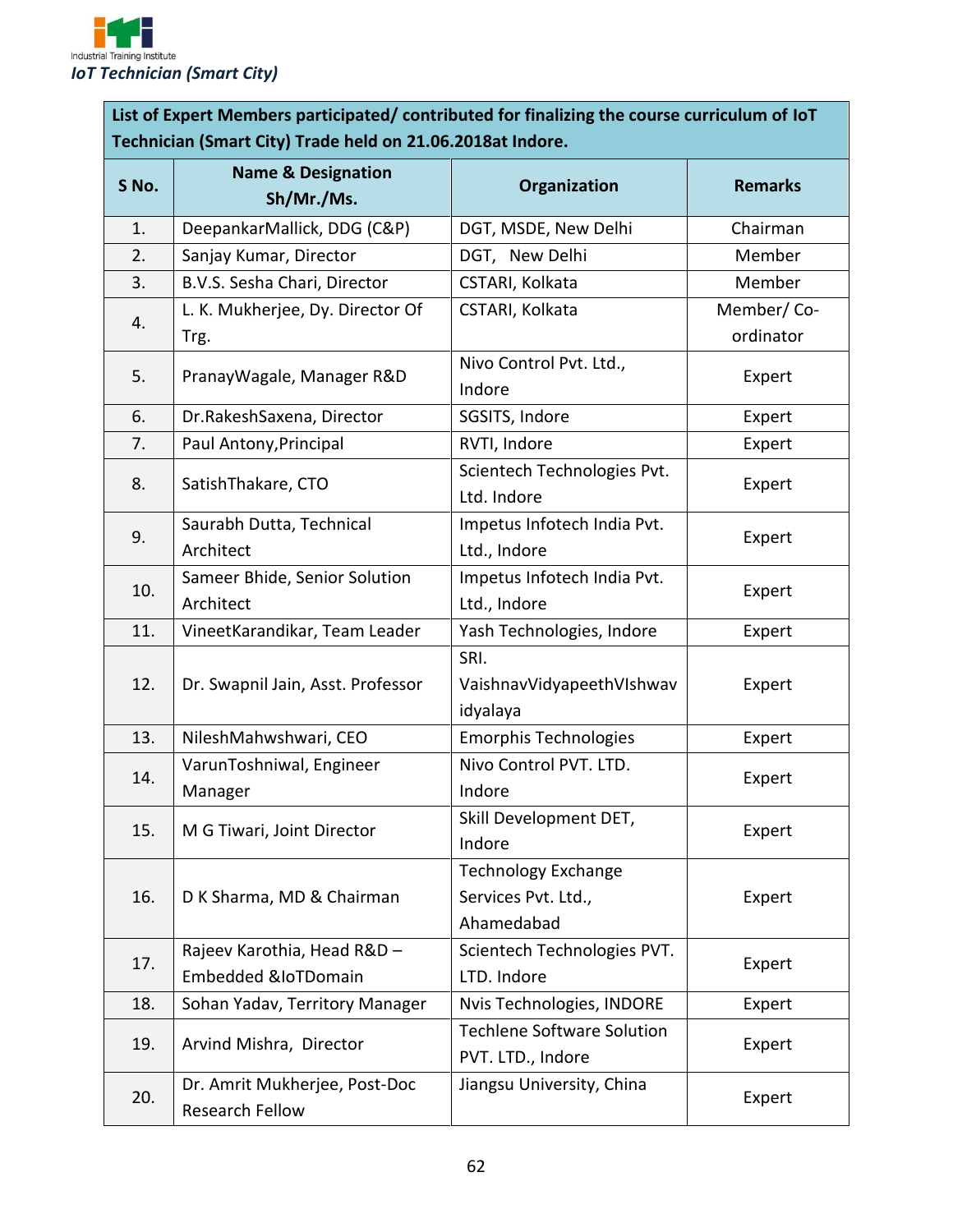| List of Expert Members participated/ contributed for finalizing the course curriculum of IoT Technician (Smart City) Trade held on 21.06.2018at Indore. | | | |
|---|---|---|---|
| **S No.** | **Name & Designation Sh/Mr./Ms.** | **Organization** | **Remarks** |
| 1. | DeepankarMallick, DDG (C&P) | DGT, MSDE, New Delhi | Chairman |
| 2. | Sanjay Kumar, Director | DGT, New Delhi | Member |
| 3. | B.V.S. Sesha Chari, Director | CSTARI, Kolkata | Member |
| 4. | L. K. Mukherjee, Dy. Director Of Trg. | CSTARI, Kolkata | Member/ Co-ordinator |
| 5. | PranayWagale, Manager R&D | Nivo Control Pvt. Ltd., Indore | Expert |
| 6. | Dr.RakeshSaxena, Director | SGSITS, Indore | Expert |
| 7. | Paul Antony,Principal | RVTI, Indore | Expert |
| 8. | SatishThakare, CTO | Scientech Technologies Pvt. Ltd. Indore | Expert |
| 9. | Saurabh Dutta, Technical Architect | Impetus Infotech India Pvt. Ltd., Indore | Expert |
| 10. | Sameer Bhide, Senior Solution Architect | Impetus Infotech India Pvt. Ltd., Indore | Expert |
| 11. | VineetKarandikar, Team Leader | Yash Technologies, Indore | Expert |
| 12. | Dr. Swapnil Jain, Asst. Professor | SRI. VaishnavVidyapeethVIshwavidyalaya | Expert |
| 13. | NileshMahwshwari, CEO | Emorphis Technologies | Expert |
| 14. | VarunToshniwal, Engineer Manager | Nivo Control PVT. LTD. Indore | Expert |
| 15. | M G Tiwari, Joint Director | Skill Development DET, Indore | Expert |
| 16. | D K Sharma, MD & Chairman | Technology Exchange Services Pvt. Ltd., Ahamedabad | Expert |
| 17. | Rajeev Karothia, Head R&D – Embedded &IoTDomain | Scientech Technologies PVT. LTD. Indore | Expert |
| 18. | Sohan Yadav, Territory Manager | Nvis Technologies, INDORE | Expert |
| 19. | Arvind Mishra, Director | Techlene Software Solution PVT. LTD., Indore | Expert |
| 20. | Dr. Amrit Mukherjee, Post-Doc Research Fellow | Jiangsu University, China | Expert |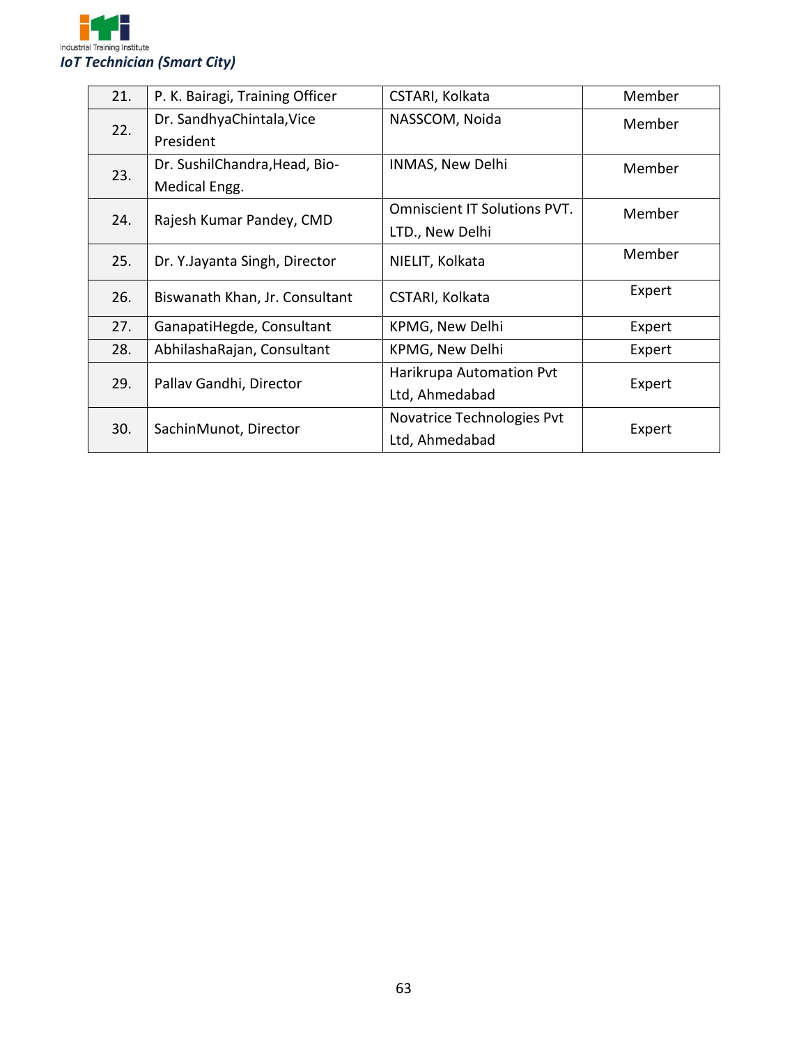| 21. | P. K. Bairagi, Training Officer | CSTARI, Kolkata | Member |
|---|---|---|---|
| 22. | Dr. SandhyaChintala,Vice President | NASSCOM, Noida | Member |
| 23. | Dr. SushilChandra,Head, Bio-Medical Engg. | INMAS, New Delhi | Member |
| 24. | Rajesh Kumar Pandey, CMD | Omniscient IT Solutions PVT. LTD., New Delhi | Member |
| 25. | Dr. Y.Jayanta Singh, Director | NIELIT, Kolkata | Member |
| 26. | Biswanath Khan, Jr. Consultant | CSTARI, Kolkata | Expert |
| 27. | GanapatiHegde, Consultant | KPMG, New Delhi | Expert |
| 28. | AbhilashaRajan, Consultant | KPMG, New Delhi | Expert |
| 29. | Pallav Gandhi, Director | Harikrupa Automation Pvt Ltd, Ahmedabad | Expert |
| 30. | SachinMunot, Director | Novatrice Technologies Pvt Ltd, Ahmedabad | Expert |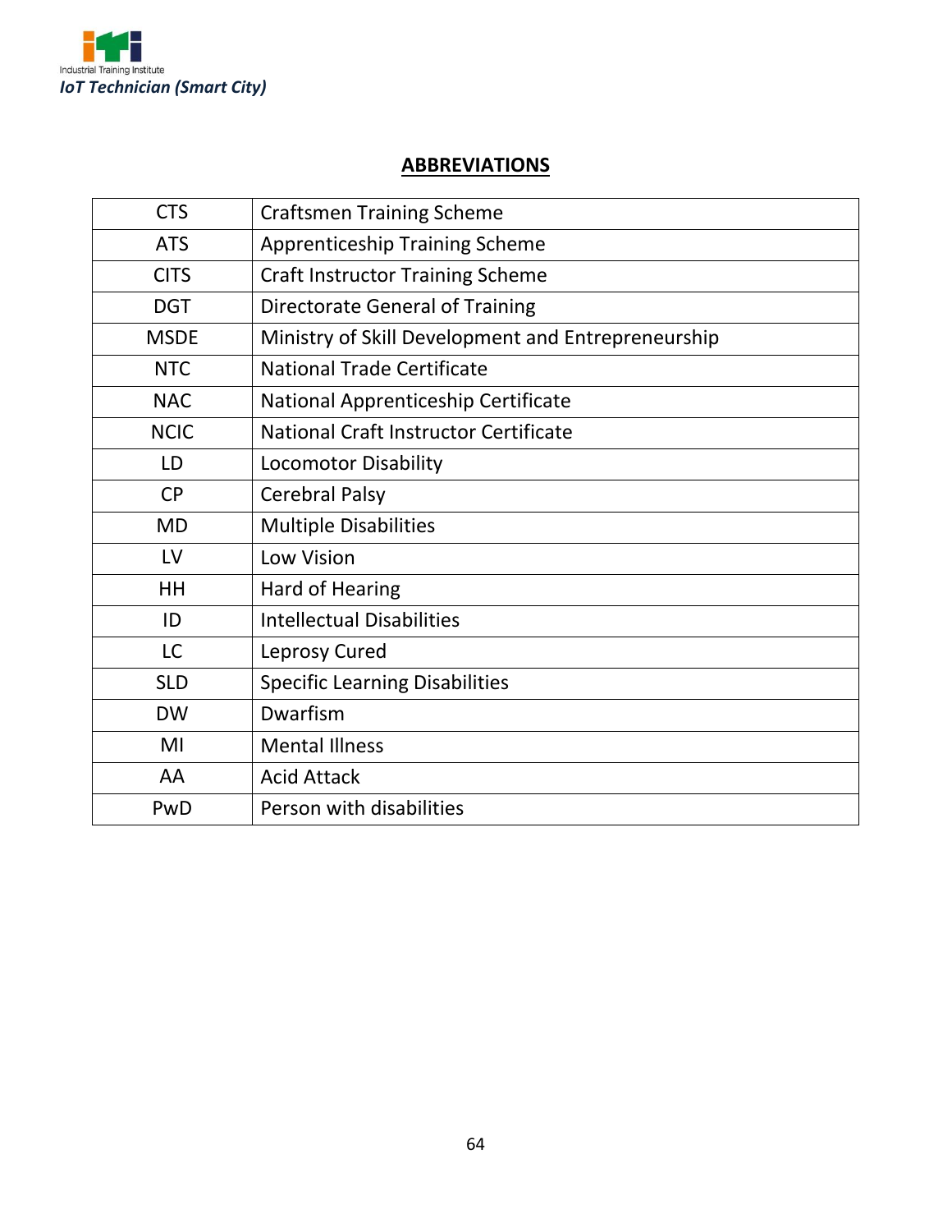## ABBREVIATIONS

| | |
|---|---|
| CTS | Craftsmen Training Scheme |
| ATS | Apprenticeship Training Scheme |
| CITS | Craft Instructor Training Scheme |
| DGT | Directorate General of Training |
| MSDE | Ministry of Skill Development and Entrepreneurship |
| NTC | National Trade Certificate |
| NAC | National Apprenticeship Certificate |
| NCIC | National Craft Instructor Certificate |
| LD | Locomotor Disability |
| CP | Cerebral Palsy |
| MD | Multiple Disabilities |
| LV | Low Vision |
| HH | Hard of Hearing |
| ID | Intellectual Disabilities |
| LC | Leprosy Cured |
| SLD | Specific Learning Disabilities |
| DW | Dwarfism |
| MI | Mental Illness |
| AA | Acid Attack |
| PwD | Person with disabilities |